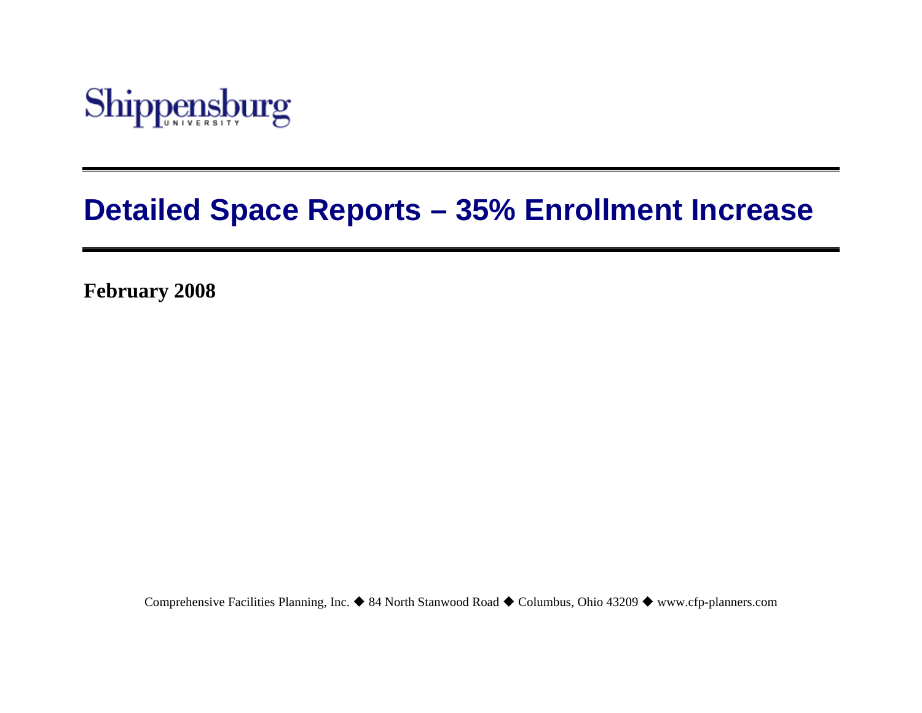Shippensburg UNIVERSITY

# Detailed Space Reports – 35% Enrollment Increase

**February 2008**

Comprehensive Facilities Planning, Inc. ◆ 84 North Stanwood Road ◆ Columbus, Ohio 43209 ◆ www.cfp-planners.com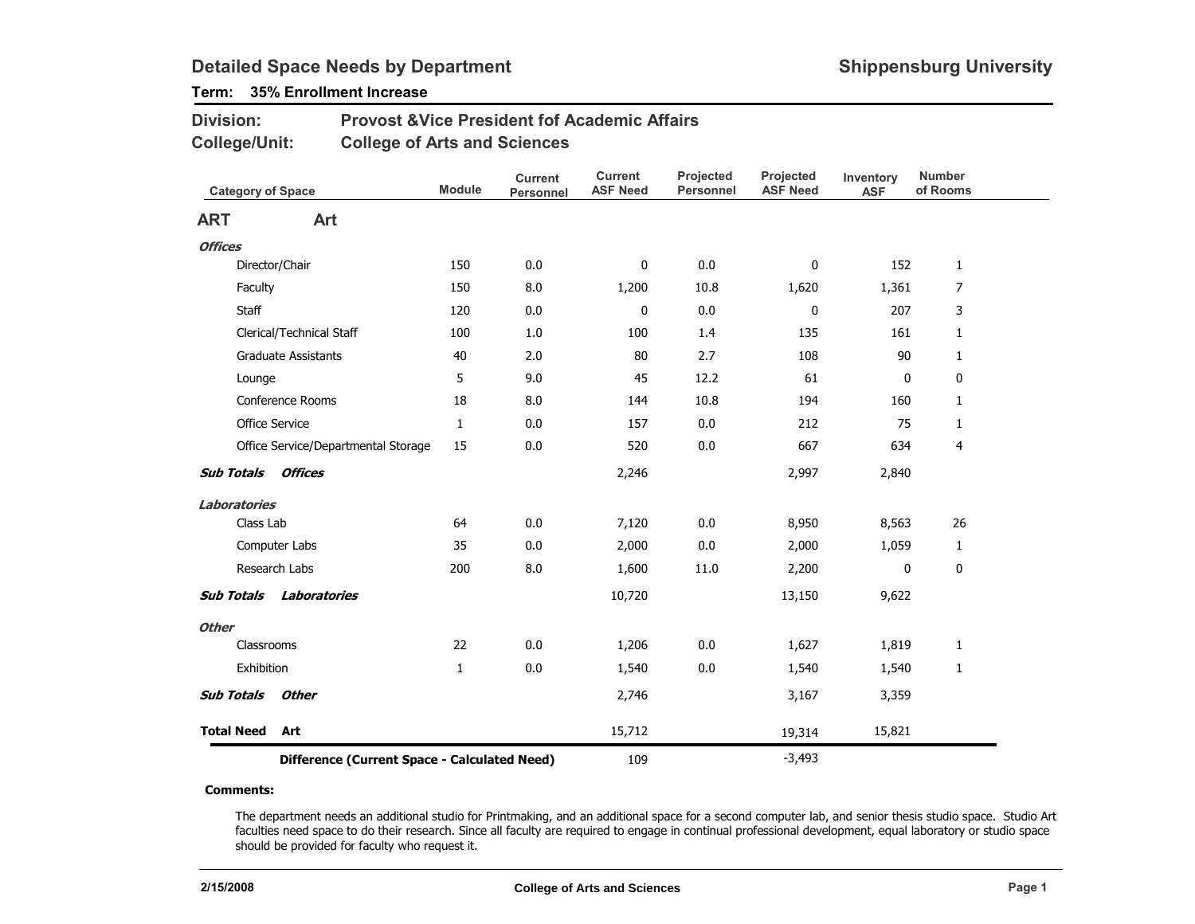# Detailed Space Needs by Department

**Shippensburg University**

**Term: 35% Enrollment Increase**

**Division:** Provost &Vice President fof Academic Affairs

**College/Unit:** College of Arts and Sciences

| Category of Space | Module | Current Personnel | Current ASF Need | Projected Personnel | Projected ASF Need | Inventory ASF | Number of Rooms |
|---|---|---|---|---|---|---|---|
| **ART Art** | | | | | | | |
| ***Offices*** | | | | | | | |
| Director/Chair | 150 | 0.0 | 0 | 0.0 | 0 | 152 | 1 |
| Faculty | 150 | 8.0 | 1,200 | 10.8 | 1,620 | 1,361 | 7 |
| Staff | 120 | 0.0 | 0 | 0.0 | 0 | 207 | 3 |
| Clerical/Technical Staff | 100 | 1.0 | 100 | 1.4 | 135 | 161 | 1 |
| Graduate Assistants | 40 | 2.0 | 80 | 2.7 | 108 | 90 | 1 |
| Lounge | 5 | 9.0 | 45 | 12.2 | 61 | 0 | 0 |
| Conference Rooms | 18 | 8.0 | 144 | 10.8 | 194 | 160 | 1 |
| Office Service | 1 | 0.0 | 157 | 0.0 | 212 | 75 | 1 |
| Office Service/Departmental Storage | 15 | 0.0 | 520 | 0.0 | 667 | 634 | 4 |
| ***Sub Totals Offices*** | | | 2,246 | | 2,997 | 2,840 | |
| ***Laboratories*** | | | | | | | |
| Class Lab | 64 | 0.0 | 7,120 | 0.0 | 8,950 | 8,563 | 26 |
| Computer Labs | 35 | 0.0 | 2,000 | 0.0 | 2,000 | 1,059 | 1 |
| Research Labs | 200 | 8.0 | 1,600 | 11.0 | 2,200 | 0 | 0 |
| ***Sub Totals Laboratories*** | | | 10,720 | | 13,150 | 9,622 | |
| ***Other*** | | | | | | | |
| Classrooms | 22 | 0.0 | 1,206 | 0.0 | 1,627 | 1,819 | 1 |
| Exhibition | 1 | 0.0 | 1,540 | 0.0 | 1,540 | 1,540 | 1 |
| ***Sub Totals Other*** | | | 2,746 | | 3,167 | 3,359 | |
| **Total Need Art** | | | 15,712 | | 19,314 | 15,821 | |
| **Difference (Current Space - Calculated Need)** | | | 109 | | -3,493 | | |

**Comments:**

The department needs an additional studio for Printmaking, and an additional space for a second computer lab, and senior thesis studio space. Studio Art faculties need space to do their research. Since all faculty are required to engage in continual professional development, equal laboratory or studio space should be provided for faculty who request it.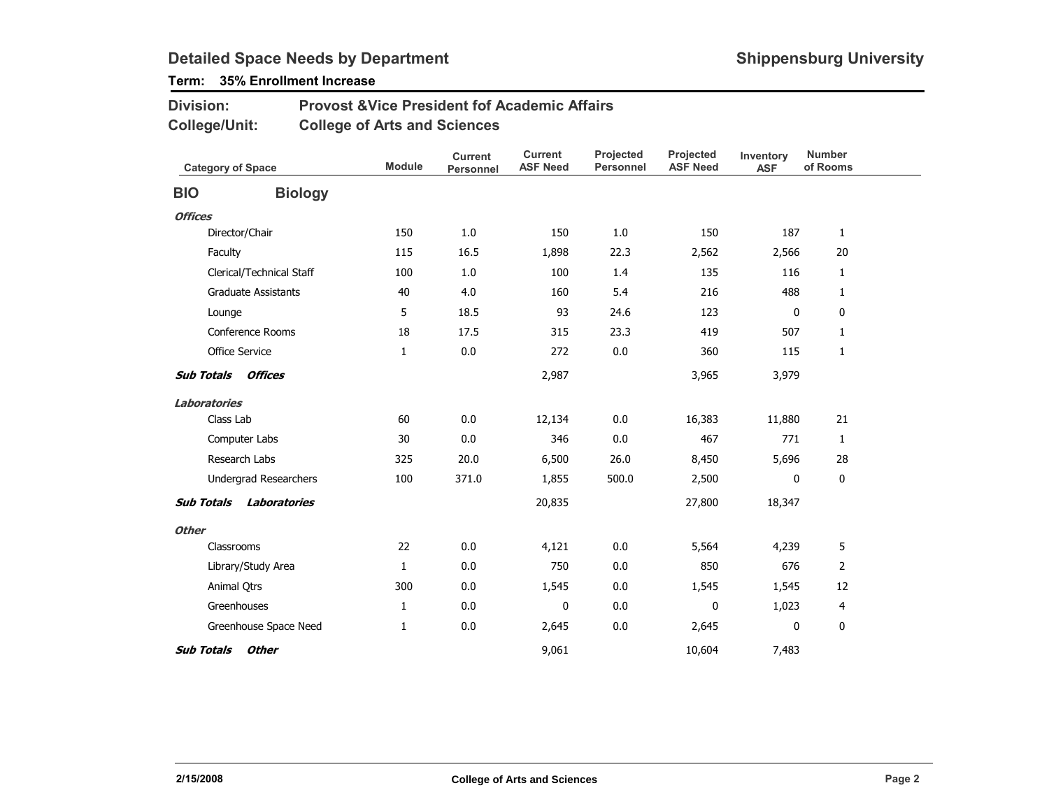# Detailed Space Needs by Department

**Shippensburg University**

**Term: 35% Enrollment Increase**

**Division:** Provost &Vice President fof Academic Affairs

**College/Unit:** College of Arts and Sciences

| Category of Space | Module | Current Personnel | Current ASF Need | Projected Personnel | Projected ASF Need | Inventory ASF | Number of Rooms |
|---|---|---|---|---|---|---|---|
| **BIO Biology** | | | | | | | |
| ***Offices*** | | | | | | | |
| Director/Chair | 150 | 1.0 | 150 | 1.0 | 150 | 187 | 1 |
| Faculty | 115 | 16.5 | 1,898 | 22.3 | 2,562 | 2,566 | 20 |
| Clerical/Technical Staff | 100 | 1.0 | 100 | 1.4 | 135 | 116 | 1 |
| Graduate Assistants | 40 | 4.0 | 160 | 5.4 | 216 | 488 | 1 |
| Lounge | 5 | 18.5 | 93 | 24.6 | 123 | 0 | 0 |
| Conference Rooms | 18 | 17.5 | 315 | 23.3 | 419 | 507 | 1 |
| Office Service | 1 | 0.0 | 272 | 0.0 | 360 | 115 | 1 |
| ***Sub Totals Offices*** | | | 2,987 | | 3,965 | 3,979 | |
| ***Laboratories*** | | | | | | | |
| Class Lab | 60 | 0.0 | 12,134 | 0.0 | 16,383 | 11,880 | 21 |
| Computer Labs | 30 | 0.0 | 346 | 0.0 | 467 | 771 | 1 |
| Research Labs | 325 | 20.0 | 6,500 | 26.0 | 8,450 | 5,696 | 28 |
| Undergrad Researchers | 100 | 371.0 | 1,855 | 500.0 | 2,500 | 0 | 0 |
| ***Sub Totals Laboratories*** | | | 20,835 | | 27,800 | 18,347 | |
| ***Other*** | | | | | | | |
| Classrooms | 22 | 0.0 | 4,121 | 0.0 | 5,564 | 4,239 | 5 |
| Library/Study Area | 1 | 0.0 | 750 | 0.0 | 850 | 676 | 2 |
| Animal Qtrs | 300 | 0.0 | 1,545 | 0.0 | 1,545 | 1,545 | 12 |
| Greenhouses | 1 | 0.0 | 0 | 0.0 | 0 | 1,023 | 4 |
| Greenhouse Space Need | 1 | 0.0 | 2,645 | 0.0 | 2,645 | 0 | 0 |
| ***Sub Totals Other*** | | | 9,061 | | 10,604 | 7,483 | |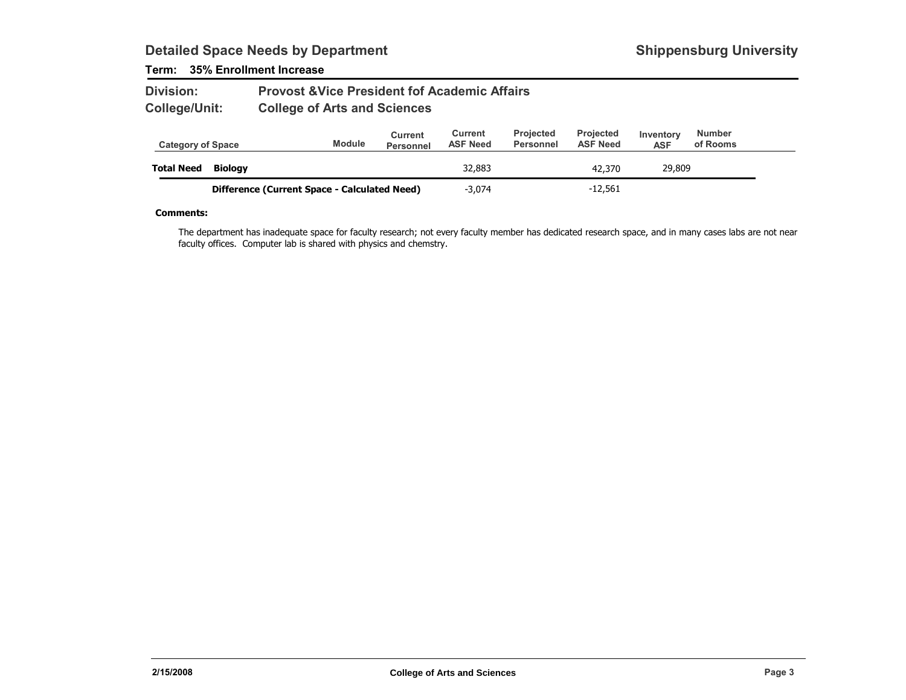## Detailed Space Needs by Department

**Shippensburg University**

**Term: 35% Enrollment Increase**

**Division:** Provost &Vice President fof Academic Affairs

**College/Unit:** College of Arts and Sciences

| Category of Space | | Module | Current Personnel | Current ASF Need | Projected Personnel | Projected ASF Need | Inventory ASF | Number of Rooms |
|---|---|---|---|---|---|---|---|---|
| **Total Need** | **Biology** | | | 32,883 | | 42,370 | 29,809 | |
| | **Difference (Current Space - Calculated Need)** | | | -3,074 | | -12,561 | | |

**Comments:**

The department has inadequate space for faculty research; not every faculty member has dedicated research space, and in many cases labs are not near faculty offices. Computer lab is shared with physics and chemstry.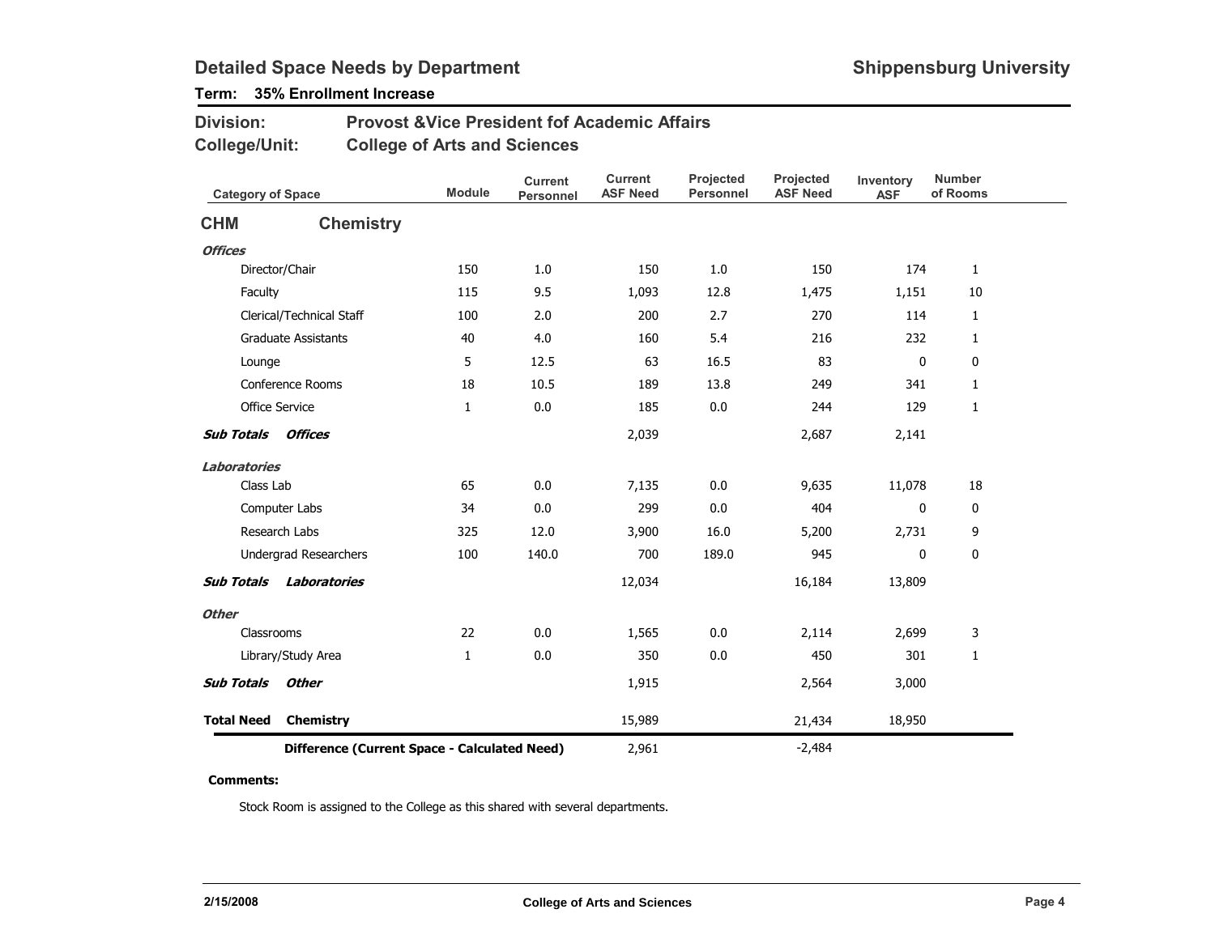## Detailed Space Needs by Department

**Shippensburg University**

**Term: 35% Enrollment Increase**

**Division:** Provost &Vice President fof Academic Affairs

**College/Unit:** College of Arts and Sciences

| Category of Space | Module | Current Personnel | Current ASF Need | Projected Personnel | Projected ASF Need | Inventory ASF | Number of Rooms |
|---|---|---|---|---|---|---|---|
| **CHM Chemistry** | | | | | | | |
| ***Offices*** | | | | | | | |
| Director/Chair | 150 | 1.0 | 150 | 1.0 | 150 | 174 | 1 |
| Faculty | 115 | 9.5 | 1,093 | 12.8 | 1,475 | 1,151 | 10 |
| Clerical/Technical Staff | 100 | 2.0 | 200 | 2.7 | 270 | 114 | 1 |
| Graduate Assistants | 40 | 4.0 | 160 | 5.4 | 216 | 232 | 1 |
| Lounge | 5 | 12.5 | 63 | 16.5 | 83 | 0 | 0 |
| Conference Rooms | 18 | 10.5 | 189 | 13.8 | 249 | 341 | 1 |
| Office Service | 1 | 0.0 | 185 | 0.0 | 244 | 129 | 1 |
| ***Sub Totals Offices*** | | | 2,039 | | 2,687 | 2,141 | |
| ***Laboratories*** | | | | | | | |
| Class Lab | 65 | 0.0 | 7,135 | 0.0 | 9,635 | 11,078 | 18 |
| Computer Labs | 34 | 0.0 | 299 | 0.0 | 404 | 0 | 0 |
| Research Labs | 325 | 12.0 | 3,900 | 16.0 | 5,200 | 2,731 | 9 |
| Undergrad Researchers | 100 | 140.0 | 700 | 189.0 | 945 | 0 | 0 |
| ***Sub Totals Laboratories*** | | | 12,034 | | 16,184 | 13,809 | |
| ***Other*** | | | | | | | |
| Classrooms | 22 | 0.0 | 1,565 | 0.0 | 2,114 | 2,699 | 3 |
| Library/Study Area | 1 | 0.0 | 350 | 0.0 | 450 | 301 | 1 |
| ***Sub Totals Other*** | | | 1,915 | | 2,564 | 3,000 | |
| **Total Need Chemistry** | | | 15,989 | | 21,434 | 18,950 | |
| **Difference (Current Space - Calculated Need)** | | | 2,961 | | -2,484 | | |

**Comments:**

Stock Room is assigned to the College as this shared with several departments.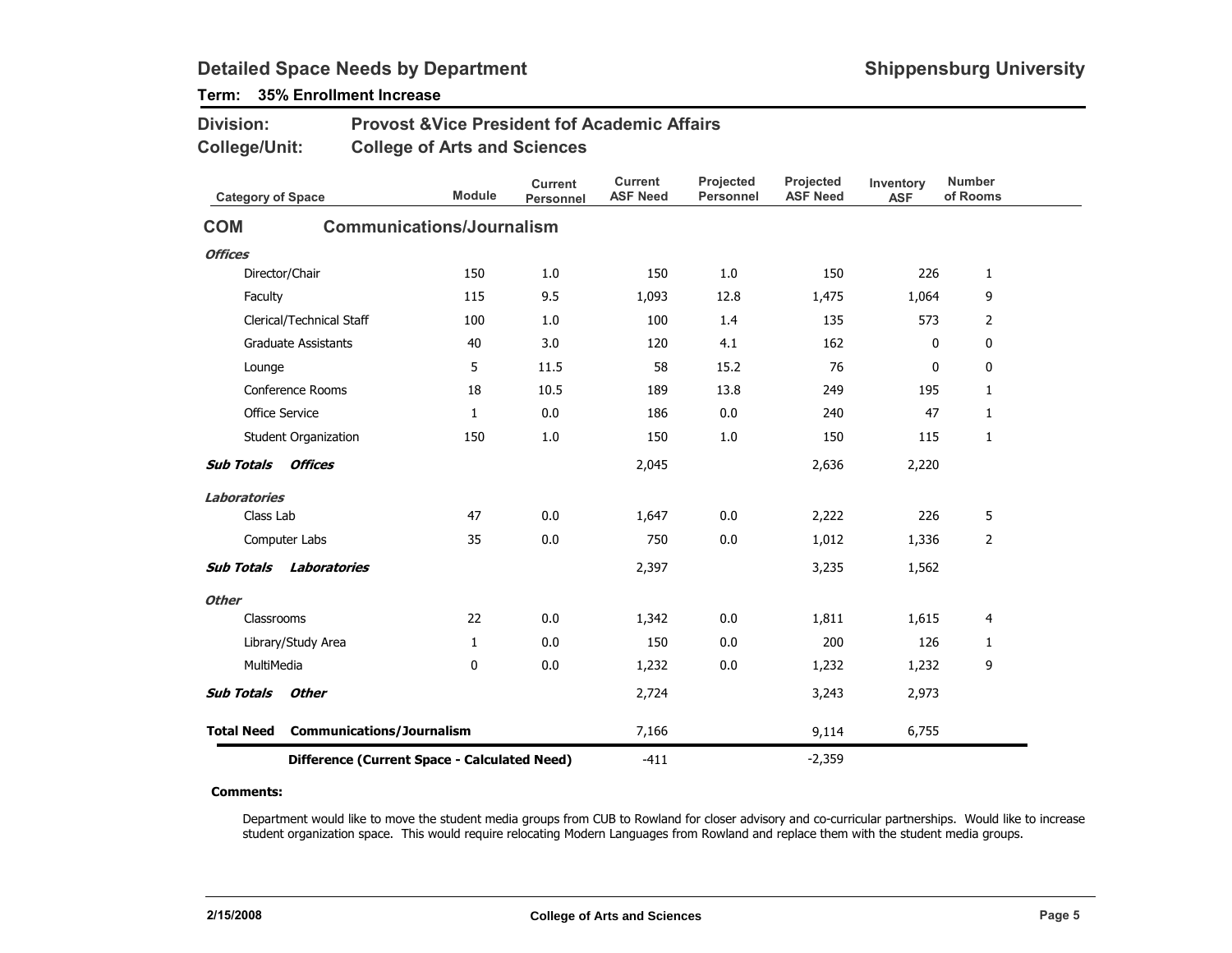# Detailed Space Needs by Department

**Shippensburg University**

**Term: 35% Enrollment Increase**

**Division:** Provost &Vice President fof Academic Affairs

**College/Unit:** College of Arts and Sciences

| Category of Space | Module | Current Personnel | Current ASF Need | Projected Personnel | Projected ASF Need | Inventory ASF | Number of Rooms |
|---|---|---|---|---|---|---|---|
| **COM — Communications/Journalism** | | | | | | | |
| ***Offices*** | | | | | | | |
| Director/Chair | 150 | 1.0 | 150 | 1.0 | 150 | 226 | 1 |
| Faculty | 115 | 9.5 | 1,093 | 12.8 | 1,475 | 1,064 | 9 |
| Clerical/Technical Staff | 100 | 1.0 | 100 | 1.4 | 135 | 573 | 2 |
| Graduate Assistants | 40 | 3.0 | 120 | 4.1 | 162 | 0 | 0 |
| Lounge | 5 | 11.5 | 58 | 15.2 | 76 | 0 | 0 |
| Conference Rooms | 18 | 10.5 | 189 | 13.8 | 249 | 195 | 1 |
| Office Service | 1 | 0.0 | 186 | 0.0 | 240 | 47 | 1 |
| Student Organization | 150 | 1.0 | 150 | 1.0 | 150 | 115 | 1 |
| ***Sub Totals Offices*** | | | 2,045 | | 2,636 | 2,220 | |
| ***Laboratories*** | | | | | | | |
| Class Lab | 47 | 0.0 | 1,647 | 0.0 | 2,222 | 226 | 5 |
| Computer Labs | 35 | 0.0 | 750 | 0.0 | 1,012 | 1,336 | 2 |
| ***Sub Totals Laboratories*** | | | 2,397 | | 3,235 | 1,562 | |
| ***Other*** | | | | | | | |
| Classrooms | 22 | 0.0 | 1,342 | 0.0 | 1,811 | 1,615 | 4 |
| Library/Study Area | 1 | 0.0 | 150 | 0.0 | 200 | 126 | 1 |
| MultiMedia | 0 | 0.0 | 1,232 | 0.0 | 1,232 | 1,232 | 9 |
| ***Sub Totals Other*** | | | 2,724 | | 3,243 | 2,973 | |
| **Total Need Communications/Journalism** | | | 7,166 | | 9,114 | 6,755 | |
| **Difference (Current Space - Calculated Need)** | | | -411 | | -2,359 | | |

**Comments:**

Department would like to move the student media groups from CUB to Rowland for closer advisory and co-curricular partnerships. Would like to increase student organization space. This would require relocating Modern Languages from Rowland and replace them with the student media groups.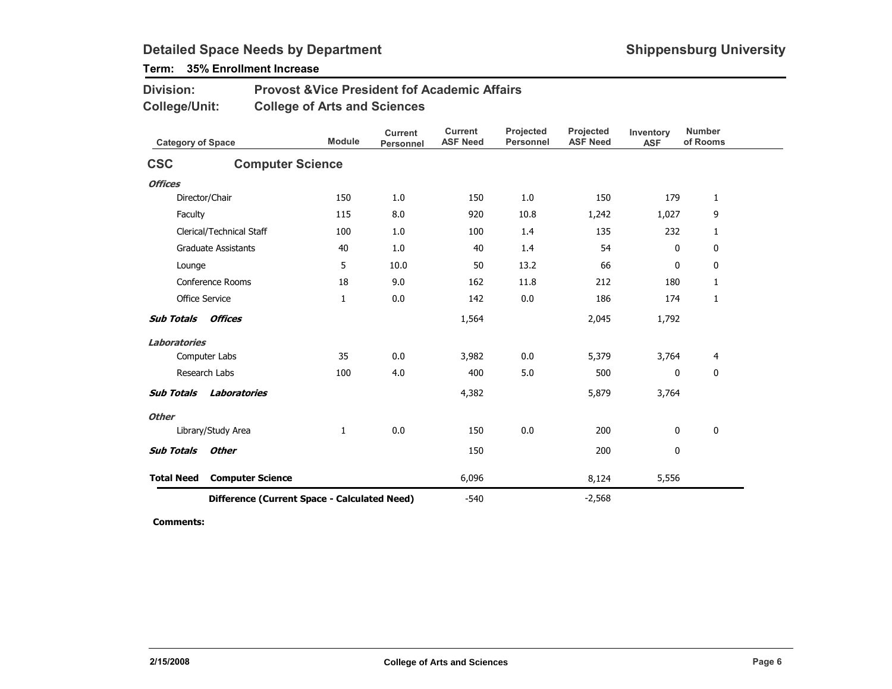## Detailed Space Needs by Department

**Shippensburg University**

**Term: 35% Enrollment Increase**

**Division:** Provost &Vice President fof Academic Affairs

**College/Unit:** College of Arts and Sciences

| Category of Space | Module | Current Personnel | Current ASF Need | Projected Personnel | Projected ASF Need | Inventory ASF | Number of Rooms |
|---|---|---|---|---|---|---|---|
| **CSC Computer Science** | | | | | | | |
| ***Offices*** | | | | | | | |
| Director/Chair | 150 | 1.0 | 150 | 1.0 | 150 | 179 | 1 |
| Faculty | 115 | 8.0 | 920 | 10.8 | 1,242 | 1,027 | 9 |
| Clerical/Technical Staff | 100 | 1.0 | 100 | 1.4 | 135 | 232 | 1 |
| Graduate Assistants | 40 | 1.0 | 40 | 1.4 | 54 | 0 | 0 |
| Lounge | 5 | 10.0 | 50 | 13.2 | 66 | 0 | 0 |
| Conference Rooms | 18 | 9.0 | 162 | 11.8 | 212 | 180 | 1 |
| Office Service | 1 | 0.0 | 142 | 0.0 | 186 | 174 | 1 |
| ***Sub Totals Offices*** | | | 1,564 | | 2,045 | 1,792 | |
| ***Laboratories*** | | | | | | | |
| Computer Labs | 35 | 0.0 | 3,982 | 0.0 | 5,379 | 3,764 | 4 |
| Research Labs | 100 | 4.0 | 400 | 5.0 | 500 | 0 | 0 |
| ***Sub Totals Laboratories*** | | | 4,382 | | 5,879 | 3,764 | |
| ***Other*** | | | | | | | |
| Library/Study Area | 1 | 0.0 | 150 | 0.0 | 200 | 0 | 0 |
| ***Sub Totals Other*** | | | 150 | | 200 | 0 | |
| **Total Need Computer Science** | | | 6,096 | | 8,124 | 5,556 | |
| **Difference (Current Space - Calculated Need)** | | | -540 | | -2,568 | | |

**Comments:**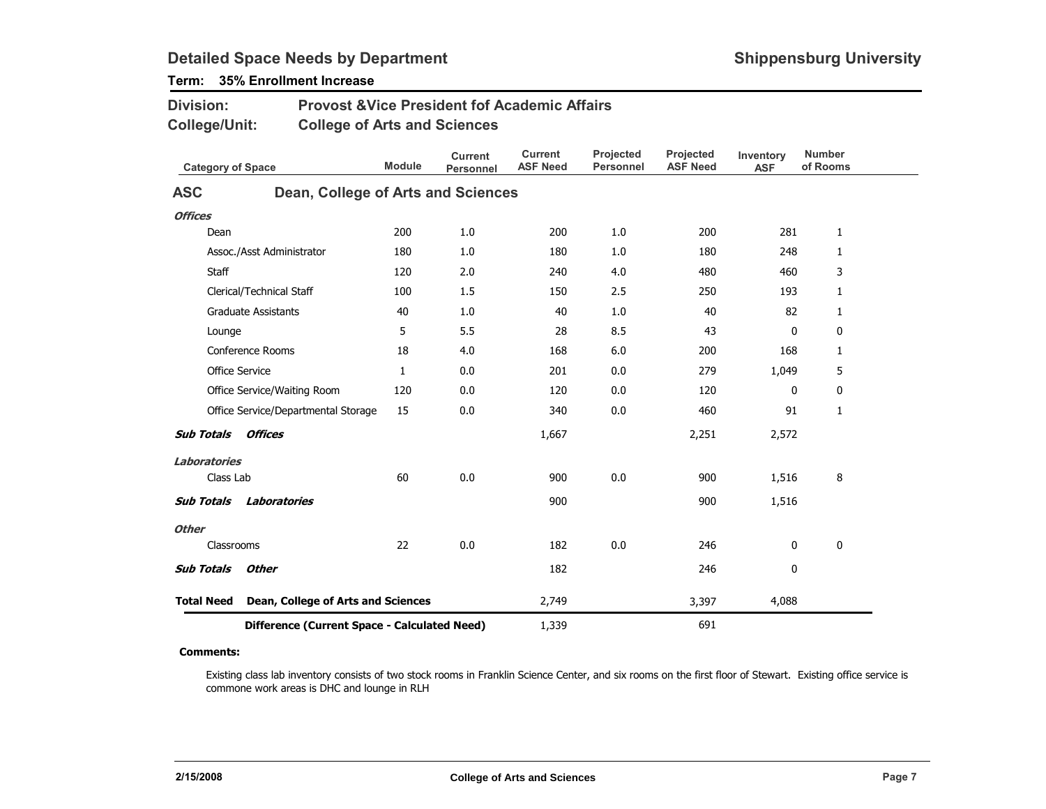# Detailed Space Needs by Department

**Shippensburg University**

**Term: 35% Enrollment Increase**

**Division:** Provost &Vice President fof Academic Affairs

**College/Unit:** College of Arts and Sciences

| Category of Space | Module | Current Personnel | Current ASF Need | Projected Personnel | Projected ASF Need | Inventory ASF | Number of Rooms |
|---|---|---|---|---|---|---|---|
| **ASC Dean, College of Arts and Sciences** | | | | | | | |
| ***Offices*** | | | | | | | |
| Dean | 200 | 1.0 | 200 | 1.0 | 200 | 281 | 1 |
| Assoc./Asst Administrator | 180 | 1.0 | 180 | 1.0 | 180 | 248 | 1 |
| Staff | 120 | 2.0 | 240 | 4.0 | 480 | 460 | 3 |
| Clerical/Technical Staff | 100 | 1.5 | 150 | 2.5 | 250 | 193 | 1 |
| Graduate Assistants | 40 | 1.0 | 40 | 1.0 | 40 | 82 | 1 |
| Lounge | 5 | 5.5 | 28 | 8.5 | 43 | 0 | 0 |
| Conference Rooms | 18 | 4.0 | 168 | 6.0 | 200 | 168 | 1 |
| Office Service | 1 | 0.0 | 201 | 0.0 | 279 | 1,049 | 5 |
| Office Service/Waiting Room | 120 | 0.0 | 120 | 0.0 | 120 | 0 | 0 |
| Office Service/Departmental Storage | 15 | 0.0 | 340 | 0.0 | 460 | 91 | 1 |
| ***Sub Totals Offices*** | | | 1,667 | | 2,251 | 2,572 | |
| ***Laboratories*** | | | | | | | |
| Class Lab | 60 | 0.0 | 900 | 0.0 | 900 | 1,516 | 8 |
| ***Sub Totals Laboratories*** | | | 900 | | 900 | 1,516 | |
| ***Other*** | | | | | | | |
| Classrooms | 22 | 0.0 | 182 | 0.0 | 246 | 0 | 0 |
| ***Sub Totals Other*** | | | 182 | | 246 | 0 | |
| **Total Need Dean, College of Arts and Sciences** | | | 2,749 | | 3,397 | 4,088 | |
| **Difference (Current Space - Calculated Need)** | | | 1,339 | | 691 | | |

**Comments:**

Existing class lab inventory consists of two stock rooms in Franklin Science Center, and six rooms on the first floor of Stewart. Existing office service is commone work areas is DHC and lounge in RLH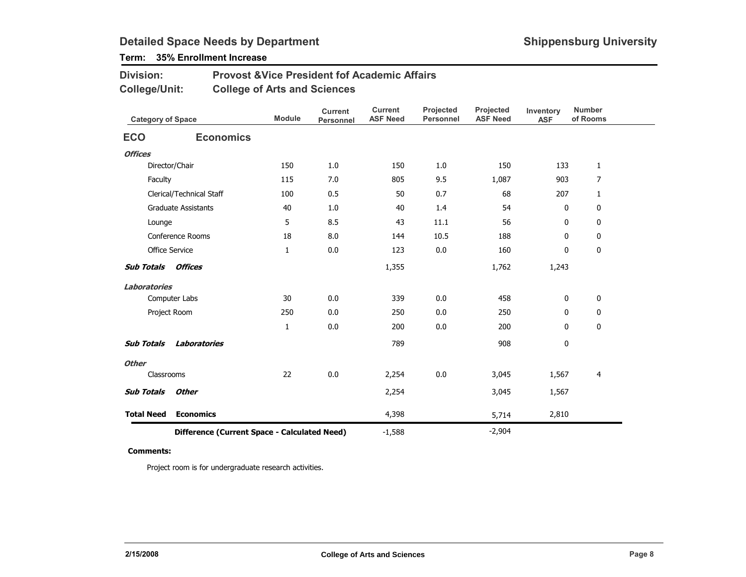# Detailed Space Needs by Department

**Shippensburg University**

**Term: 35% Enrollment Increase**

**Division:** Provost &Vice President fof Academic Affairs

**College/Unit:** College of Arts and Sciences

| Category of Space | Module | Current Personnel | Current ASF Need | Projected Personnel | Projected ASF Need | Inventory ASF | Number of Rooms |
|---|---|---|---|---|---|---|---|
| **ECO Economics** | | | | | | | |
| ***Offices*** | | | | | | | |
| Director/Chair | 150 | 1.0 | 150 | 1.0 | 150 | 133 | 1 |
| Faculty | 115 | 7.0 | 805 | 9.5 | 1,087 | 903 | 7 |
| Clerical/Technical Staff | 100 | 0.5 | 50 | 0.7 | 68 | 207 | 1 |
| Graduate Assistants | 40 | 1.0 | 40 | 1.4 | 54 | 0 | 0 |
| Lounge | 5 | 8.5 | 43 | 11.1 | 56 | 0 | 0 |
| Conference Rooms | 18 | 8.0 | 144 | 10.5 | 188 | 0 | 0 |
| Office Service | 1 | 0.0 | 123 | 0.0 | 160 | 0 | 0 |
| ***Sub Totals Offices*** | | | 1,355 | | 1,762 | 1,243 | |
| ***Laboratories*** | | | | | | | |
| Computer Labs | 30 | 0.0 | 339 | 0.0 | 458 | 0 | 0 |
| Project Room | 250 | 0.0 | 250 | 0.0 | 250 | 0 | 0 |
| | 1 | 0.0 | 200 | 0.0 | 200 | 0 | 0 |
| ***Sub Totals Laboratories*** | | | 789 | | 908 | 0 | |
| ***Other*** | | | | | | | |
| Classrooms | 22 | 0.0 | 2,254 | 0.0 | 3,045 | 1,567 | 4 |
| ***Sub Totals Other*** | | | 2,254 | | 3,045 | 1,567 | |
| **Total Need Economics** | | | 4,398 | | 5,714 | 2,810 | |
| **Difference (Current Space - Calculated Need)** | | | -1,588 | | -2,904 | | |

**Comments:**

Project room is for undergraduate research activities.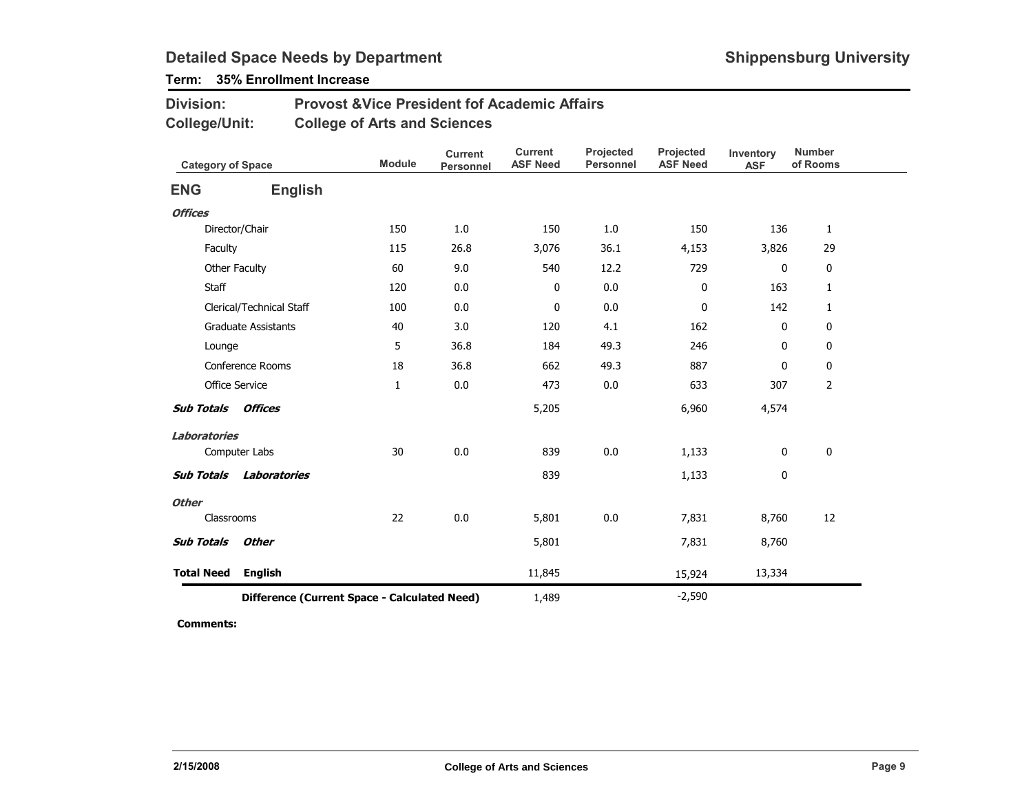# Detailed Space Needs by Department

**Shippensburg University**

**Term: 35% Enrollment Increase**

**Division:** Provost &Vice President fof Academic Affairs

**College/Unit:** College of Arts and Sciences

| Category of Space | Module | Current Personnel | Current ASF Need | Projected Personnel | Projected ASF Need | Inventory ASF | Number of Rooms |
|---|---|---|---|---|---|---|---|
| **ENG English** | | | | | | | |
| ***Offices*** | | | | | | | |
| Director/Chair | 150 | 1.0 | 150 | 1.0 | 150 | 136 | 1 |
| Faculty | 115 | 26.8 | 3,076 | 36.1 | 4,153 | 3,826 | 29 |
| Other Faculty | 60 | 9.0 | 540 | 12.2 | 729 | 0 | 0 |
| Staff | 120 | 0.0 | 0 | 0.0 | 0 | 163 | 1 |
| Clerical/Technical Staff | 100 | 0.0 | 0 | 0.0 | 0 | 142 | 1 |
| Graduate Assistants | 40 | 3.0 | 120 | 4.1 | 162 | 0 | 0 |
| Lounge | 5 | 36.8 | 184 | 49.3 | 246 | 0 | 0 |
| Conference Rooms | 18 | 36.8 | 662 | 49.3 | 887 | 0 | 0 |
| Office Service | 1 | 0.0 | 473 | 0.0 | 633 | 307 | 2 |
| ***Sub Totals Offices*** | | | 5,205 | | 6,960 | 4,574 | |
| ***Laboratories*** | | | | | | | |
| Computer Labs | 30 | 0.0 | 839 | 0.0 | 1,133 | 0 | 0 |
| ***Sub Totals Laboratories*** | | | 839 | | 1,133 | 0 | |
| ***Other*** | | | | | | | |
| Classrooms | 22 | 0.0 | 5,801 | 0.0 | 7,831 | 8,760 | 12 |
| ***Sub Totals Other*** | | | 5,801 | | 7,831 | 8,760 | |
| **Total Need English** | | | 11,845 | | 15,924 | 13,334 | |
| **Difference (Current Space - Calculated Need)** | | | 1,489 | | -2,590 | | |

**Comments:**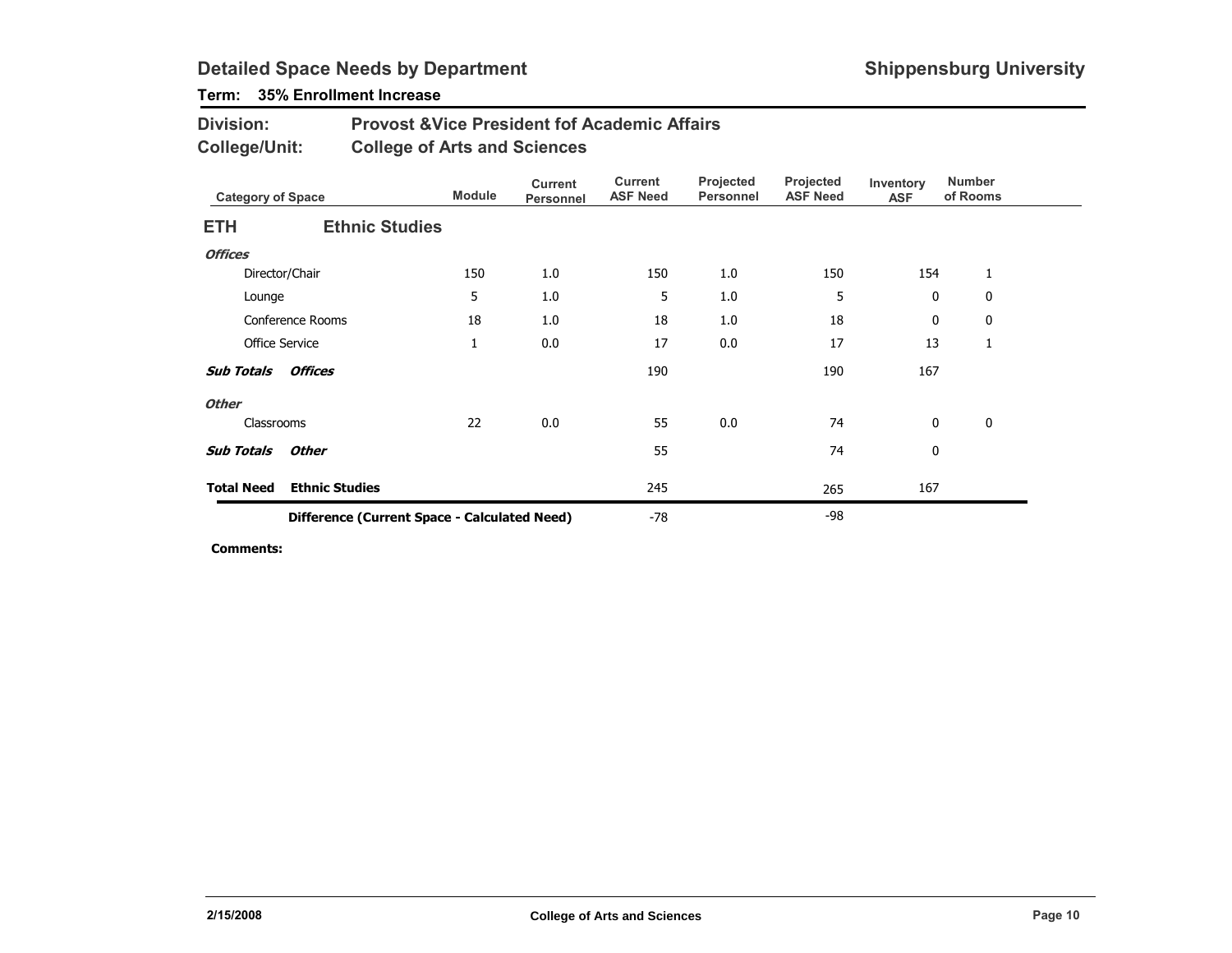## Detailed Space Needs by Department

**Shippensburg University**

**Term: 35% Enrollment Increase**

**Division:** Provost &Vice President fof Academic Affairs

**College/Unit:** College of Arts and Sciences

| Category of Space | Module | Current Personnel | Current ASF Need | Projected Personnel | Projected ASF Need | Inventory ASF | Number of Rooms |
|---|---|---|---|---|---|---|---|
| **ETH — Ethnic Studies** | | | | | | | |
| ***Offices*** | | | | | | | |
| Director/Chair | 150 | 1.0 | 150 | 1.0 | 150 | 154 | 1 |
| Lounge | 5 | 1.0 | 5 | 1.0 | 5 | 0 | 0 |
| Conference Rooms | 18 | 1.0 | 18 | 1.0 | 18 | 0 | 0 |
| Office Service | 1 | 0.0 | 17 | 0.0 | 17 | 13 | 1 |
| ***Sub Totals Offices*** | | | 190 | | 190 | 167 | |
| ***Other*** | | | | | | | |
| Classrooms | 22 | 0.0 | 55 | 0.0 | 74 | 0 | 0 |
| ***Sub Totals Other*** | | | 55 | | 74 | 0 | |
| **Total Need Ethnic Studies** | | | 245 | | 265 | 167 | |
| **Difference (Current Space - Calculated Need)** | | | -78 | | -98 | | |

**Comments:**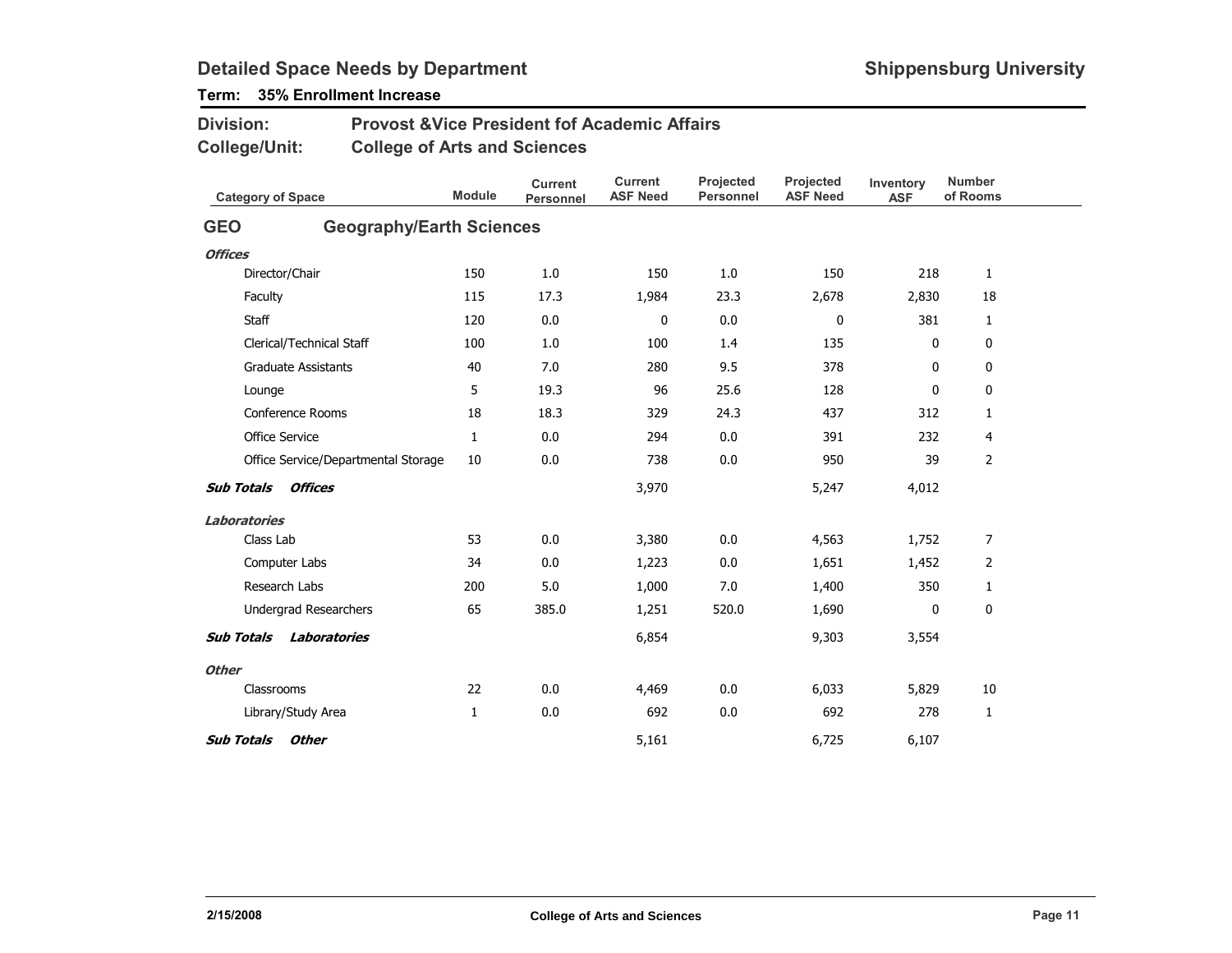# Detailed Space Needs by Department

**Shippensburg University**

**Term: 35% Enrollment Increase**

**Division:** Provost &Vice President fof Academic Affairs

**College/Unit:** College of Arts and Sciences

| Category of Space | Module | Current Personnel | Current ASF Need | Projected Personnel | Projected ASF Need | Inventory ASF | Number of Rooms |
|---|---|---|---|---|---|---|---|
| **GEO Geography/Earth Sciences** | | | | | | | |
| ***Offices*** | | | | | | | |
| Director/Chair | 150 | 1.0 | 150 | 1.0 | 150 | 218 | 1 |
| Faculty | 115 | 17.3 | 1,984 | 23.3 | 2,678 | 2,830 | 18 |
| Staff | 120 | 0.0 | 0 | 0.0 | 0 | 381 | 1 |
| Clerical/Technical Staff | 100 | 1.0 | 100 | 1.4 | 135 | 0 | 0 |
| Graduate Assistants | 40 | 7.0 | 280 | 9.5 | 378 | 0 | 0 |
| Lounge | 5 | 19.3 | 96 | 25.6 | 128 | 0 | 0 |
| Conference Rooms | 18 | 18.3 | 329 | 24.3 | 437 | 312 | 1 |
| Office Service | 1 | 0.0 | 294 | 0.0 | 391 | 232 | 4 |
| Office Service/Departmental Storage | 10 | 0.0 | 738 | 0.0 | 950 | 39 | 2 |
| ***Sub Totals Offices*** | | | 3,970 | | 5,247 | 4,012 | |
| ***Laboratories*** | | | | | | | |
| Class Lab | 53 | 0.0 | 3,380 | 0.0 | 4,563 | 1,752 | 7 |
| Computer Labs | 34 | 0.0 | 1,223 | 0.0 | 1,651 | 1,452 | 2 |
| Research Labs | 200 | 5.0 | 1,000 | 7.0 | 1,400 | 350 | 1 |
| Undergrad Researchers | 65 | 385.0 | 1,251 | 520.0 | 1,690 | 0 | 0 |
| ***Sub Totals Laboratories*** | | | 6,854 | | 9,303 | 3,554 | |
| ***Other*** | | | | | | | |
| Classrooms | 22 | 0.0 | 4,469 | 0.0 | 6,033 | 5,829 | 10 |
| Library/Study Area | 1 | 0.0 | 692 | 0.0 | 692 | 278 | 1 |
| ***Sub Totals Other*** | | | 5,161 | | 6,725 | 6,107 | |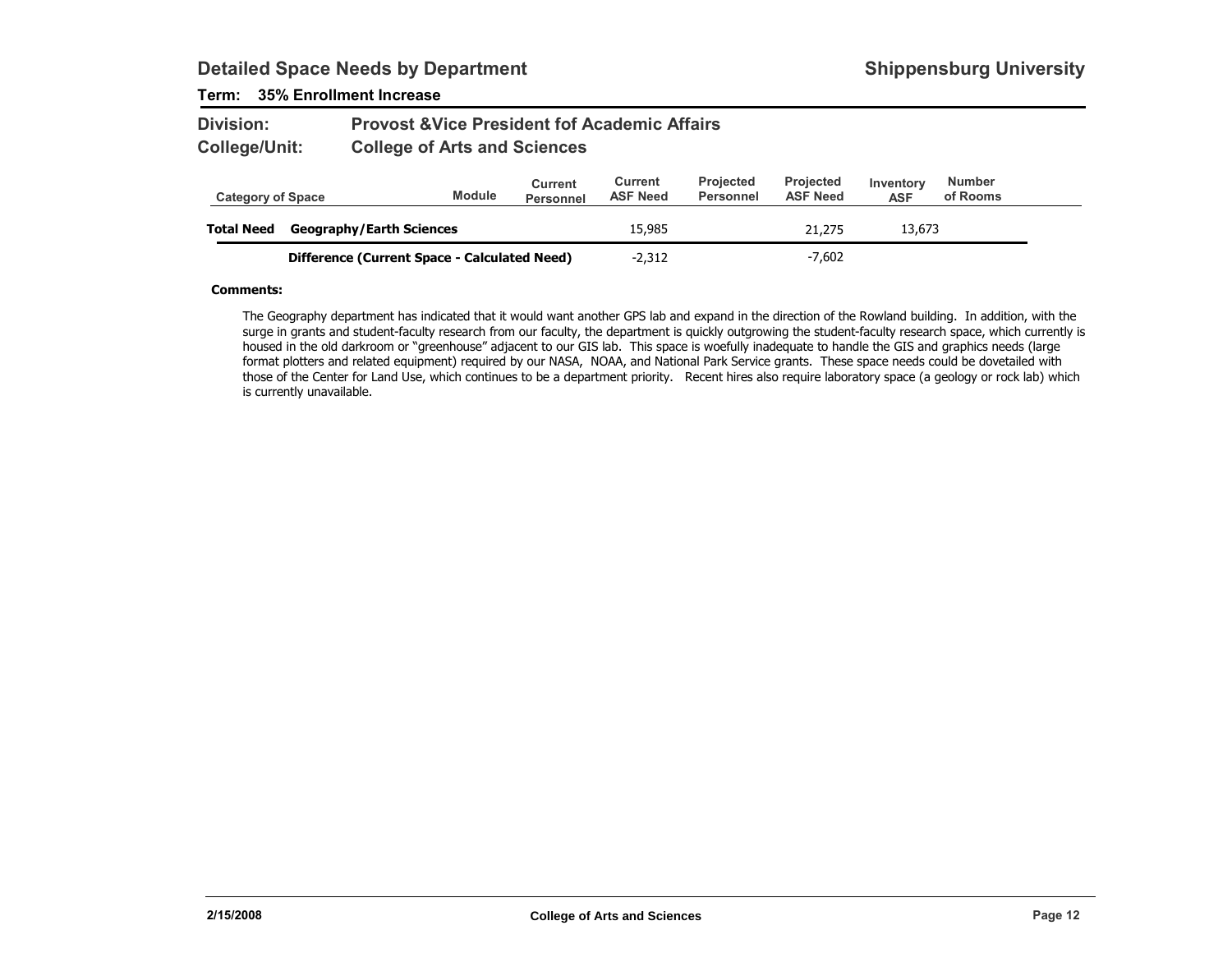## Detailed Space Needs by Department

**Shippensburg University**

**Term: 35% Enrollment Increase**

**Division:** Provost &Vice President fof Academic Affairs

**College/Unit:** College of Arts and Sciences

| Category of Space | | Module | Current Personnel | Current ASF Need | Projected Personnel | Projected ASF Need | Inventory ASF | Number of Rooms |
|---|---|---|---|---|---|---|---|---|
| **Total Need** | **Geography/Earth Sciences** | | | 15,985 | | 21,275 | 13,673 | |
| | **Difference (Current Space - Calculated Need)** | | | -2,312 | | -7,602 | | |

**Comments:**

The Geography department has indicated that it would want another GPS lab and expand in the direction of the Rowland building. In addition, with the surge in grants and student-faculty research from our faculty, the department is quickly outgrowing the student-faculty research space, which currently is housed in the old darkroom or "greenhouse" adjacent to our GIS lab. This space is woefully inadequate to handle the GIS and graphics needs (large format plotters and related equipment) required by our NASA, NOAA, and National Park Service grants. These space needs could be dovetailed with those of the Center for Land Use, which continues to be a department priority. Recent hires also require laboratory space (a geology or rock lab) which is currently unavailable.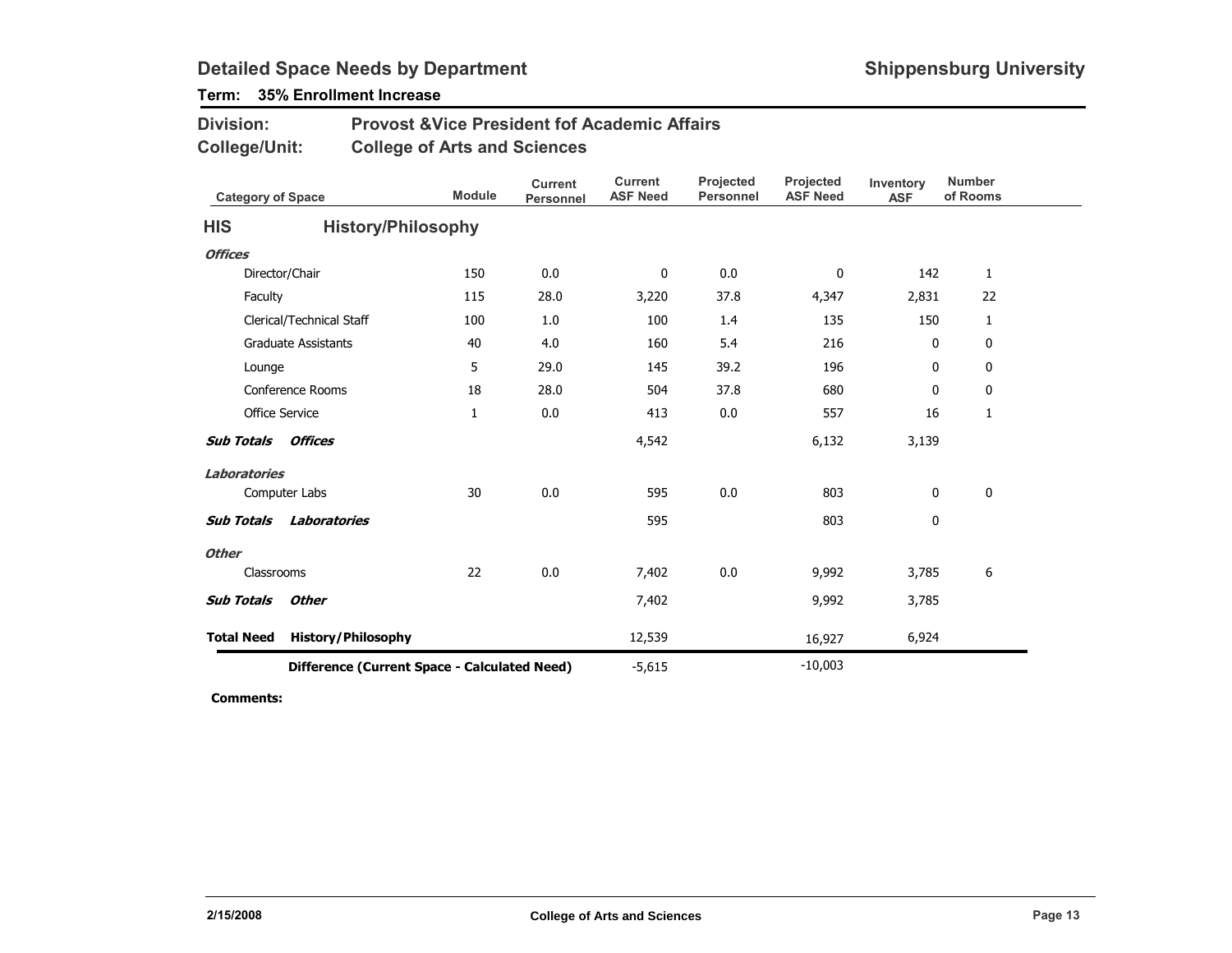# Detailed Space Needs by Department

**Shippensburg University**

**Term: 35% Enrollment Increase**

**Division:** Provost &Vice President fof Academic Affairs

**College/Unit:** College of Arts and Sciences

| Category of Space | Module | Current Personnel | Current ASF Need | Projected Personnel | Projected ASF Need | Inventory ASF | Number of Rooms |
|---|---|---|---|---|---|---|---|
| **HIS History/Philosophy** | | | | | | | |
| ***Offices*** | | | | | | | |
| Director/Chair | 150 | 0.0 | 0 | 0.0 | 0 | 142 | 1 |
| Faculty | 115 | 28.0 | 3,220 | 37.8 | 4,347 | 2,831 | 22 |
| Clerical/Technical Staff | 100 | 1.0 | 100 | 1.4 | 135 | 150 | 1 |
| Graduate Assistants | 40 | 4.0 | 160 | 5.4 | 216 | 0 | 0 |
| Lounge | 5 | 29.0 | 145 | 39.2 | 196 | 0 | 0 |
| Conference Rooms | 18 | 28.0 | 504 | 37.8 | 680 | 0 | 0 |
| Office Service | 1 | 0.0 | 413 | 0.0 | 557 | 16 | 1 |
| ***Sub Totals Offices*** | | | 4,542 | | 6,132 | 3,139 | |
| ***Laboratories*** | | | | | | | |
| Computer Labs | 30 | 0.0 | 595 | 0.0 | 803 | 0 | 0 |
| ***Sub Totals Laboratories*** | | | 595 | | 803 | 0 | |
| ***Other*** | | | | | | | |
| Classrooms | 22 | 0.0 | 7,402 | 0.0 | 9,992 | 3,785 | 6 |
| ***Sub Totals Other*** | | | 7,402 | | 9,992 | 3,785 | |
| **Total Need History/Philosophy** | | | 12,539 | | 16,927 | 6,924 | |
| **Difference (Current Space - Calculated Need)** | | | -5,615 | | -10,003 | | |

**Comments:**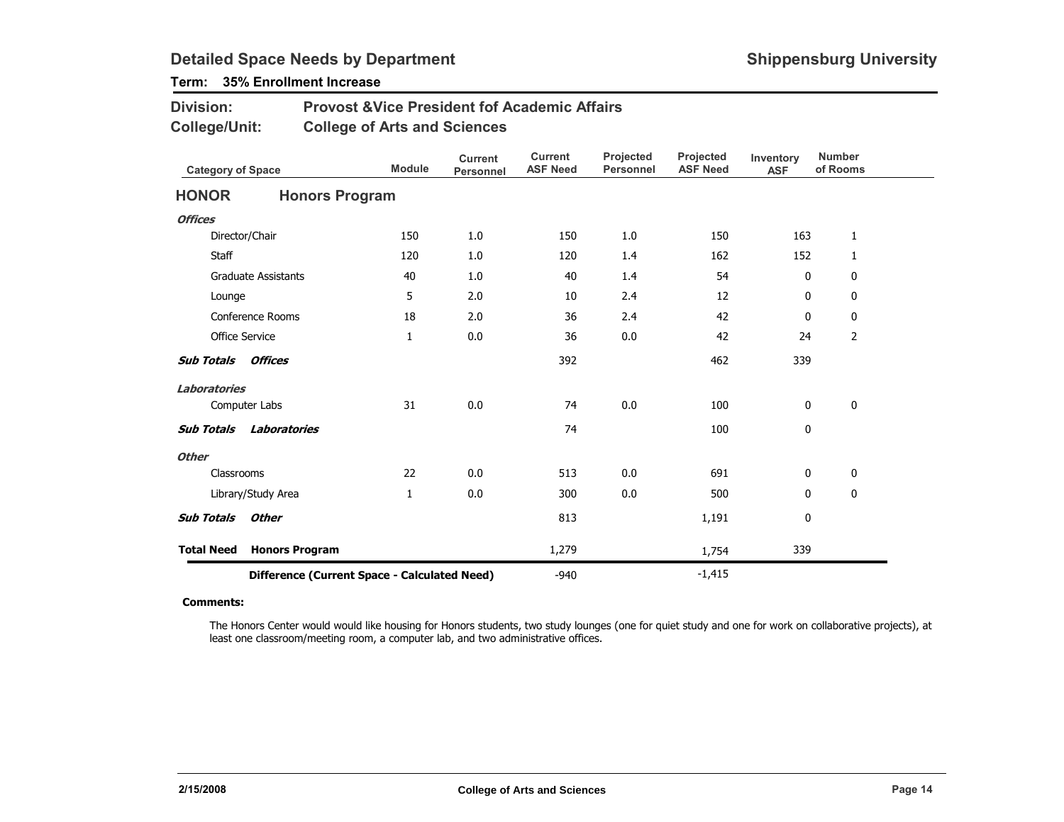# Detailed Space Needs by Department

**Shippensburg University**

**Term: 35% Enrollment Increase**

**Division:** Provost &Vice President fof Academic Affairs

**College/Unit:** College of Arts and Sciences

| Category of Space | Module | Current Personnel | Current ASF Need | Projected Personnel | Projected ASF Need | Inventory ASF | Number of Rooms |
|---|---|---|---|---|---|---|---|
| **HONOR — Honors Program** | | | | | | | |
| ***Offices*** | | | | | | | |
| Director/Chair | 150 | 1.0 | 150 | 1.0 | 150 | 163 | 1 |
| Staff | 120 | 1.0 | 120 | 1.4 | 162 | 152 | 1 |
| Graduate Assistants | 40 | 1.0 | 40 | 1.4 | 54 | 0 | 0 |
| Lounge | 5 | 2.0 | 10 | 2.4 | 12 | 0 | 0 |
| Conference Rooms | 18 | 2.0 | 36 | 2.4 | 42 | 0 | 0 |
| Office Service | 1 | 0.0 | 36 | 0.0 | 42 | 24 | 2 |
| ***Sub Totals Offices*** | | | 392 | | 462 | 339 | |
| ***Laboratories*** | | | | | | | |
| Computer Labs | 31 | 0.0 | 74 | 0.0 | 100 | 0 | 0 |
| ***Sub Totals Laboratories*** | | | 74 | | 100 | 0 | |
| ***Other*** | | | | | | | |
| Classrooms | 22 | 0.0 | 513 | 0.0 | 691 | 0 | 0 |
| Library/Study Area | 1 | 0.0 | 300 | 0.0 | 500 | 0 | 0 |
| ***Sub Totals Other*** | | | 813 | | 1,191 | 0 | |
| **Total Need Honors Program** | | | 1,279 | | 1,754 | 339 | |
| **Difference (Current Space - Calculated Need)** | | | -940 | | -1,415 | | |

**Comments:**

The Honors Center would would like housing for Honors students, two study lounges (one for quiet study and one for work on collaborative projects), at least one classroom/meeting room, a computer lab, and two administrative offices.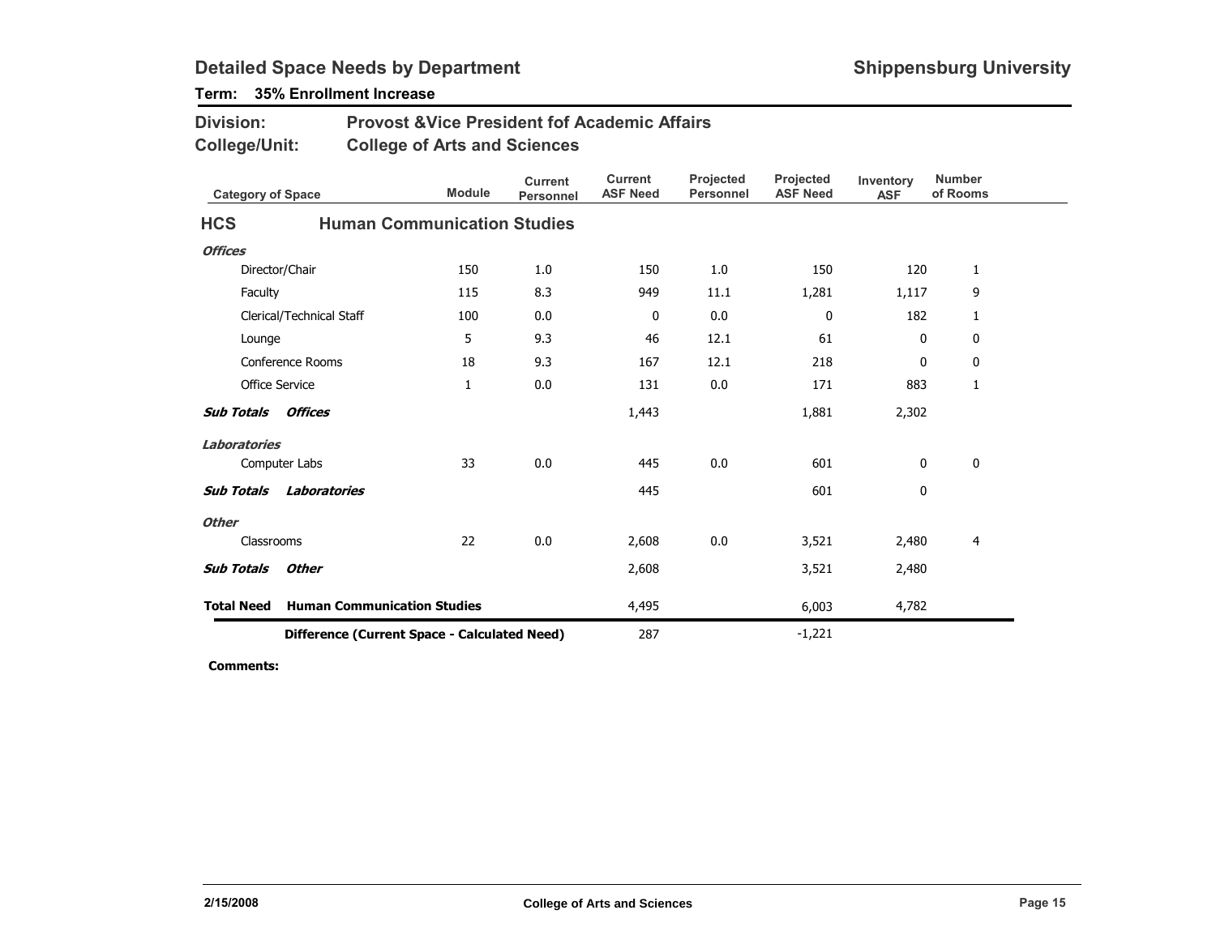# Detailed Space Needs by Department

**Shippensburg University**

**Term: 35% Enrollment Increase**

**Division:** Provost &Vice President fof Academic Affairs

**College/Unit:** College of Arts and Sciences

| Category of Space | Module | Current Personnel | Current ASF Need | Projected Personnel | Projected ASF Need | Inventory ASF | Number of Rooms |
|---|---|---|---|---|---|---|---|
| **HCS Human Communication Studies** | | | | | | | |
| ***Offices*** | | | | | | | |
| Director/Chair | 150 | 1.0 | 150 | 1.0 | 150 | 120 | 1 |
| Faculty | 115 | 8.3 | 949 | 11.1 | 1,281 | 1,117 | 9 |
| Clerical/Technical Staff | 100 | 0.0 | 0 | 0.0 | 0 | 182 | 1 |
| Lounge | 5 | 9.3 | 46 | 12.1 | 61 | 0 | 0 |
| Conference Rooms | 18 | 9.3 | 167 | 12.1 | 218 | 0 | 0 |
| Office Service | 1 | 0.0 | 131 | 0.0 | 171 | 883 | 1 |
| ***Sub Totals Offices*** | | | 1,443 | | 1,881 | 2,302 | |
| ***Laboratories*** | | | | | | | |
| Computer Labs | 33 | 0.0 | 445 | 0.0 | 601 | 0 | 0 |
| ***Sub Totals Laboratories*** | | | 445 | | 601 | 0 | |
| ***Other*** | | | | | | | |
| Classrooms | 22 | 0.0 | 2,608 | 0.0 | 3,521 | 2,480 | 4 |
| ***Sub Totals Other*** | | | 2,608 | | 3,521 | 2,480 | |
| **Total Need Human Communication Studies** | | | 4,495 | | 6,003 | 4,782 | |
| **Difference (Current Space - Calculated Need)** | | | 287 | | -1,221 | | |

**Comments:**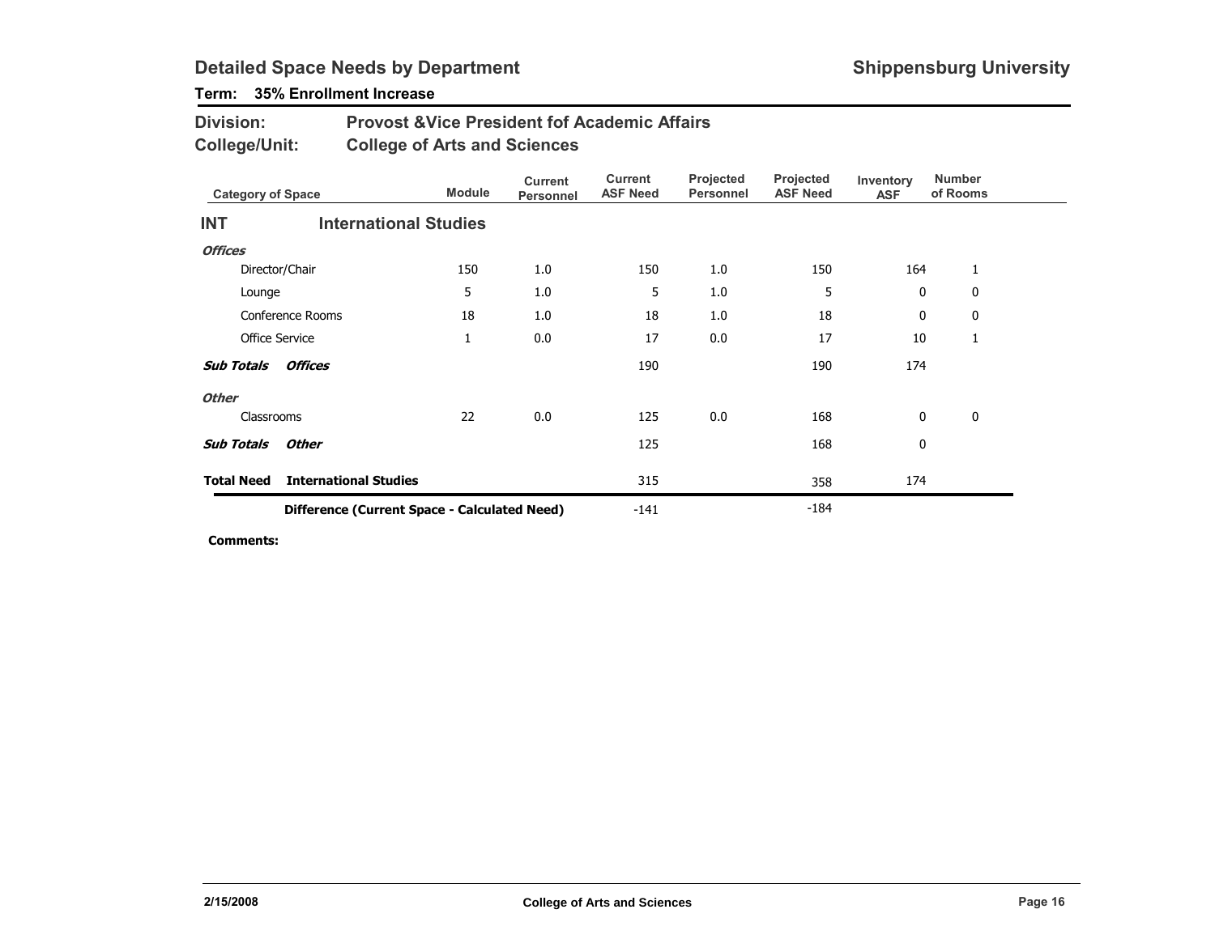## Detailed Space Needs by Department

**Shippensburg University**

**Term: 35% Enrollment Increase**

**Division:** Provost &Vice President fof Academic Affairs

**College/Unit:** College of Arts and Sciences

| Category of Space | Module | Current Personnel | Current ASF Need | Projected Personnel | Projected ASF Need | Inventory ASF | Number of Rooms |
|---|---|---|---|---|---|---|---|
| **INT International Studies** | | | | | | | |
| ***Offices*** | | | | | | | |
| Director/Chair | 150 | 1.0 | 150 | 1.0 | 150 | 164 | 1 |
| Lounge | 5 | 1.0 | 5 | 1.0 | 5 | 0 | 0 |
| Conference Rooms | 18 | 1.0 | 18 | 1.0 | 18 | 0 | 0 |
| Office Service | 1 | 0.0 | 17 | 0.0 | 17 | 10 | 1 |
| ***Sub Totals Offices*** | | | 190 | | 190 | 174 | |
| ***Other*** | | | | | | | |
| Classrooms | 22 | 0.0 | 125 | 0.0 | 168 | 0 | 0 |
| ***Sub Totals Other*** | | | 125 | | 168 | 0 | |
| **Total Need International Studies** | | | 315 | | 358 | 174 | |
| **Difference (Current Space - Calculated Need)** | | | -141 | | -184 | | |

**Comments:**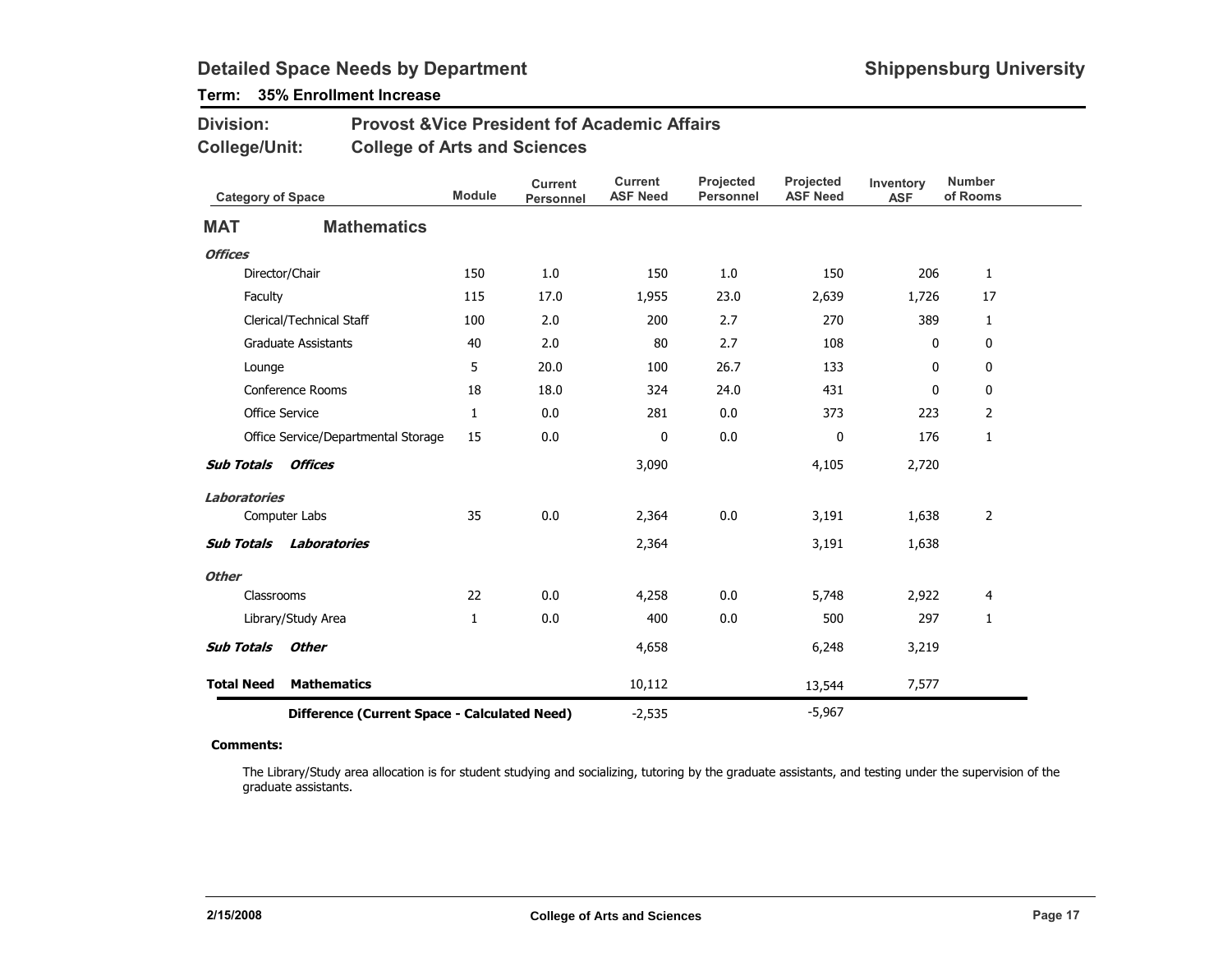## Detailed Space Needs by Department

**Shippensburg University**

**Term: 35% Enrollment Increase**

**Division:** Provost &Vice President fof Academic Affairs

**College/Unit:** College of Arts and Sciences

| Category of Space | Module | Current Personnel | Current ASF Need | Projected Personnel | Projected ASF Need | Inventory ASF | Number of Rooms |
|---|---|---|---|---|---|---|---|
| **MAT Mathematics** | | | | | | | |
| ***Offices*** | | | | | | | |
| Director/Chair | 150 | 1.0 | 150 | 1.0 | 150 | 206 | 1 |
| Faculty | 115 | 17.0 | 1,955 | 23.0 | 2,639 | 1,726 | 17 |
| Clerical/Technical Staff | 100 | 2.0 | 200 | 2.7 | 270 | 389 | 1 |
| Graduate Assistants | 40 | 2.0 | 80 | 2.7 | 108 | 0 | 0 |
| Lounge | 5 | 20.0 | 100 | 26.7 | 133 | 0 | 0 |
| Conference Rooms | 18 | 18.0 | 324 | 24.0 | 431 | 0 | 0 |
| Office Service | 1 | 0.0 | 281 | 0.0 | 373 | 223 | 2 |
| Office Service/Departmental Storage | 15 | 0.0 | 0 | 0.0 | 0 | 176 | 1 |
| ***Sub Totals Offices*** | | | 3,090 | | 4,105 | 2,720 | |
| ***Laboratories*** | | | | | | | |
| Computer Labs | 35 | 0.0 | 2,364 | 0.0 | 3,191 | 1,638 | 2 |
| ***Sub Totals Laboratories*** | | | 2,364 | | 3,191 | 1,638 | |
| ***Other*** | | | | | | | |
| Classrooms | 22 | 0.0 | 4,258 | 0.0 | 5,748 | 2,922 | 4 |
| Library/Study Area | 1 | 0.0 | 400 | 0.0 | 500 | 297 | 1 |
| ***Sub Totals Other*** | | | 4,658 | | 6,248 | 3,219 | |
| **Total Need Mathematics** | | | 10,112 | | 13,544 | 7,577 | |
| **Difference (Current Space - Calculated Need)** | | | -2,535 | | -5,967 | | |

**Comments:**

The Library/Study area allocation is for student studying and socializing, tutoring by the graduate assistants, and testing under the supervision of the graduate assistants.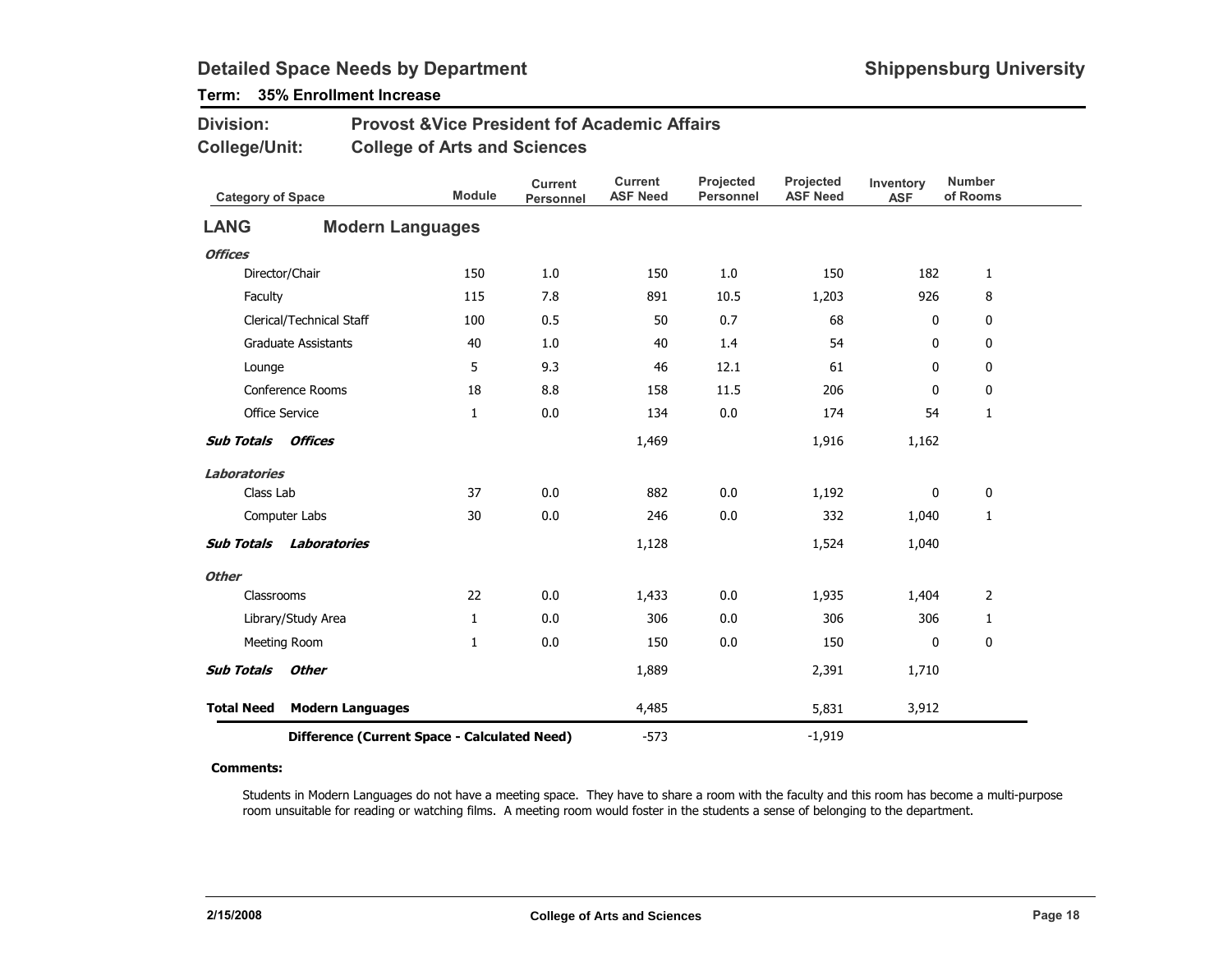## Detailed Space Needs by Department

**Shippensburg University**

**Term: 35% Enrollment Increase**

**Division:** Provost &Vice President fof Academic Affairs

**College/Unit:** College of Arts and Sciences

| Category of Space | Module | Current Personnel | Current ASF Need | Projected Personnel | Projected ASF Need | Inventory ASF | Number of Rooms |
|---|---|---|---|---|---|---|---|
| **LANG Modern Languages** | | | | | | | |
| ***Offices*** | | | | | | | |
| Director/Chair | 150 | 1.0 | 150 | 1.0 | 150 | 182 | 1 |
| Faculty | 115 | 7.8 | 891 | 10.5 | 1,203 | 926 | 8 |
| Clerical/Technical Staff | 100 | 0.5 | 50 | 0.7 | 68 | 0 | 0 |
| Graduate Assistants | 40 | 1.0 | 40 | 1.4 | 54 | 0 | 0 |
| Lounge | 5 | 9.3 | 46 | 12.1 | 61 | 0 | 0 |
| Conference Rooms | 18 | 8.8 | 158 | 11.5 | 206 | 0 | 0 |
| Office Service | 1 | 0.0 | 134 | 0.0 | 174 | 54 | 1 |
| ***Sub Totals Offices*** | | | 1,469 | | 1,916 | 1,162 | |
| ***Laboratories*** | | | | | | | |
| Class Lab | 37 | 0.0 | 882 | 0.0 | 1,192 | 0 | 0 |
| Computer Labs | 30 | 0.0 | 246 | 0.0 | 332 | 1,040 | 1 |
| ***Sub Totals Laboratories*** | | | 1,128 | | 1,524 | 1,040 | |
| ***Other*** | | | | | | | |
| Classrooms | 22 | 0.0 | 1,433 | 0.0 | 1,935 | 1,404 | 2 |
| Library/Study Area | 1 | 0.0 | 306 | 0.0 | 306 | 306 | 1 |
| Meeting Room | 1 | 0.0 | 150 | 0.0 | 150 | 0 | 0 |
| ***Sub Totals Other*** | | | 1,889 | | 2,391 | 1,710 | |
| **Total Need Modern Languages** | | | 4,485 | | 5,831 | 3,912 | |
| **Difference (Current Space - Calculated Need)** | | | -573 | | -1,919 | | |

**Comments:**

Students in Modern Languages do not have a meeting space. They have to share a room with the faculty and this room has become a multi-purpose room unsuitable for reading or watching films. A meeting room would foster in the students a sense of belonging to the department.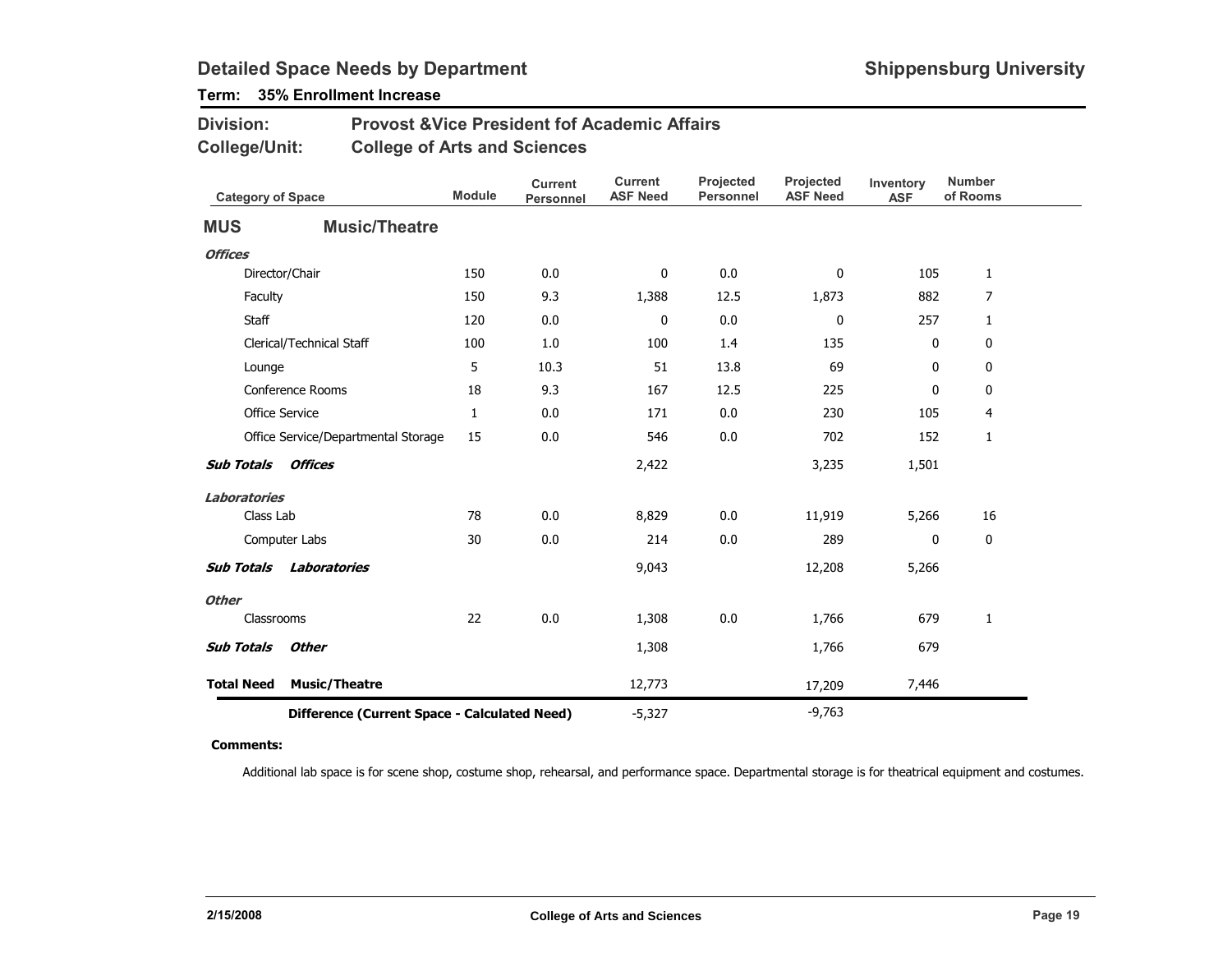## Detailed Space Needs by Department

**Shippensburg University**

**Term: 35% Enrollment Increase**

**Division:** Provost &Vice President fof Academic Affairs

**College/Unit:** College of Arts and Sciences

| Category of Space | Module | Current Personnel | Current ASF Need | Projected Personnel | Projected ASF Need | Inventory ASF | Number of Rooms |
|---|---|---|---|---|---|---|---|
| **MUS Music/Theatre** | | | | | | | |
| ***Offices*** | | | | | | | |
| Director/Chair | 150 | 0.0 | 0 | 0.0 | 0 | 105 | 1 |
| Faculty | 150 | 9.3 | 1,388 | 12.5 | 1,873 | 882 | 7 |
| Staff | 120 | 0.0 | 0 | 0.0 | 0 | 257 | 1 |
| Clerical/Technical Staff | 100 | 1.0 | 100 | 1.4 | 135 | 0 | 0 |
| Lounge | 5 | 10.3 | 51 | 13.8 | 69 | 0 | 0 |
| Conference Rooms | 18 | 9.3 | 167 | 12.5 | 225 | 0 | 0 |
| Office Service | 1 | 0.0 | 171 | 0.0 | 230 | 105 | 4 |
| Office Service/Departmental Storage | 15 | 0.0 | 546 | 0.0 | 702 | 152 | 1 |
| ***Sub Totals Offices*** | | | 2,422 | | 3,235 | 1,501 | |
| ***Laboratories*** | | | | | | | |
| Class Lab | 78 | 0.0 | 8,829 | 0.0 | 11,919 | 5,266 | 16 |
| Computer Labs | 30 | 0.0 | 214 | 0.0 | 289 | 0 | 0 |
| ***Sub Totals Laboratories*** | | | 9,043 | | 12,208 | 5,266 | |
| ***Other*** | | | | | | | |
| Classrooms | 22 | 0.0 | 1,308 | 0.0 | 1,766 | 679 | 1 |
| ***Sub Totals Other*** | | | 1,308 | | 1,766 | 679 | |
| **Total Need Music/Theatre** | | | 12,773 | | 17,209 | 7,446 | |
| **Difference (Current Space - Calculated Need)** | | | -5,327 | | -9,763 | | |

**Comments:**

Additional lab space is for scene shop, costume shop, rehearsal, and performance space. Departmental storage is for theatrical equipment and costumes.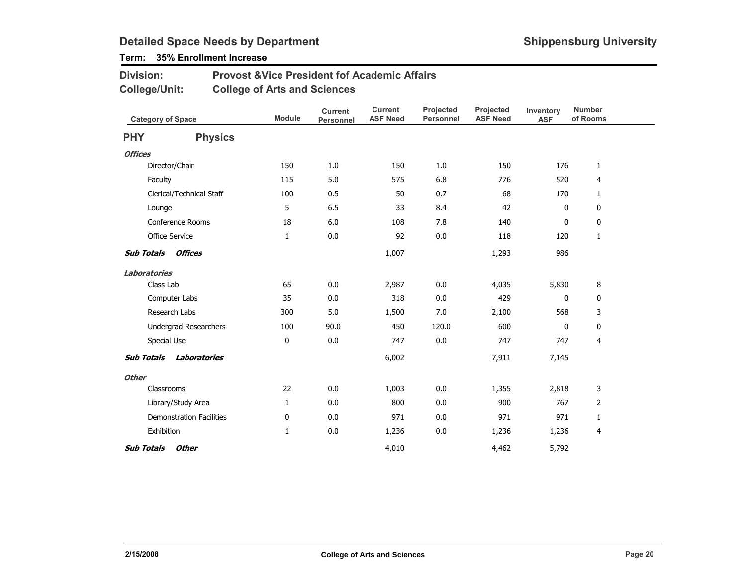# Detailed Space Needs by Department

**Shippensburg University**

**Term: 35% Enrollment Increase**

**Division:** Provost &Vice President fof Academic Affairs

**College/Unit:** College of Arts and Sciences

| Category of Space | Module | Current Personnel | Current ASF Need | Projected Personnel | Projected ASF Need | Inventory ASF | Number of Rooms |
|---|---|---|---|---|---|---|---|
| **PHY Physics** | | | | | | | |
| ***Offices*** | | | | | | | |
| Director/Chair | 150 | 1.0 | 150 | 1.0 | 150 | 176 | 1 |
| Faculty | 115 | 5.0 | 575 | 6.8 | 776 | 520 | 4 |
| Clerical/Technical Staff | 100 | 0.5 | 50 | 0.7 | 68 | 170 | 1 |
| Lounge | 5 | 6.5 | 33 | 8.4 | 42 | 0 | 0 |
| Conference Rooms | 18 | 6.0 | 108 | 7.8 | 140 | 0 | 0 |
| Office Service | 1 | 0.0 | 92 | 0.0 | 118 | 120 | 1 |
| ***Sub Totals Offices*** | | | 1,007 | | 1,293 | 986 | |
| ***Laboratories*** | | | | | | | |
| Class Lab | 65 | 0.0 | 2,987 | 0.0 | 4,035 | 5,830 | 8 |
| Computer Labs | 35 | 0.0 | 318 | 0.0 | 429 | 0 | 0 |
| Research Labs | 300 | 5.0 | 1,500 | 7.0 | 2,100 | 568 | 3 |
| Undergrad Researchers | 100 | 90.0 | 450 | 120.0 | 600 | 0 | 0 |
| Special Use | 0 | 0.0 | 747 | 0.0 | 747 | 747 | 4 |
| ***Sub Totals Laboratories*** | | | 6,002 | | 7,911 | 7,145 | |
| ***Other*** | | | | | | | |
| Classrooms | 22 | 0.0 | 1,003 | 0.0 | 1,355 | 2,818 | 3 |
| Library/Study Area | 1 | 0.0 | 800 | 0.0 | 900 | 767 | 2 |
| Demonstration Facilities | 0 | 0.0 | 971 | 0.0 | 971 | 971 | 1 |
| Exhibition | 1 | 0.0 | 1,236 | 0.0 | 1,236 | 1,236 | 4 |
| ***Sub Totals Other*** | | | 4,010 | | 4,462 | 5,792 | |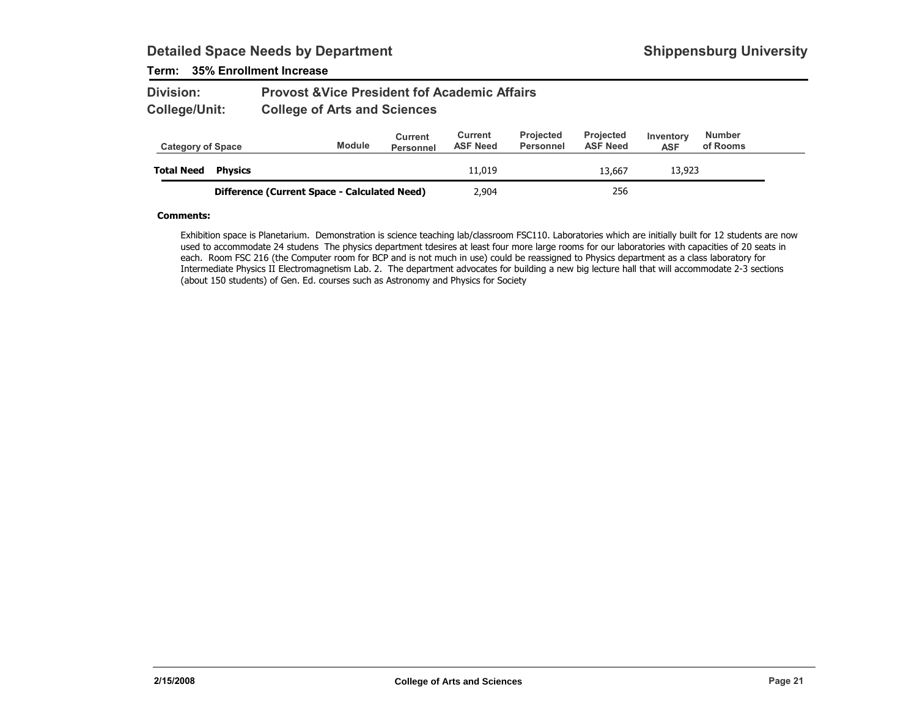## Detailed Space Needs by Department

**Shippensburg University**

**Term: 35% Enrollment Increase**

**Division:** Provost &Vice President fof Academic Affairs

**College/Unit:** College of Arts and Sciences

| Category of Space | | Module | Current Personnel | Current ASF Need | Projected Personnel | Projected ASF Need | Inventory ASF | Number of Rooms |
|---|---|---|---|---|---|---|---|---|
| **Total Need** | **Physics** | | | 11,019 | | 13,667 | 13,923 | |
| | **Difference (Current Space - Calculated Need)** | | | 2,904 | | 256 | | |

**Comments:**

Exhibition space is Planetarium. Demonstration is science teaching lab/classroom FSC110. Laboratories which are initially built for 12 students are now used to accommodate 24 studens The physics department tdesires at least four more large rooms for our laboratories with capacities of 20 seats in each. Room FSC 216 (the Computer room for BCP and is not much in use) could be reassigned to Physics department as a class laboratory for Intermediate Physics II Electromagnetism Lab. 2. The department advocates for building a new big lecture hall that will accommodate 2-3 sections (about 150 students) of Gen. Ed. courses such as Astronomy and Physics for Society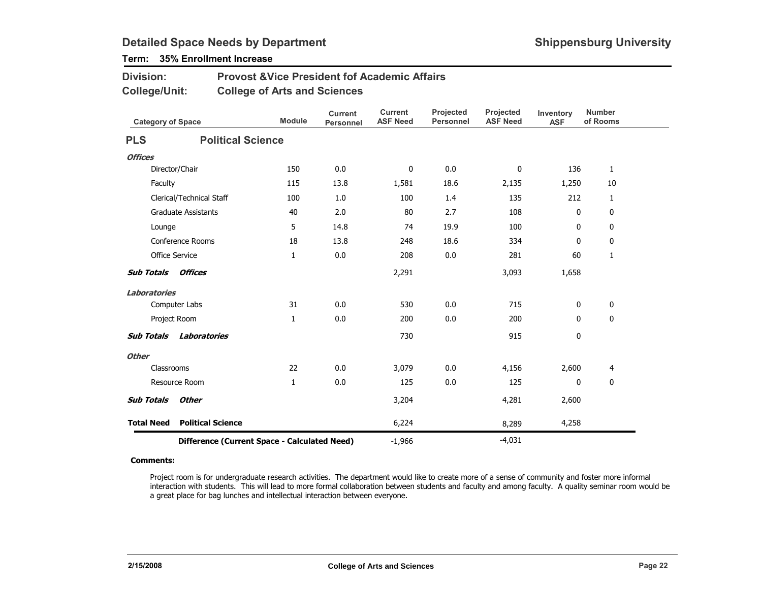# Detailed Space Needs by Department

**Shippensburg University**

**Term: 35% Enrollment Increase**

**Division:** Provost &Vice President fof Academic Affairs

**College/Unit:** College of Arts and Sciences

| Category of Space | Module | Current Personnel | Current ASF Need | Projected Personnel | Projected ASF Need | Inventory ASF | Number of Rooms |
|---|---|---|---|---|---|---|---|
| **PLS — Political Science** | | | | | | | |
| ***Offices*** | | | | | | | |
| Director/Chair | 150 | 0.0 | 0 | 0.0 | 0 | 136 | 1 |
| Faculty | 115 | 13.8 | 1,581 | 18.6 | 2,135 | 1,250 | 10 |
| Clerical/Technical Staff | 100 | 1.0 | 100 | 1.4 | 135 | 212 | 1 |
| Graduate Assistants | 40 | 2.0 | 80 | 2.7 | 108 | 0 | 0 |
| Lounge | 5 | 14.8 | 74 | 19.9 | 100 | 0 | 0 |
| Conference Rooms | 18 | 13.8 | 248 | 18.6 | 334 | 0 | 0 |
| Office Service | 1 | 0.0 | 208 | 0.0 | 281 | 60 | 1 |
| ***Sub Totals Offices*** | | | 2,291 | | 3,093 | 1,658 | |
| ***Laboratories*** | | | | | | | |
| Computer Labs | 31 | 0.0 | 530 | 0.0 | 715 | 0 | 0 |
| Project Room | 1 | 0.0 | 200 | 0.0 | 200 | 0 | 0 |
| ***Sub Totals Laboratories*** | | | 730 | | 915 | 0 | |
| ***Other*** | | | | | | | |
| Classrooms | 22 | 0.0 | 3,079 | 0.0 | 4,156 | 2,600 | 4 |
| Resource Room | 1 | 0.0 | 125 | 0.0 | 125 | 0 | 0 |
| ***Sub Totals Other*** | | | 3,204 | | 4,281 | 2,600 | |
| **Total Need Political Science** | | | 6,224 | | 8,289 | 4,258 | |
| **Difference (Current Space - Calculated Need)** | | | -1,966 | | -4,031 | | |

**Comments:**

Project room is for undergraduate research activities. The department would like to create more of a sense of community and foster more informal interaction with students. This will lead to more formal collaboration between students and faculty and among faculty. A quality seminar room would be a great place for bag lunches and intellectual interaction between everyone.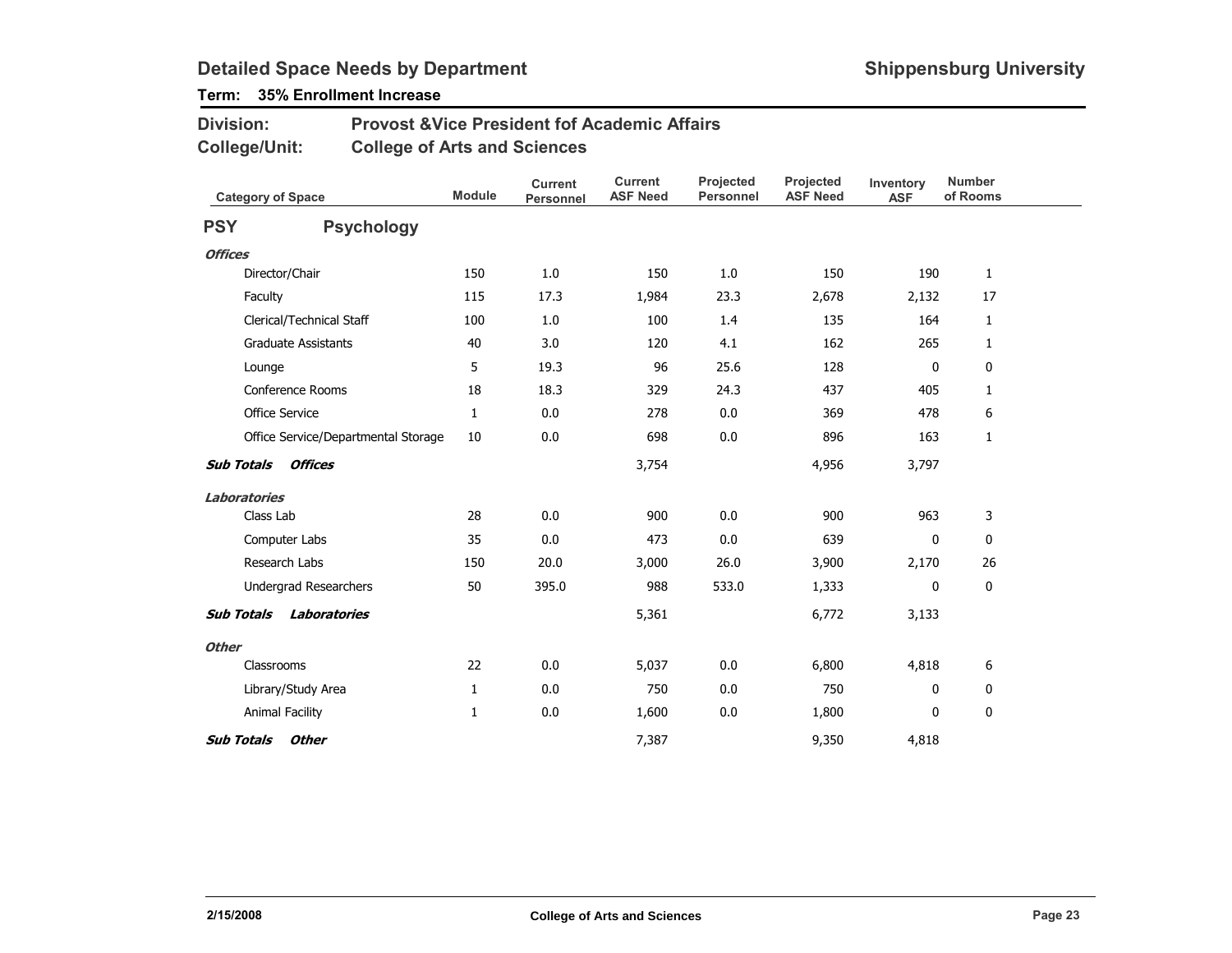# Detailed Space Needs by Department

**Shippensburg University**

**Term: 35% Enrollment Increase**

**Division:** Provost &Vice President fof Academic Affairs

**College/Unit:** College of Arts and Sciences

| Category of Space | Module | Current Personnel | Current ASF Need | Projected Personnel | Projected ASF Need | Inventory ASF | Number of Rooms |
|---|---|---|---|---|---|---|---|
| **PSY Psychology** | | | | | | | |
| ***Offices*** | | | | | | | |
| Director/Chair | 150 | 1.0 | 150 | 1.0 | 150 | 190 | 1 |
| Faculty | 115 | 17.3 | 1,984 | 23.3 | 2,678 | 2,132 | 17 |
| Clerical/Technical Staff | 100 | 1.0 | 100 | 1.4 | 135 | 164 | 1 |
| Graduate Assistants | 40 | 3.0 | 120 | 4.1 | 162 | 265 | 1 |
| Lounge | 5 | 19.3 | 96 | 25.6 | 128 | 0 | 0 |
| Conference Rooms | 18 | 18.3 | 329 | 24.3 | 437 | 405 | 1 |
| Office Service | 1 | 0.0 | 278 | 0.0 | 369 | 478 | 6 |
| Office Service/Departmental Storage | 10 | 0.0 | 698 | 0.0 | 896 | 163 | 1 |
| ***Sub Totals Offices*** | | | 3,754 | | 4,956 | 3,797 | |
| ***Laboratories*** | | | | | | | |
| Class Lab | 28 | 0.0 | 900 | 0.0 | 900 | 963 | 3 |
| Computer Labs | 35 | 0.0 | 473 | 0.0 | 639 | 0 | 0 |
| Research Labs | 150 | 20.0 | 3,000 | 26.0 | 3,900 | 2,170 | 26 |
| Undergrad Researchers | 50 | 395.0 | 988 | 533.0 | 1,333 | 0 | 0 |
| ***Sub Totals Laboratories*** | | | 5,361 | | 6,772 | 3,133 | |
| ***Other*** | | | | | | | |
| Classrooms | 22 | 0.0 | 5,037 | 0.0 | 6,800 | 4,818 | 6 |
| Library/Study Area | 1 | 0.0 | 750 | 0.0 | 750 | 0 | 0 |
| Animal Facility | 1 | 0.0 | 1,600 | 0.0 | 1,800 | 0 | 0 |
| ***Sub Totals Other*** | | | 7,387 | | 9,350 | 4,818 | |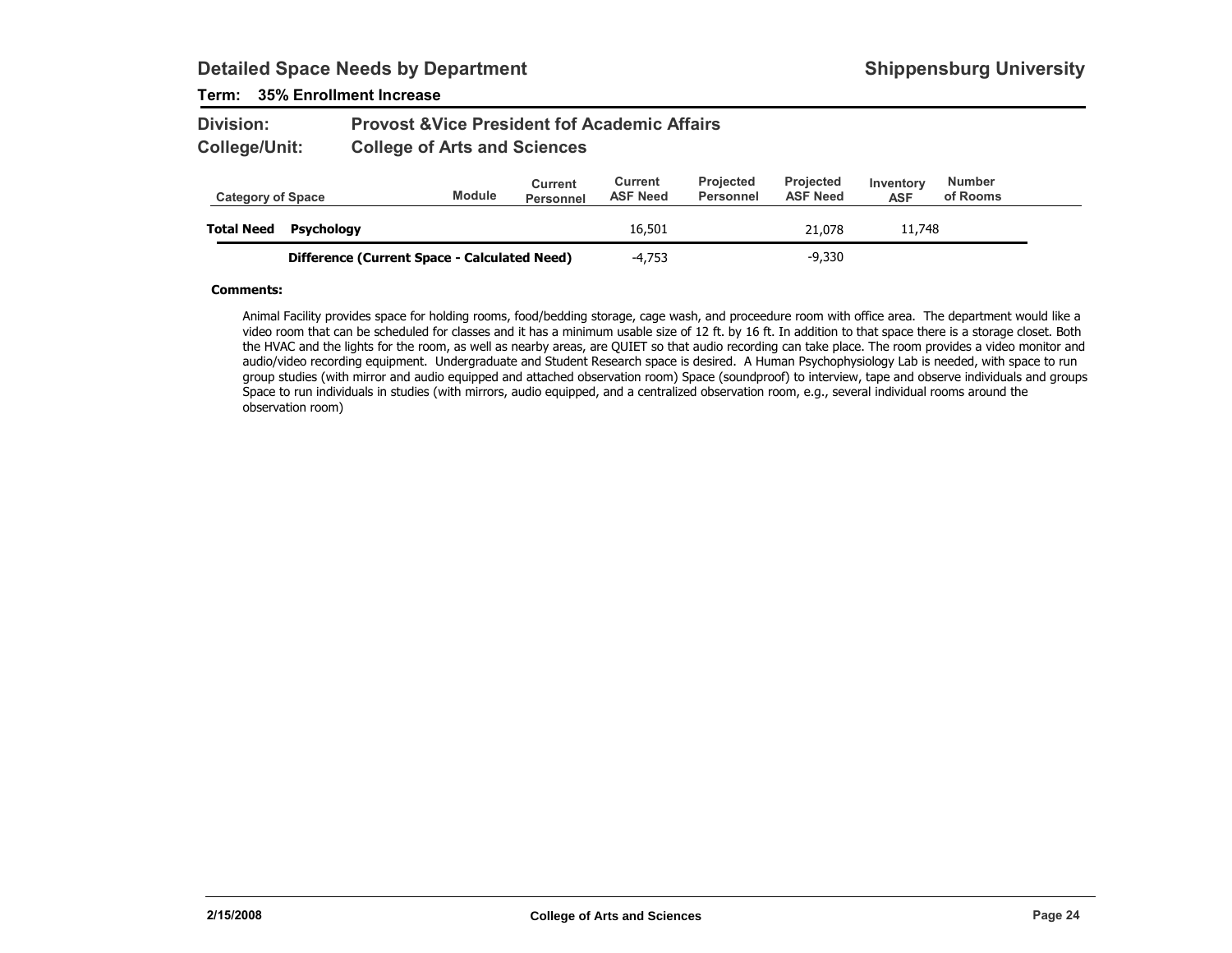## Detailed Space Needs by Department

**Shippensburg University**

**Term: 35% Enrollment Increase**

**Division:** Provost &Vice President fof Academic Affairs

**College/Unit:** College of Arts and Sciences

| Category of Space | | Module | Current Personnel | Current ASF Need | Projected Personnel | Projected ASF Need | Inventory ASF | Number of Rooms |
|---|---|---|---|---|---|---|---|---|
| **Total Need** | **Psychology** | | | 16,501 | | 21,078 | 11,748 | |
| | **Difference (Current Space - Calculated Need)** | | | -4,753 | | -9,330 | | |

**Comments:**

Animal Facility provides space for holding rooms, food/bedding storage, cage wash, and proceedure room with office area. The department would like a video room that can be scheduled for classes and it has a minimum usable size of 12 ft. by 16 ft. In addition to that space there is a storage closet. Both the HVAC and the lights for the room, as well as nearby areas, are QUIET so that audio recording can take place. The room provides a video monitor and audio/video recording equipment. Undergraduate and Student Research space is desired. A Human Psychophysiology Lab is needed, with space to run group studies (with mirror and audio equipped and attached observation room) Space (soundproof) to interview, tape and observe individuals and groups Space to run individuals in studies (with mirrors, audio equipped, and a centralized observation room, e.g., several individual rooms around the observation room)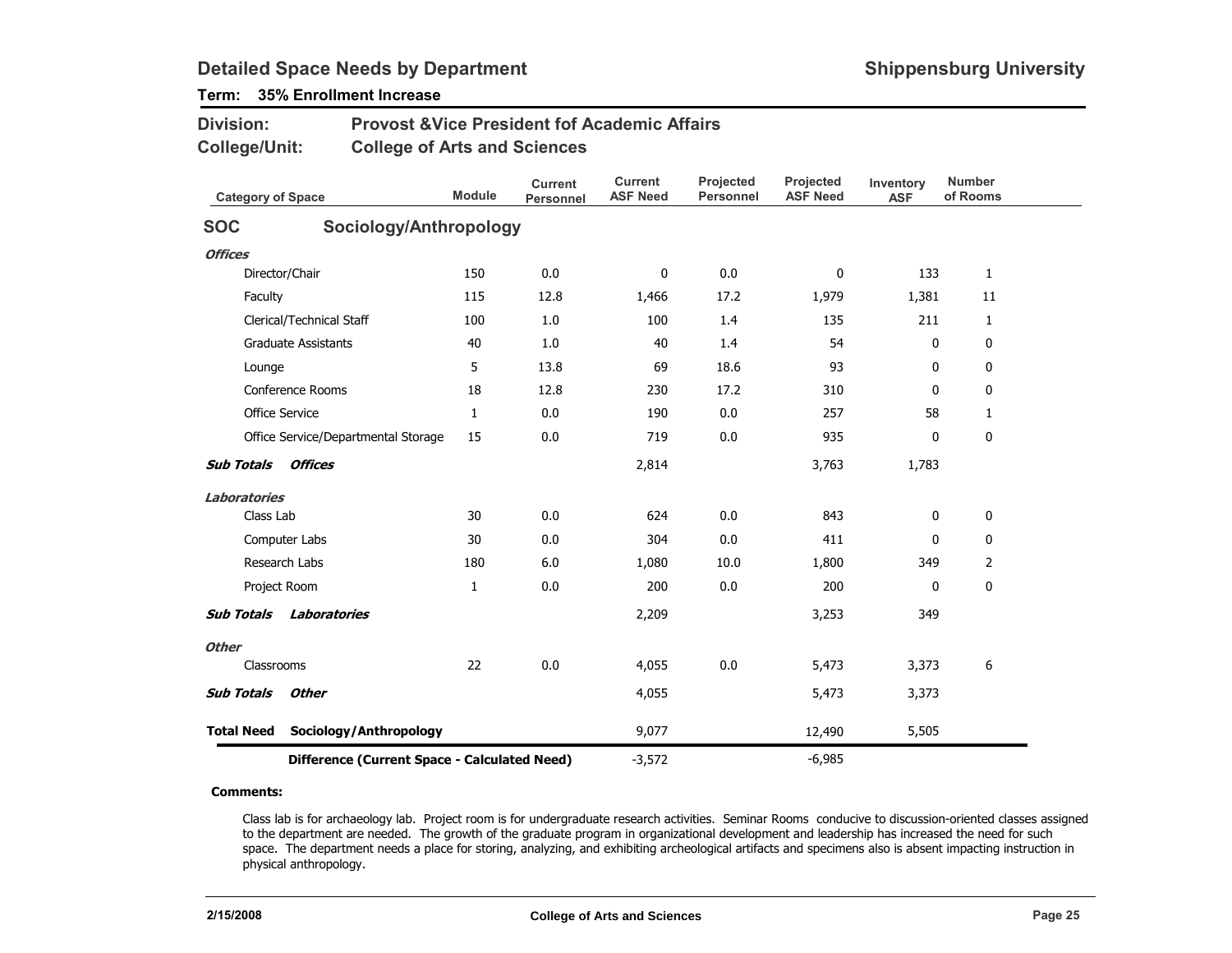## Detailed Space Needs by Department

**Shippensburg University**

**Term: 35% Enrollment Increase**

**Division:** Provost &Vice President fof Academic Affairs

**College/Unit:** College of Arts and Sciences

| Category of Space | Module | Current Personnel | Current ASF Need | Projected Personnel | Projected ASF Need | Inventory ASF | Number of Rooms |
|---|---|---|---|---|---|---|---|
| **SOC Sociology/Anthropology** | | | | | | | |
| ***Offices*** | | | | | | | |
| Director/Chair | 150 | 0.0 | 0 | 0.0 | 0 | 133 | 1 |
| Faculty | 115 | 12.8 | 1,466 | 17.2 | 1,979 | 1,381 | 11 |
| Clerical/Technical Staff | 100 | 1.0 | 100 | 1.4 | 135 | 211 | 1 |
| Graduate Assistants | 40 | 1.0 | 40 | 1.4 | 54 | 0 | 0 |
| Lounge | 5 | 13.8 | 69 | 18.6 | 93 | 0 | 0 |
| Conference Rooms | 18 | 12.8 | 230 | 17.2 | 310 | 0 | 0 |
| Office Service | 1 | 0.0 | 190 | 0.0 | 257 | 58 | 1 |
| Office Service/Departmental Storage | 15 | 0.0 | 719 | 0.0 | 935 | 0 | 0 |
| ***Sub Totals Offices*** | | | 2,814 | | 3,763 | 1,783 | |
| ***Laboratories*** | | | | | | | |
| Class Lab | 30 | 0.0 | 624 | 0.0 | 843 | 0 | 0 |
| Computer Labs | 30 | 0.0 | 304 | 0.0 | 411 | 0 | 0 |
| Research Labs | 180 | 6.0 | 1,080 | 10.0 | 1,800 | 349 | 2 |
| Project Room | 1 | 0.0 | 200 | 0.0 | 200 | 0 | 0 |
| ***Sub Totals Laboratories*** | | | 2,209 | | 3,253 | 349 | |
| ***Other*** | | | | | | | |
| Classrooms | 22 | 0.0 | 4,055 | 0.0 | 5,473 | 3,373 | 6 |
| ***Sub Totals Other*** | | | 4,055 | | 5,473 | 3,373 | |
| **Total Need Sociology/Anthropology** | | | 9,077 | | 12,490 | 5,505 | |
| **Difference (Current Space - Calculated Need)** | | | -3,572 | | -6,985 | | |

**Comments:**

Class lab is for archaeology lab. Project room is for undergraduate research activities. Seminar Rooms conducive to discussion-oriented classes assigned to the department are needed. The growth of the graduate program in organizational development and leadership has increased the need for such space. The department needs a place for storing, analyzing, and exhibiting archeological artifacts and specimens also is absent impacting instruction in physical anthropology.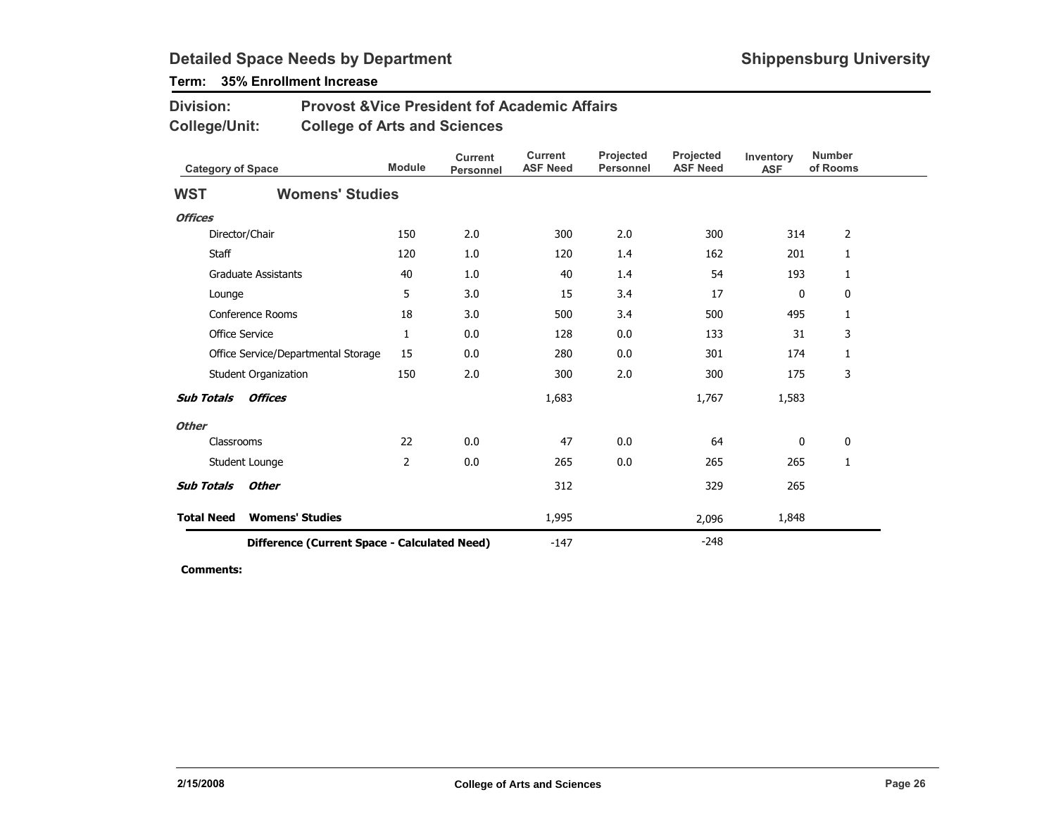## Detailed Space Needs by Department

**Shippensburg University**

**Term: 35% Enrollment Increase**

**Division:** Provost &Vice President fof Academic Affairs

**College/Unit:** College of Arts and Sciences

| Category of Space | Module | Current Personnel | Current ASF Need | Projected Personnel | Projected ASF Need | Inventory ASF | Number of Rooms |
|---|---|---|---|---|---|---|---|
| **WST Womens' Studies** | | | | | | | |
| ***Offices*** | | | | | | | |
| Director/Chair | 150 | 2.0 | 300 | 2.0 | 300 | 314 | 2 |
| Staff | 120 | 1.0 | 120 | 1.4 | 162 | 201 | 1 |
| Graduate Assistants | 40 | 1.0 | 40 | 1.4 | 54 | 193 | 1 |
| Lounge | 5 | 3.0 | 15 | 3.4 | 17 | 0 | 0 |
| Conference Rooms | 18 | 3.0 | 500 | 3.4 | 500 | 495 | 1 |
| Office Service | 1 | 0.0 | 128 | 0.0 | 133 | 31 | 3 |
| Office Service/Departmental Storage | 15 | 0.0 | 280 | 0.0 | 301 | 174 | 1 |
| Student Organization | 150 | 2.0 | 300 | 2.0 | 300 | 175 | 3 |
| ***Sub Totals Offices*** | | | 1,683 | | 1,767 | 1,583 | |
| ***Other*** | | | | | | | |
| Classrooms | 22 | 0.0 | 47 | 0.0 | 64 | 0 | 0 |
| Student Lounge | 2 | 0.0 | 265 | 0.0 | 265 | 265 | 1 |
| ***Sub Totals Other*** | | | 312 | | 329 | 265 | |
| **Total Need Womens' Studies** | | | 1,995 | | 2,096 | 1,848 | |
| **Difference (Current Space - Calculated Need)** | | | -147 | | -248 | | |

**Comments:**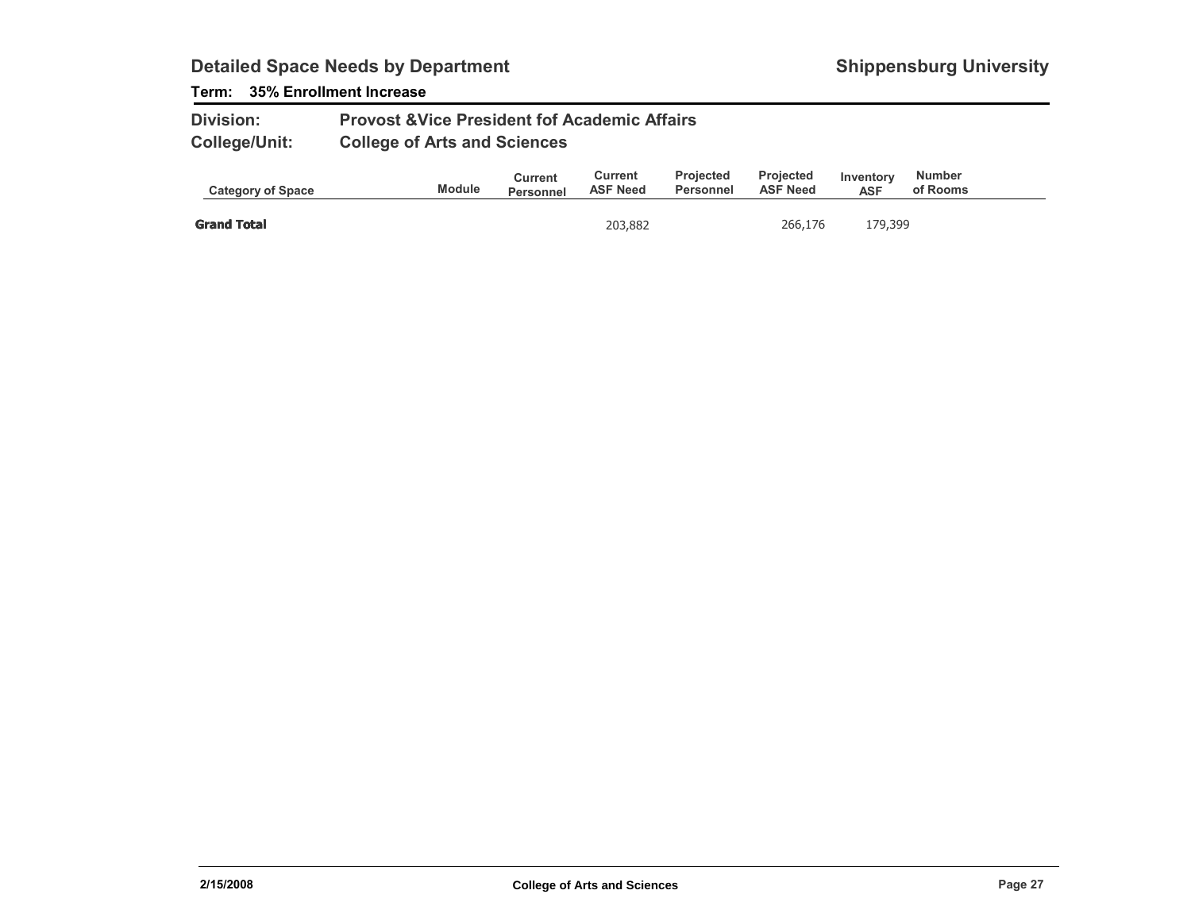## Detailed Space Needs by Department

**Shippensburg University**

**Term: 35% Enrollment Increase**

**Division:** Provost &Vice President fof Academic Affairs

**College/Unit:** College of Arts and Sciences

| Category of Space | Module | Current Personnel | Current ASF Need | Projected Personnel | Projected ASF Need | Inventory ASF | Number of Rooms |
|---|---|---|---|---|---|---|---|
| **Grand Total** | | | 203,882 | | 266,176 | 179,399 | |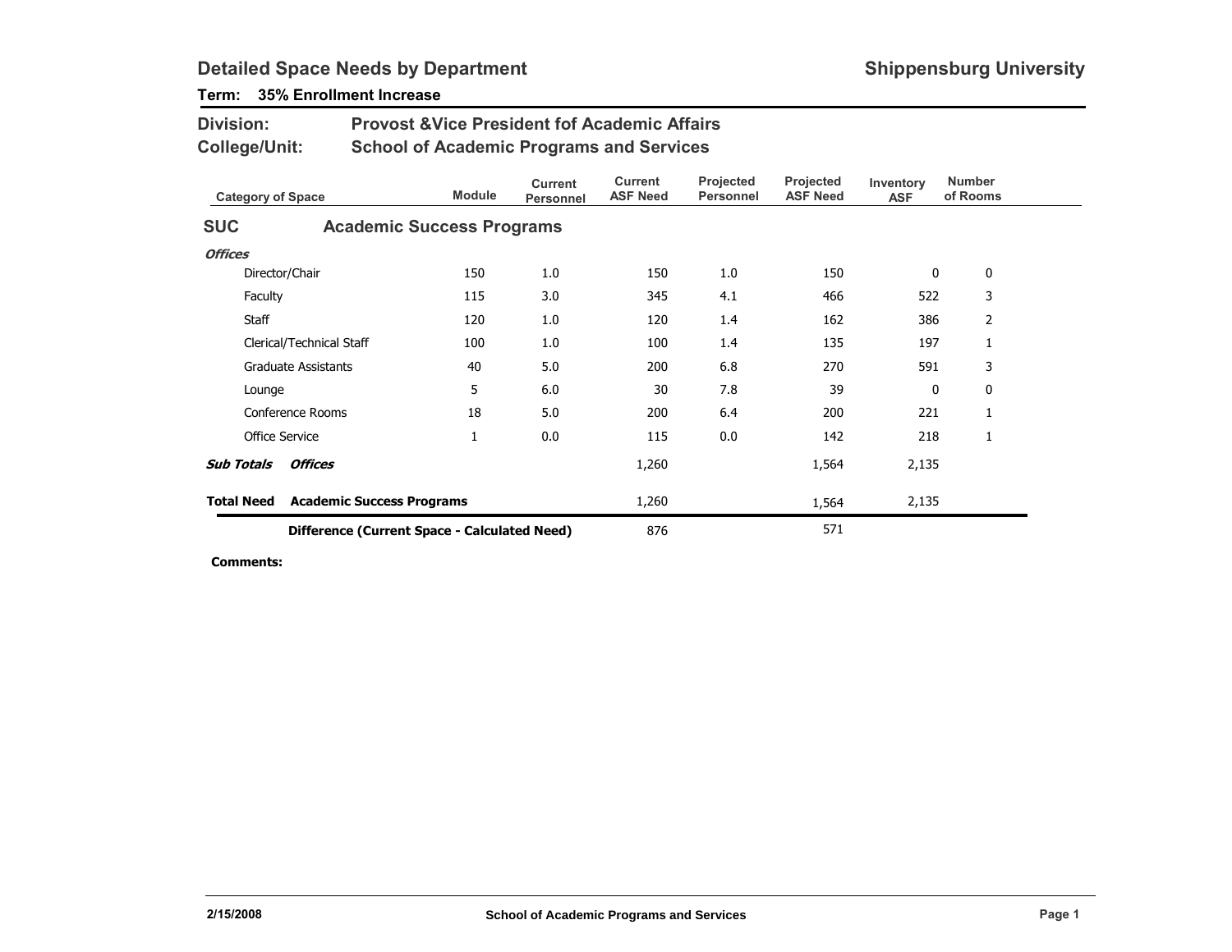## Detailed Space Needs by Department

**Shippensburg University**

**Term: 35% Enrollment Increase**

**Division:** Provost &Vice President fof Academic Affairs

**College/Unit:** School of Academic Programs and Services

| Category of Space | Module | Current Personnel | Current ASF Need | Projected Personnel | Projected ASF Need | Inventory ASF | Number of Rooms |
|---|---|---|---|---|---|---|---|
| **SUC — Academic Success Programs** | | | | | | | |
| ***Offices*** | | | | | | | |
| Director/Chair | 150 | 1.0 | 150 | 1.0 | 150 | 0 | 0 |
| Faculty | 115 | 3.0 | 345 | 4.1 | 466 | 522 | 3 |
| Staff | 120 | 1.0 | 120 | 1.4 | 162 | 386 | 2 |
| Clerical/Technical Staff | 100 | 1.0 | 100 | 1.4 | 135 | 197 | 1 |
| Graduate Assistants | 40 | 5.0 | 200 | 6.8 | 270 | 591 | 3 |
| Lounge | 5 | 6.0 | 30 | 7.8 | 39 | 0 | 0 |
| Conference Rooms | 18 | 5.0 | 200 | 6.4 | 200 | 221 | 1 |
| Office Service | 1 | 0.0 | 115 | 0.0 | 142 | 218 | 1 |
| ***Sub Totals Offices*** | | | 1,260 | | 1,564 | 2,135 | |
| **Total Need Academic Success Programs** | | | 1,260 | | 1,564 | 2,135 | |
| **Difference (Current Space - Calculated Need)** | | | 876 | | 571 | | |

**Comments:**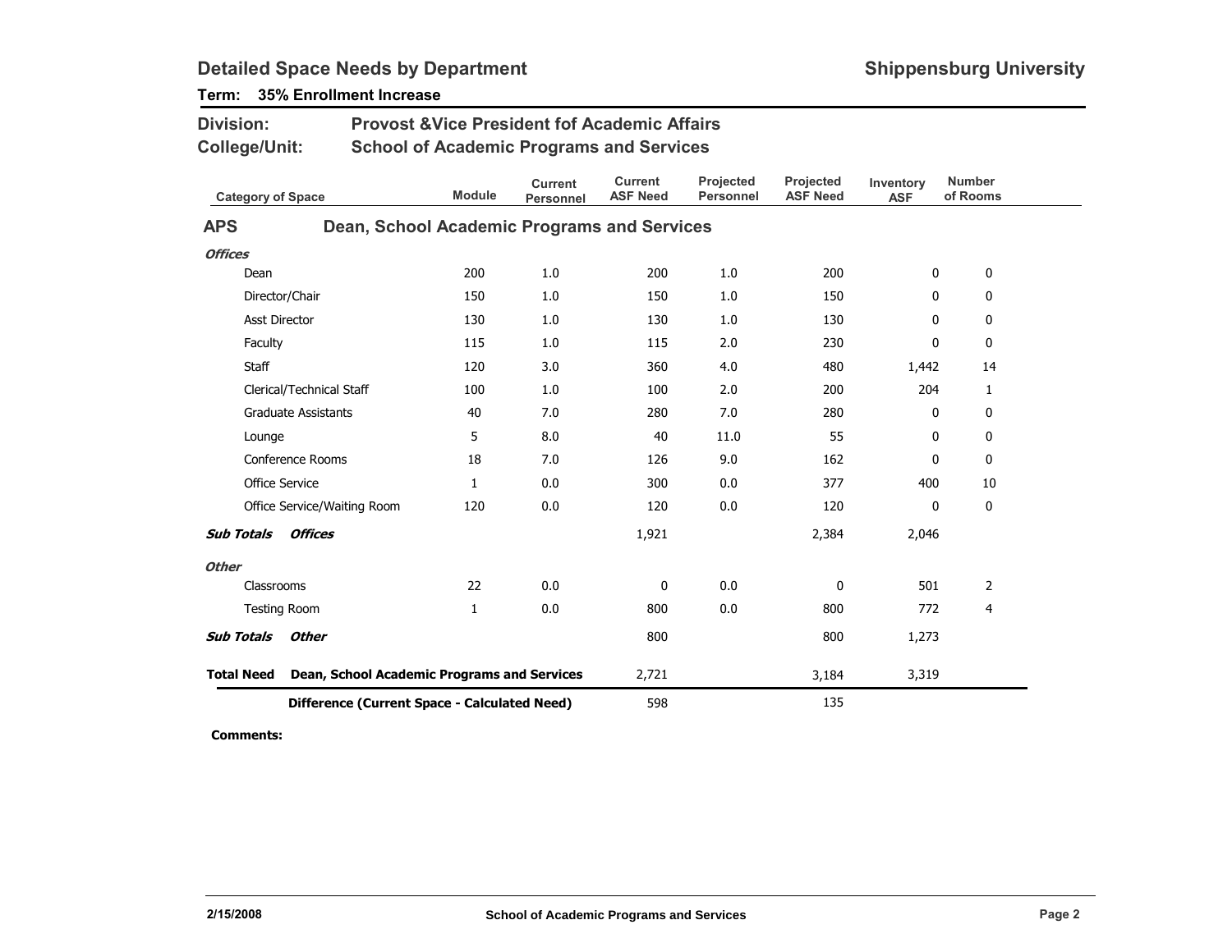## Detailed Space Needs by Department

**Shippensburg University**

**Term: 35% Enrollment Increase**

**Division:** Provost &Vice President fof Academic Affairs

**College/Unit:** School of Academic Programs and Services

| Category of Space | Module | Current Personnel | Current ASF Need | Projected Personnel | Projected ASF Need | Inventory ASF | Number of Rooms |
|---|---|---|---|---|---|---|---|
| **APS — Dean, School Academic Programs and Services** | | | | | | | |
| ***Offices*** | | | | | | | |
| Dean | 200 | 1.0 | 200 | 1.0 | 200 | 0 | 0 |
| Director/Chair | 150 | 1.0 | 150 | 1.0 | 150 | 0 | 0 |
| Asst Director | 130 | 1.0 | 130 | 1.0 | 130 | 0 | 0 |
| Faculty | 115 | 1.0 | 115 | 2.0 | 230 | 0 | 0 |
| Staff | 120 | 3.0 | 360 | 4.0 | 480 | 1,442 | 14 |
| Clerical/Technical Staff | 100 | 1.0 | 100 | 2.0 | 200 | 204 | 1 |
| Graduate Assistants | 40 | 7.0 | 280 | 7.0 | 280 | 0 | 0 |
| Lounge | 5 | 8.0 | 40 | 11.0 | 55 | 0 | 0 |
| Conference Rooms | 18 | 7.0 | 126 | 9.0 | 162 | 0 | 0 |
| Office Service | 1 | 0.0 | 300 | 0.0 | 377 | 400 | 10 |
| Office Service/Waiting Room | 120 | 0.0 | 120 | 0.0 | 120 | 0 | 0 |
| ***Sub Totals Offices*** | | | 1,921 | | 2,384 | 2,046 | |
| ***Other*** | | | | | | | |
| Classrooms | 22 | 0.0 | 0 | 0.0 | 0 | 501 | 2 |
| Testing Room | 1 | 0.0 | 800 | 0.0 | 800 | 772 | 4 |
| ***Sub Totals Other*** | | | 800 | | 800 | 1,273 | |
| **Total Need Dean, School Academic Programs and Services** | | | 2,721 | | 3,184 | 3,319 | |
| **Difference (Current Space - Calculated Need)** | | | 598 | | 135 | | |

**Comments:**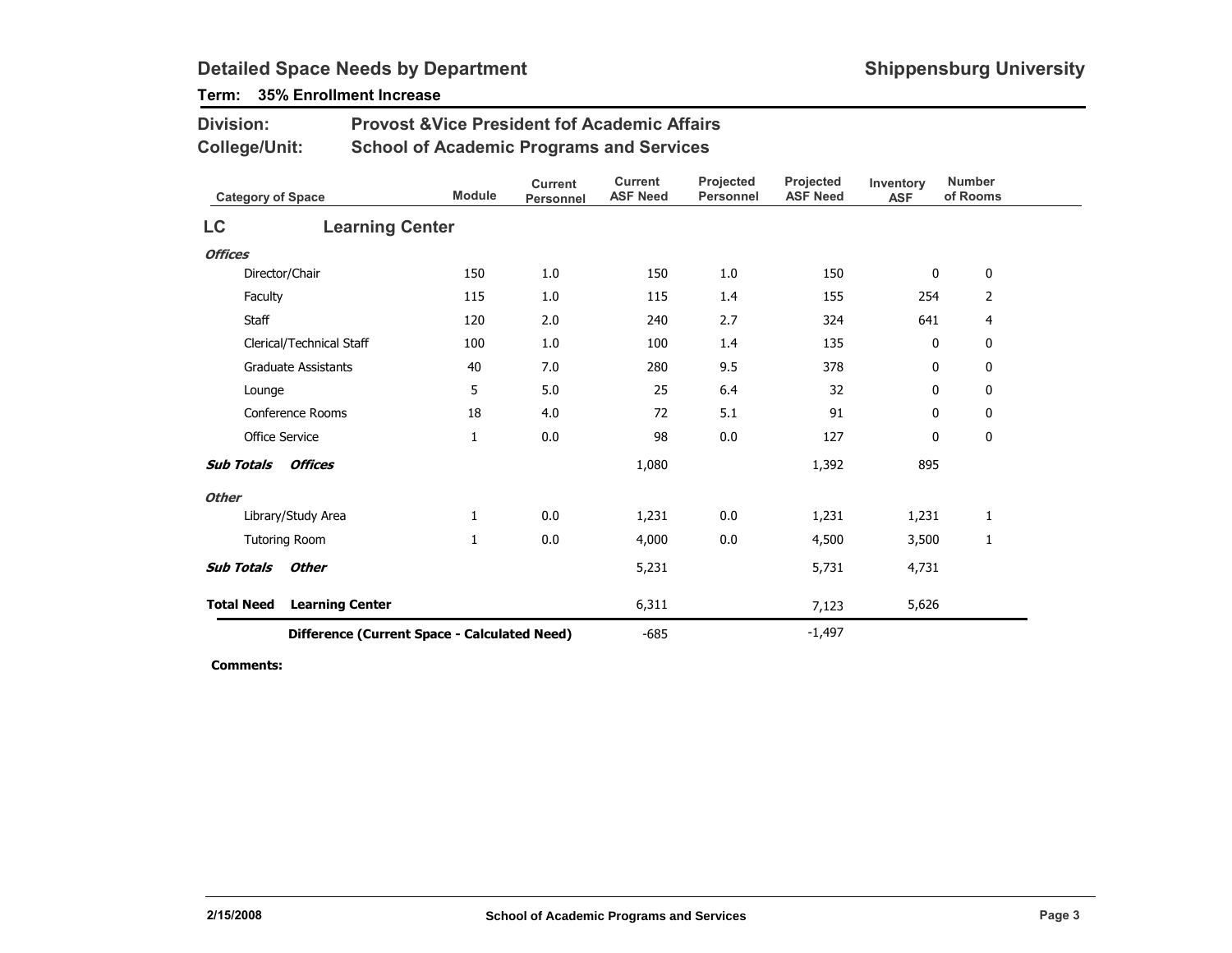## Detailed Space Needs by Department

**Shippensburg University**

**Term: 35% Enrollment Increase**

**Division:** Provost &Vice President fof Academic Affairs

**College/Unit:** School of Academic Programs and Services

| Category of Space | Module | Current Personnel | Current ASF Need | Projected Personnel | Projected ASF Need | Inventory ASF | Number of Rooms |
|---|---|---|---|---|---|---|---|
| **LC — Learning Center** | | | | | | | |
| ***Offices*** | | | | | | | |
| Director/Chair | 150 | 1.0 | 150 | 1.0 | 150 | 0 | 0 |
| Faculty | 115 | 1.0 | 115 | 1.4 | 155 | 254 | 2 |
| Staff | 120 | 2.0 | 240 | 2.7 | 324 | 641 | 4 |
| Clerical/Technical Staff | 100 | 1.0 | 100 | 1.4 | 135 | 0 | 0 |
| Graduate Assistants | 40 | 7.0 | 280 | 9.5 | 378 | 0 | 0 |
| Lounge | 5 | 5.0 | 25 | 6.4 | 32 | 0 | 0 |
| Conference Rooms | 18 | 4.0 | 72 | 5.1 | 91 | 0 | 0 |
| Office Service | 1 | 0.0 | 98 | 0.0 | 127 | 0 | 0 |
| ***Sub Totals Offices*** | | | 1,080 | | 1,392 | 895 | |
| ***Other*** | | | | | | | |
| Library/Study Area | 1 | 0.0 | 1,231 | 0.0 | 1,231 | 1,231 | 1 |
| Tutoring Room | 1 | 0.0 | 4,000 | 0.0 | 4,500 | 3,500 | 1 |
| ***Sub Totals Other*** | | | 5,231 | | 5,731 | 4,731 | |
| **Total Need Learning Center** | | | 6,311 | | 7,123 | 5,626 | |
| **Difference (Current Space - Calculated Need)** | | | -685 | | -1,497 | | |

**Comments:**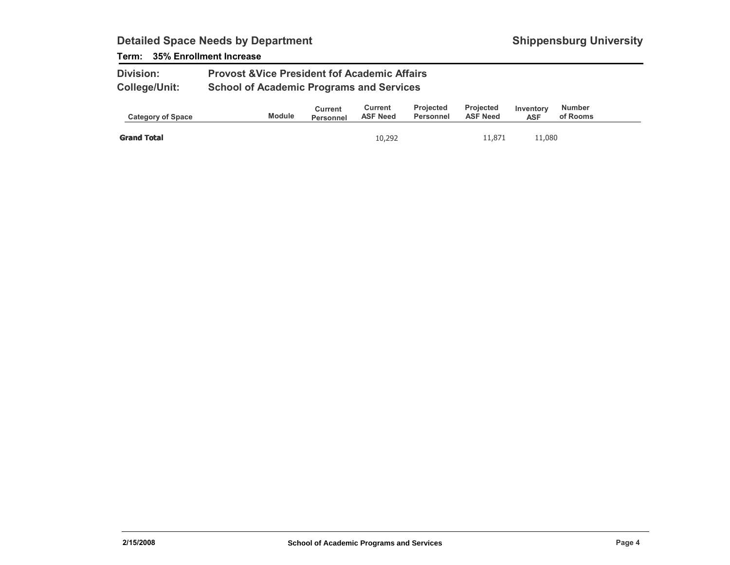## Detailed Space Needs by Department

**Shippensburg University**

**Term: 35% Enrollment Increase**

**Division:** Provost &Vice President fof Academic Affairs

**College/Unit:** School of Academic Programs and Services

| Category of Space | Module | Current Personnel | Current ASF Need | Projected Personnel | Projected ASF Need | Inventory ASF | Number of Rooms |
|---|---|---|---|---|---|---|---|
| **Grand Total** | | | 10,292 | | 11,871 | 11,080 | |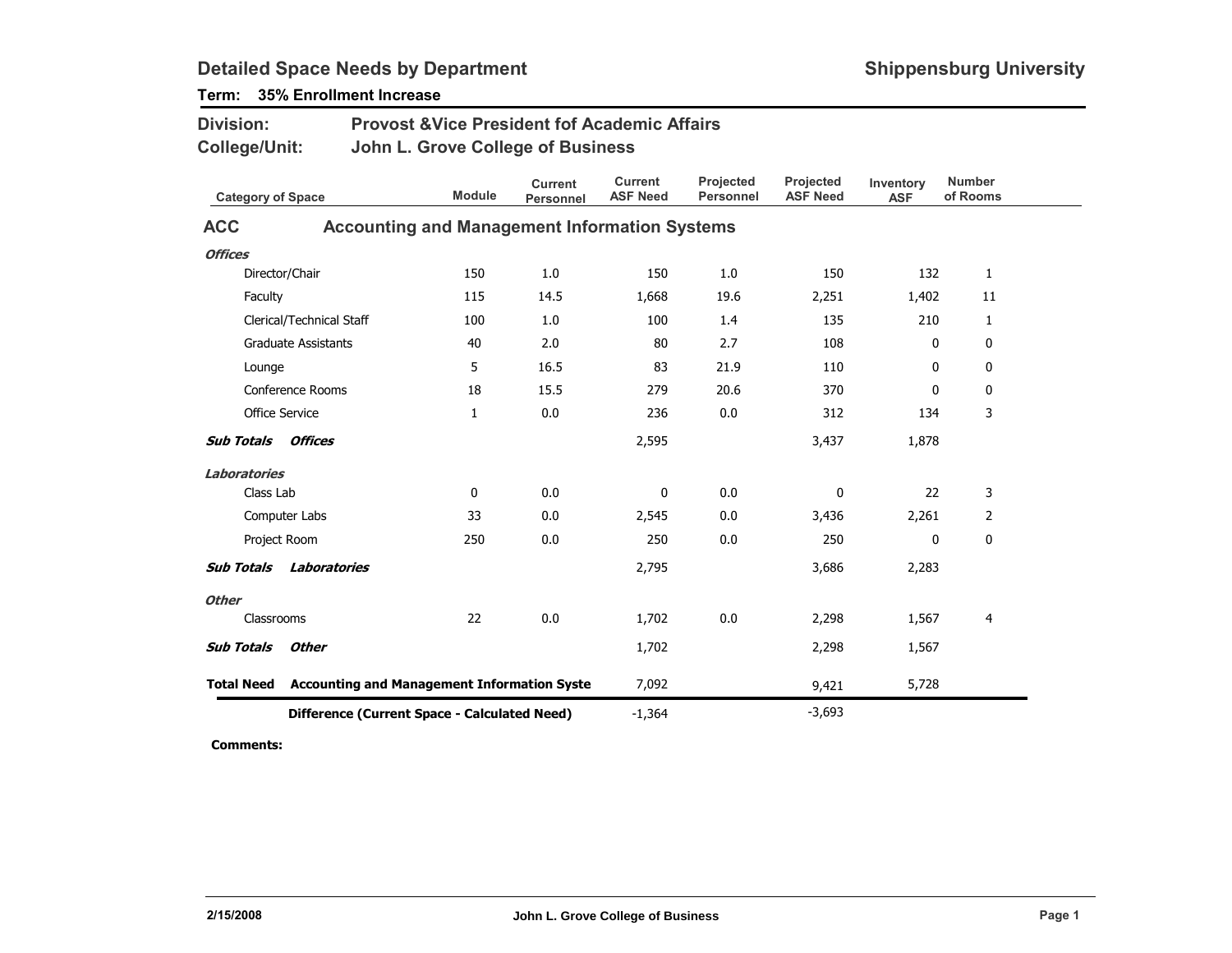## Detailed Space Needs by Department

**Shippensburg University**

**Term: 35% Enrollment Increase**

**Division:** Provost &Vice President fof Academic Affairs

**College/Unit:** John L. Grove College of Business

| Category of Space | Module | Current Personnel | Current ASF Need | Projected Personnel | Projected ASF Need | Inventory ASF | Number of Rooms |
|---|---|---|---|---|---|---|---|
| **ACC — Accounting and Management Information Systems** | | | | | | | |
| ***Offices*** | | | | | | | |
| Director/Chair | 150 | 1.0 | 150 | 1.0 | 150 | 132 | 1 |
| Faculty | 115 | 14.5 | 1,668 | 19.6 | 2,251 | 1,402 | 11 |
| Clerical/Technical Staff | 100 | 1.0 | 100 | 1.4 | 135 | 210 | 1 |
| Graduate Assistants | 40 | 2.0 | 80 | 2.7 | 108 | 0 | 0 |
| Lounge | 5 | 16.5 | 83 | 21.9 | 110 | 0 | 0 |
| Conference Rooms | 18 | 15.5 | 279 | 20.6 | 370 | 0 | 0 |
| Office Service | 1 | 0.0 | 236 | 0.0 | 312 | 134 | 3 |
| ***Sub Totals Offices*** | | | 2,595 | | 3,437 | 1,878 | |
| ***Laboratories*** | | | | | | | |
| Class Lab | 0 | 0.0 | 0 | 0.0 | 0 | 22 | 3 |
| Computer Labs | 33 | 0.0 | 2,545 | 0.0 | 3,436 | 2,261 | 2 |
| Project Room | 250 | 0.0 | 250 | 0.0 | 250 | 0 | 0 |
| ***Sub Totals Laboratories*** | | | 2,795 | | 3,686 | 2,283 | |
| ***Other*** | | | | | | | |
| Classrooms | 22 | 0.0 | 1,702 | 0.0 | 2,298 | 1,567 | 4 |
| ***Sub Totals Other*** | | | 1,702 | | 2,298 | 1,567 | |
| **Total Need Accounting and Management Information Syste** | | | 7,092 | | 9,421 | 5,728 | |
| **Difference (Current Space - Calculated Need)** | | | -1,364 | | -3,693 | | |

**Comments:**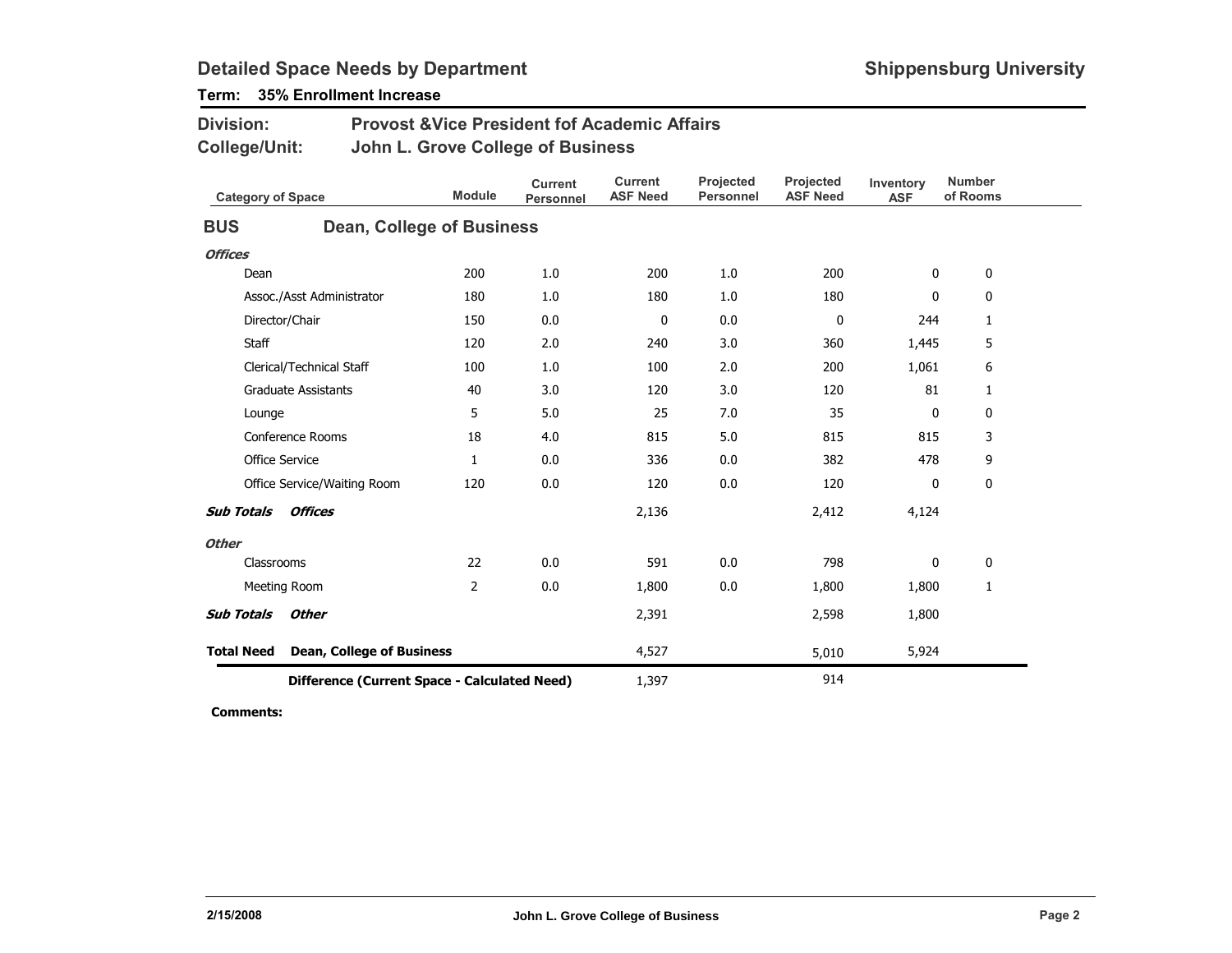## Detailed Space Needs by Department

**Shippensburg University**

**Term: 35% Enrollment Increase**

**Division:** Provost &Vice President fof Academic Affairs

**College/Unit:** John L. Grove College of Business

| Category of Space | Module | Current Personnel | Current ASF Need | Projected Personnel | Projected ASF Need | Inventory ASF | Number of Rooms |
|---|---|---|---|---|---|---|---|
| **BUS Dean, College of Business** | | | | | | | |
| ***Offices*** | | | | | | | |
| Dean | 200 | 1.0 | 200 | 1.0 | 200 | 0 | 0 |
| Assoc./Asst Administrator | 180 | 1.0 | 180 | 1.0 | 180 | 0 | 0 |
| Director/Chair | 150 | 0.0 | 0 | 0.0 | 0 | 244 | 1 |
| Staff | 120 | 2.0 | 240 | 3.0 | 360 | 1,445 | 5 |
| Clerical/Technical Staff | 100 | 1.0 | 100 | 2.0 | 200 | 1,061 | 6 |
| Graduate Assistants | 40 | 3.0 | 120 | 3.0 | 120 | 81 | 1 |
| Lounge | 5 | 5.0 | 25 | 7.0 | 35 | 0 | 0 |
| Conference Rooms | 18 | 4.0 | 815 | 5.0 | 815 | 815 | 3 |
| Office Service | 1 | 0.0 | 336 | 0.0 | 382 | 478 | 9 |
| Office Service/Waiting Room | 120 | 0.0 | 120 | 0.0 | 120 | 0 | 0 |
| ***Sub Totals Offices*** | | | 2,136 | | 2,412 | 4,124 | |
| ***Other*** | | | | | | | |
| Classrooms | 22 | 0.0 | 591 | 0.0 | 798 | 0 | 0 |
| Meeting Room | 2 | 0.0 | 1,800 | 0.0 | 1,800 | 1,800 | 1 |
| ***Sub Totals Other*** | | | 2,391 | | 2,598 | 1,800 | |
| **Total Need Dean, College of Business** | | | 4,527 | | 5,010 | 5,924 | |
| **Difference (Current Space - Calculated Need)** | | | 1,397 | | 914 | | |

**Comments:**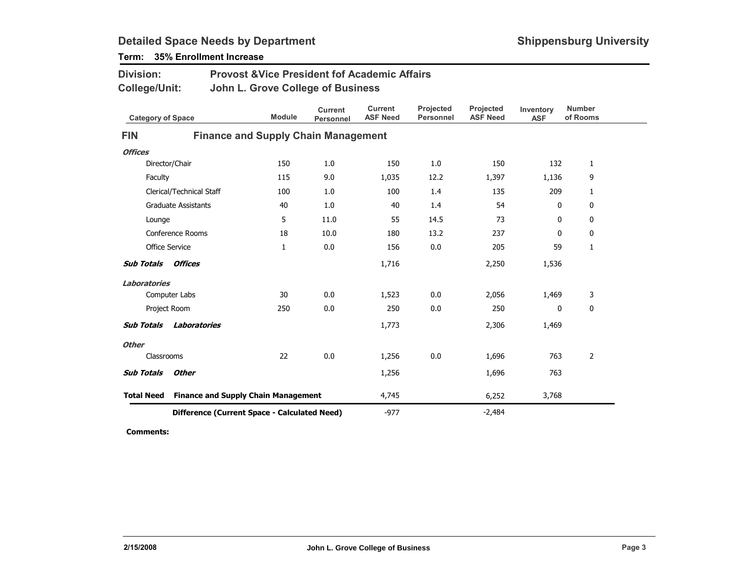# Detailed Space Needs by Department

**Shippensburg University**

**Term: 35% Enrollment Increase**

**Division:** Provost &Vice President fof Academic Affairs

**College/Unit:** John L. Grove College of Business

| Category of Space | Module | Current Personnel | Current ASF Need | Projected Personnel | Projected ASF Need | Inventory ASF | Number of Rooms |
|---|---|---|---|---|---|---|---|
| **FIN — Finance and Supply Chain Management** | | | | | | | |
| ***Offices*** | | | | | | | |
| Director/Chair | 150 | 1.0 | 150 | 1.0 | 150 | 132 | 1 |
| Faculty | 115 | 9.0 | 1,035 | 12.2 | 1,397 | 1,136 | 9 |
| Clerical/Technical Staff | 100 | 1.0 | 100 | 1.4 | 135 | 209 | 1 |
| Graduate Assistants | 40 | 1.0 | 40 | 1.4 | 54 | 0 | 0 |
| Lounge | 5 | 11.0 | 55 | 14.5 | 73 | 0 | 0 |
| Conference Rooms | 18 | 10.0 | 180 | 13.2 | 237 | 0 | 0 |
| Office Service | 1 | 0.0 | 156 | 0.0 | 205 | 59 | 1 |
| ***Sub Totals Offices*** | | | 1,716 | | 2,250 | 1,536 | |
| ***Laboratories*** | | | | | | | |
| Computer Labs | 30 | 0.0 | 1,523 | 0.0 | 2,056 | 1,469 | 3 |
| Project Room | 250 | 0.0 | 250 | 0.0 | 250 | 0 | 0 |
| ***Sub Totals Laboratories*** | | | 1,773 | | 2,306 | 1,469 | |
| ***Other*** | | | | | | | |
| Classrooms | 22 | 0.0 | 1,256 | 0.0 | 1,696 | 763 | 2 |
| ***Sub Totals Other*** | | | 1,256 | | 1,696 | 763 | |
| **Total Need Finance and Supply Chain Management** | | | 4,745 | | 6,252 | 3,768 | |
| **Difference (Current Space - Calculated Need)** | | | -977 | | -2,484 | | |

**Comments:**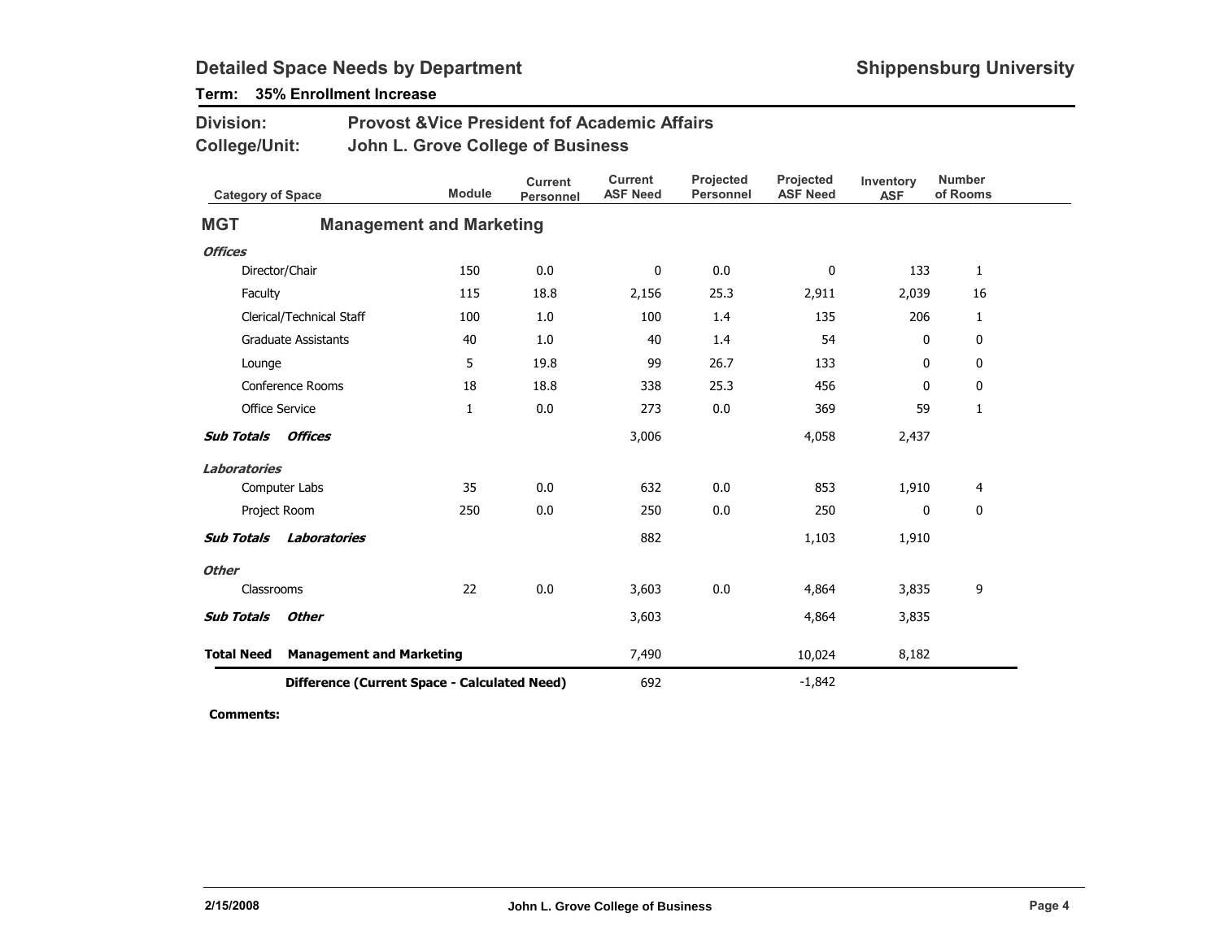## Detailed Space Needs by Department

**Shippensburg University**

**Term: 35% Enrollment Increase**

**Division:** Provost &Vice President fof Academic Affairs

**College/Unit:** John L. Grove College of Business

| Category of Space | Module | Current Personnel | Current ASF Need | Projected Personnel | Projected ASF Need | Inventory ASF | Number of Rooms |
|---|---|---|---|---|---|---|---|
| **MGT — Management and Marketing** | | | | | | | |
| ***Offices*** | | | | | | | |
| Director/Chair | 150 | 0.0 | 0 | 0.0 | 0 | 133 | 1 |
| Faculty | 115 | 18.8 | 2,156 | 25.3 | 2,911 | 2,039 | 16 |
| Clerical/Technical Staff | 100 | 1.0 | 100 | 1.4 | 135 | 206 | 1 |
| Graduate Assistants | 40 | 1.0 | 40 | 1.4 | 54 | 0 | 0 |
| Lounge | 5 | 19.8 | 99 | 26.7 | 133 | 0 | 0 |
| Conference Rooms | 18 | 18.8 | 338 | 25.3 | 456 | 0 | 0 |
| Office Service | 1 | 0.0 | 273 | 0.0 | 369 | 59 | 1 |
| ***Sub Totals Offices*** | | | 3,006 | | 4,058 | 2,437 | |
| ***Laboratories*** | | | | | | | |
| Computer Labs | 35 | 0.0 | 632 | 0.0 | 853 | 1,910 | 4 |
| Project Room | 250 | 0.0 | 250 | 0.0 | 250 | 0 | 0 |
| ***Sub Totals Laboratories*** | | | 882 | | 1,103 | 1,910 | |
| ***Other*** | | | | | | | |
| Classrooms | 22 | 0.0 | 3,603 | 0.0 | 4,864 | 3,835 | 9 |
| ***Sub Totals Other*** | | | 3,603 | | 4,864 | 3,835 | |
| **Total Need Management and Marketing** | | | 7,490 | | 10,024 | 8,182 | |
| **Difference (Current Space - Calculated Need)** | | | 692 | | -1,842 | | |

**Comments:**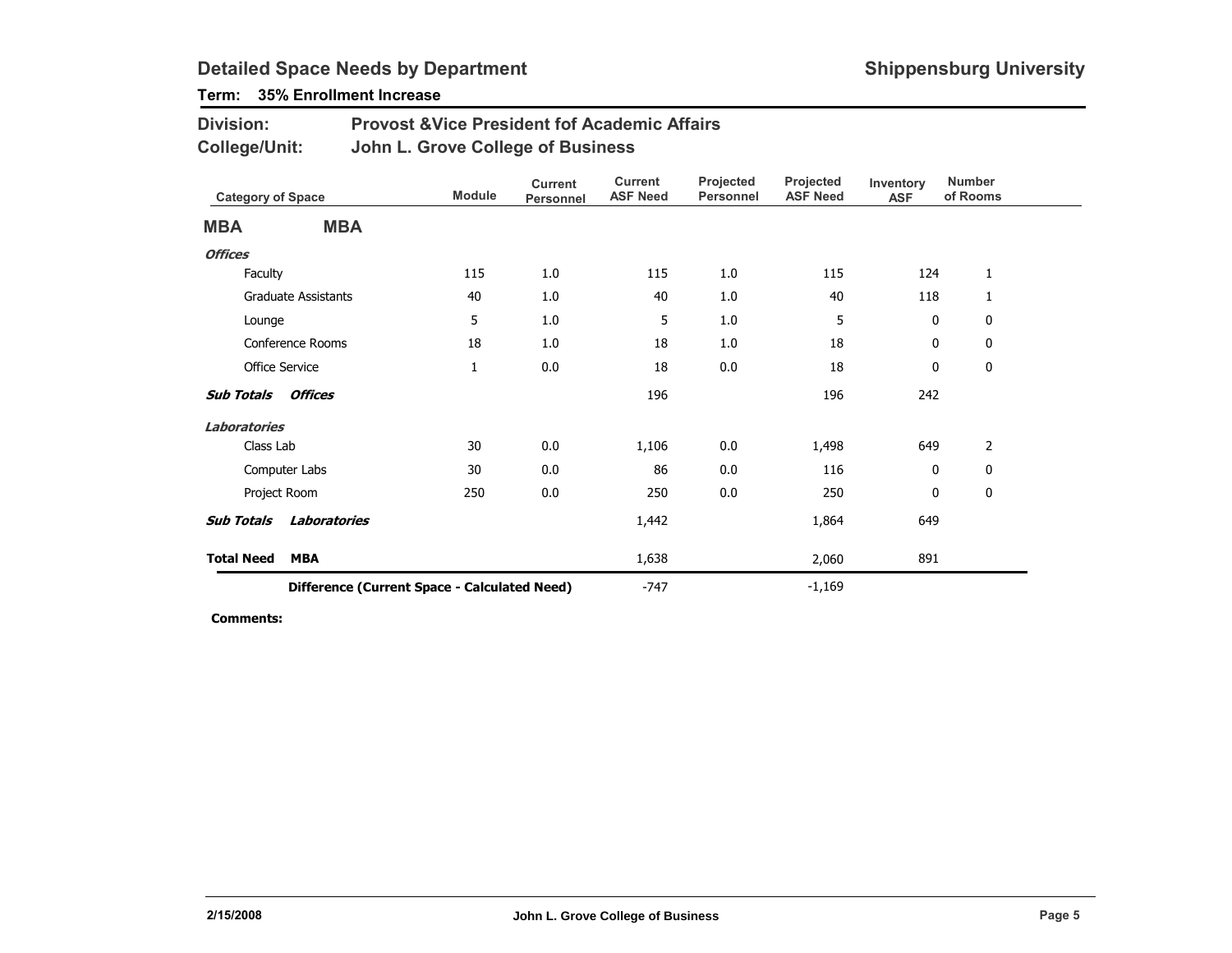## Detailed Space Needs by Department

**Shippensburg University**

**Term: 35% Enrollment Increase**

**Division:** Provost &Vice President fof Academic Affairs

**College/Unit:** John L. Grove College of Business

| Category of Space | Module | Current Personnel | Current ASF Need | Projected Personnel | Projected ASF Need | Inventory ASF | Number of Rooms |
|---|---|---|---|---|---|---|---|
| **MBA — MBA** | | | | | | | |
| ***Offices*** | | | | | | | |
| Faculty | 115 | 1.0 | 115 | 1.0 | 115 | 124 | 1 |
| Graduate Assistants | 40 | 1.0 | 40 | 1.0 | 40 | 118 | 1 |
| Lounge | 5 | 1.0 | 5 | 1.0 | 5 | 0 | 0 |
| Conference Rooms | 18 | 1.0 | 18 | 1.0 | 18 | 0 | 0 |
| Office Service | 1 | 0.0 | 18 | 0.0 | 18 | 0 | 0 |
| ***Sub Totals Offices*** | | | 196 | | 196 | 242 | |
| ***Laboratories*** | | | | | | | |
| Class Lab | 30 | 0.0 | 1,106 | 0.0 | 1,498 | 649 | 2 |
| Computer Labs | 30 | 0.0 | 86 | 0.0 | 116 | 0 | 0 |
| Project Room | 250 | 0.0 | 250 | 0.0 | 250 | 0 | 0 |
| ***Sub Totals Laboratories*** | | | 1,442 | | 1,864 | 649 | |
| **Total Need MBA** | | | 1,638 | | 2,060 | 891 | |
| **Difference (Current Space - Calculated Need)** | | | -747 | | -1,169 | | |

**Comments:**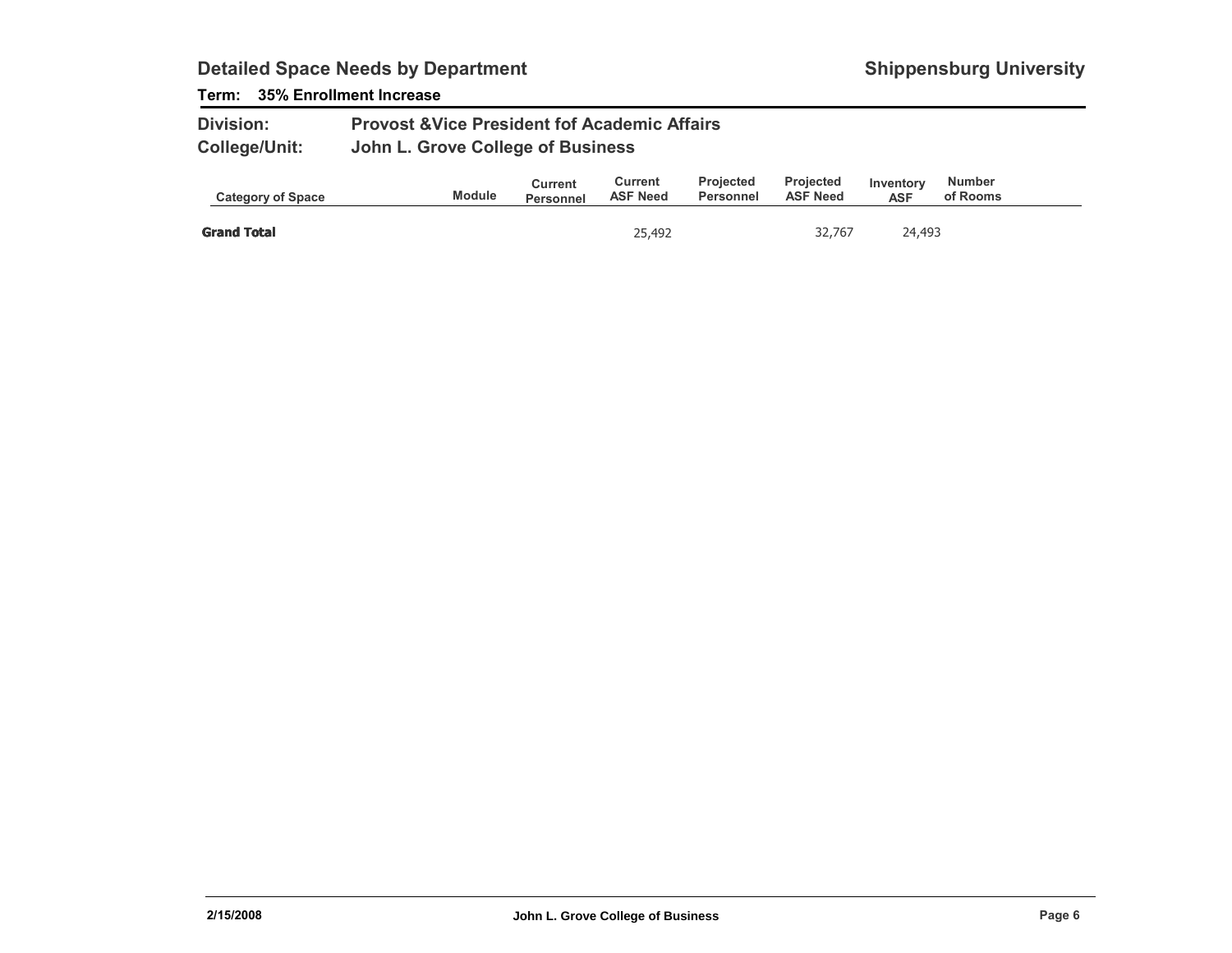## Detailed Space Needs by Department

**Shippensburg University**

**Term: 35% Enrollment Increase**

**Division:** Provost &Vice President fof Academic Affairs

**College/Unit:** John L. Grove College of Business

| Category of Space | Module | Current Personnel | Current ASF Need | Projected Personnel | Projected ASF Need | Inventory ASF | Number of Rooms |
|---|---|---|---|---|---|---|---|
| **Grand Total** | | | 25,492 | | 32,767 | 24,493 | |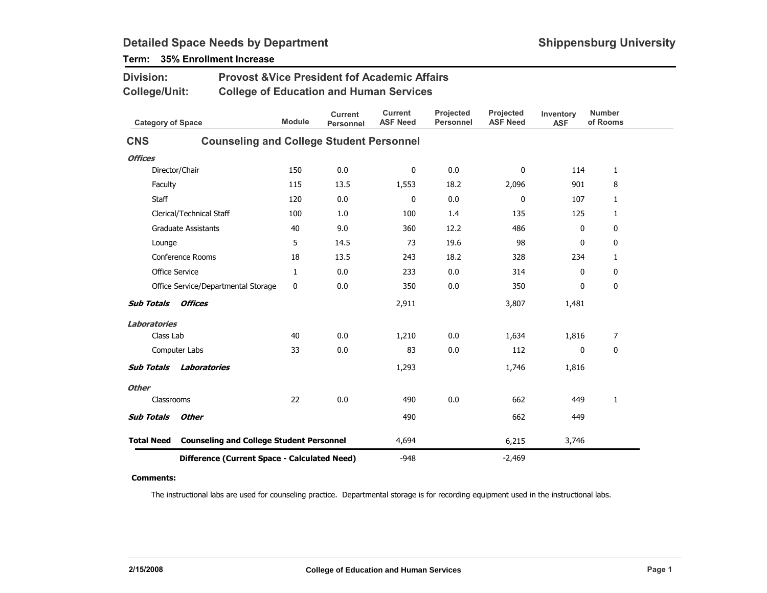## Detailed Space Needs by Department

**Shippensburg University**

**Term: 35% Enrollment Increase**

**Division:** Provost &Vice President fof Academic Affairs

**College/Unit:** College of Education and Human Services

| Category of Space | Module | Current Personnel | Current ASF Need | Projected Personnel | Projected ASF Need | Inventory ASF | Number of Rooms |
|---|---|---|---|---|---|---|---|
| **CNS — Counseling and College Student Personnel** | | | | | | | |
| ***Offices*** | | | | | | | |
| Director/Chair | 150 | 0.0 | 0 | 0.0 | 0 | 114 | 1 |
| Faculty | 115 | 13.5 | 1,553 | 18.2 | 2,096 | 901 | 8 |
| Staff | 120 | 0.0 | 0 | 0.0 | 0 | 107 | 1 |
| Clerical/Technical Staff | 100 | 1.0 | 100 | 1.4 | 135 | 125 | 1 |
| Graduate Assistants | 40 | 9.0 | 360 | 12.2 | 486 | 0 | 0 |
| Lounge | 5 | 14.5 | 73 | 19.6 | 98 | 0 | 0 |
| Conference Rooms | 18 | 13.5 | 243 | 18.2 | 328 | 234 | 1 |
| Office Service | 1 | 0.0 | 233 | 0.0 | 314 | 0 | 0 |
| Office Service/Departmental Storage | 0 | 0.0 | 350 | 0.0 | 350 | 0 | 0 |
| ***Sub Totals Offices*** | | | 2,911 | | 3,807 | 1,481 | |
| ***Laboratories*** | | | | | | | |
| Class Lab | 40 | 0.0 | 1,210 | 0.0 | 1,634 | 1,816 | 7 |
| Computer Labs | 33 | 0.0 | 83 | 0.0 | 112 | 0 | 0 |
| ***Sub Totals Laboratories*** | | | 1,293 | | 1,746 | 1,816 | |
| ***Other*** | | | | | | | |
| Classrooms | 22 | 0.0 | 490 | 0.0 | 662 | 449 | 1 |
| ***Sub Totals Other*** | | | 490 | | 662 | 449 | |
| **Total Need Counseling and College Student Personnel** | | | 4,694 | | 6,215 | 3,746 | |
| **Difference (Current Space - Calculated Need)** | | | -948 | | -2,469 | | |

**Comments:**

The instructional labs are used for counseling practice. Departmental storage is for recording equipment used in the instructional labs.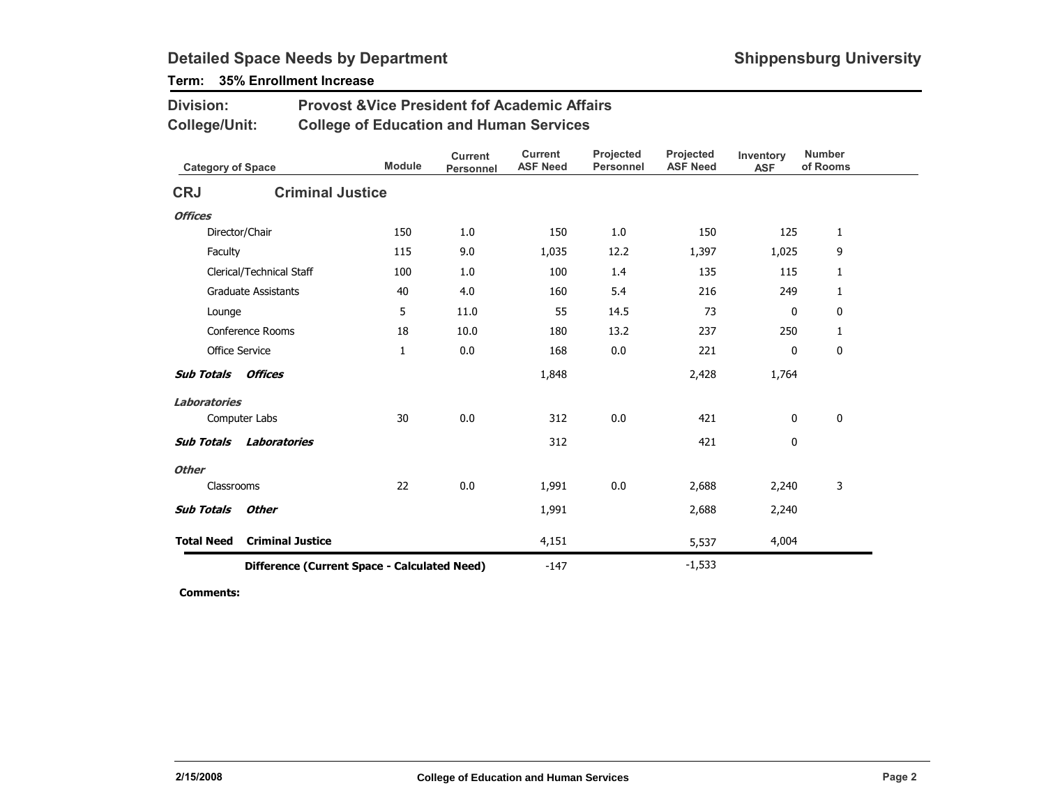## Detailed Space Needs by Department

**Shippensburg University**

**Term: 35% Enrollment Increase**

**Division:** Provost &Vice President fof Academic Affairs

**College/Unit:** College of Education and Human Services

| Category of Space | Module | Current Personnel | Current ASF Need | Projected Personnel | Projected ASF Need | Inventory ASF | Number of Rooms |
|---|---|---|---|---|---|---|---|
| **CRJ Criminal Justice** | | | | | | | |
| ***Offices*** | | | | | | | |
| Director/Chair | 150 | 1.0 | 150 | 1.0 | 150 | 125 | 1 |
| Faculty | 115 | 9.0 | 1,035 | 12.2 | 1,397 | 1,025 | 9 |
| Clerical/Technical Staff | 100 | 1.0 | 100 | 1.4 | 135 | 115 | 1 |
| Graduate Assistants | 40 | 4.0 | 160 | 5.4 | 216 | 249 | 1 |
| Lounge | 5 | 11.0 | 55 | 14.5 | 73 | 0 | 0 |
| Conference Rooms | 18 | 10.0 | 180 | 13.2 | 237 | 250 | 1 |
| Office Service | 1 | 0.0 | 168 | 0.0 | 221 | 0 | 0 |
| ***Sub Totals Offices*** | | | 1,848 | | 2,428 | 1,764 | |
| ***Laboratories*** | | | | | | | |
| Computer Labs | 30 | 0.0 | 312 | 0.0 | 421 | 0 | 0 |
| ***Sub Totals Laboratories*** | | | 312 | | 421 | 0 | |
| ***Other*** | | | | | | | |
| Classrooms | 22 | 0.0 | 1,991 | 0.0 | 2,688 | 2,240 | 3 |
| ***Sub Totals Other*** | | | 1,991 | | 2,688 | 2,240 | |
| **Total Need Criminal Justice** | | | 4,151 | | 5,537 | 4,004 | |
| **Difference (Current Space - Calculated Need)** | | | -147 | | -1,533 | | |

**Comments:**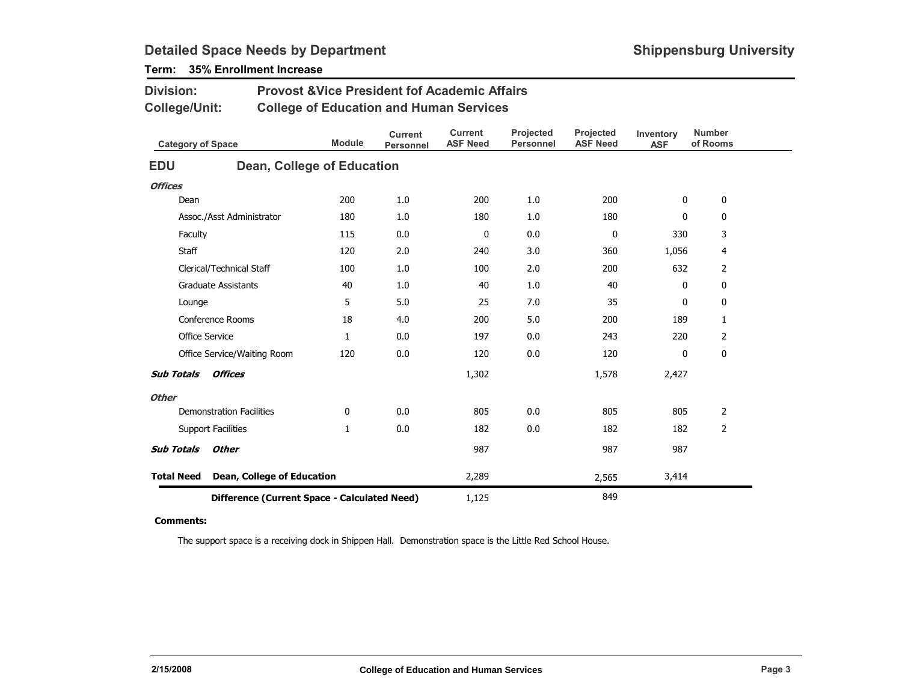# Detailed Space Needs by Department

**Shippensburg University**

**Term: 35% Enrollment Increase**

**Division:** Provost &Vice President fof Academic Affairs

**College/Unit:** College of Education and Human Services

| Category of Space | Module | Current Personnel | Current ASF Need | Projected Personnel | Projected ASF Need | Inventory ASF | Number of Rooms |
|---|---|---|---|---|---|---|---|
| **EDU Dean, College of Education** | | | | | | | |
| ***Offices*** | | | | | | | |
| Dean | 200 | 1.0 | 200 | 1.0 | 200 | 0 | 0 |
| Assoc./Asst Administrator | 180 | 1.0 | 180 | 1.0 | 180 | 0 | 0 |
| Faculty | 115 | 0.0 | 0 | 0.0 | 0 | 330 | 3 |
| Staff | 120 | 2.0 | 240 | 3.0 | 360 | 1,056 | 4 |
| Clerical/Technical Staff | 100 | 1.0 | 100 | 2.0 | 200 | 632 | 2 |
| Graduate Assistants | 40 | 1.0 | 40 | 1.0 | 40 | 0 | 0 |
| Lounge | 5 | 5.0 | 25 | 7.0 | 35 | 0 | 0 |
| Conference Rooms | 18 | 4.0 | 200 | 5.0 | 200 | 189 | 1 |
| Office Service | 1 | 0.0 | 197 | 0.0 | 243 | 220 | 2 |
| Office Service/Waiting Room | 120 | 0.0 | 120 | 0.0 | 120 | 0 | 0 |
| ***Sub Totals Offices*** | | | 1,302 | | 1,578 | 2,427 | |
| ***Other*** | | | | | | | |
| Demonstration Facilities | 0 | 0.0 | 805 | 0.0 | 805 | 805 | 2 |
| Support Facilities | 1 | 0.0 | 182 | 0.0 | 182 | 182 | 2 |
| ***Sub Totals Other*** | | | 987 | | 987 | 987 | |
| **Total Need Dean, College of Education** | | | 2,289 | | 2,565 | 3,414 | |
| **Difference (Current Space - Calculated Need)** | | | 1,125 | | 849 | | |

**Comments:**

The support space is a receiving dock in Shippen Hall. Demonstration space is the Little Red School House.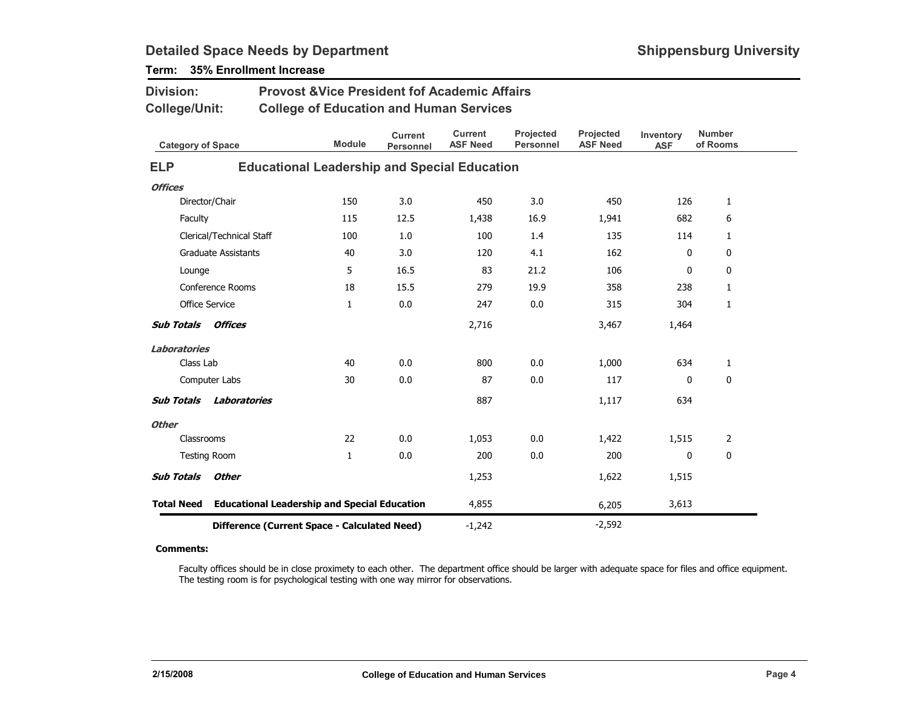# Detailed Space Needs by Department

**Shippensburg University**

**Term: 35% Enrollment Increase**

**Division:** Provost &Vice President fof Academic Affairs

**College/Unit:** College of Education and Human Services

| Category of Space | Module | Current Personnel | Current ASF Need | Projected Personnel | Projected ASF Need | Inventory ASF | Number of Rooms |
|---|---|---|---|---|---|---|---|
| **ELP — Educational Leadership and Special Education** | | | | | | | |
| ***Offices*** | | | | | | | |
| Director/Chair | 150 | 3.0 | 450 | 3.0 | 450 | 126 | 1 |
| Faculty | 115 | 12.5 | 1,438 | 16.9 | 1,941 | 682 | 6 |
| Clerical/Technical Staff | 100 | 1.0 | 100 | 1.4 | 135 | 114 | 1 |
| Graduate Assistants | 40 | 3.0 | 120 | 4.1 | 162 | 0 | 0 |
| Lounge | 5 | 16.5 | 83 | 21.2 | 106 | 0 | 0 |
| Conference Rooms | 18 | 15.5 | 279 | 19.9 | 358 | 238 | 1 |
| Office Service | 1 | 0.0 | 247 | 0.0 | 315 | 304 | 1 |
| ***Sub Totals Offices*** | | | 2,716 | | 3,467 | 1,464 | |
| ***Laboratories*** | | | | | | | |
| Class Lab | 40 | 0.0 | 800 | 0.0 | 1,000 | 634 | 1 |
| Computer Labs | 30 | 0.0 | 87 | 0.0 | 117 | 0 | 0 |
| ***Sub Totals Laboratories*** | | | 887 | | 1,117 | 634 | |
| ***Other*** | | | | | | | |
| Classrooms | 22 | 0.0 | 1,053 | 0.0 | 1,422 | 1,515 | 2 |
| Testing Room | 1 | 0.0 | 200 | 0.0 | 200 | 0 | 0 |
| ***Sub Totals Other*** | | | 1,253 | | 1,622 | 1,515 | |
| **Total Need Educational Leadership and Special Education** | | | 4,855 | | 6,205 | 3,613 | |
| **Difference (Current Space - Calculated Need)** | | | -1,242 | | -2,592 | | |

**Comments:**

Faculty offices should be in close proximety to each other. The department office should be larger with adequate space for files and office equipment. The testing room is for psychological testing with one way mirror for observations.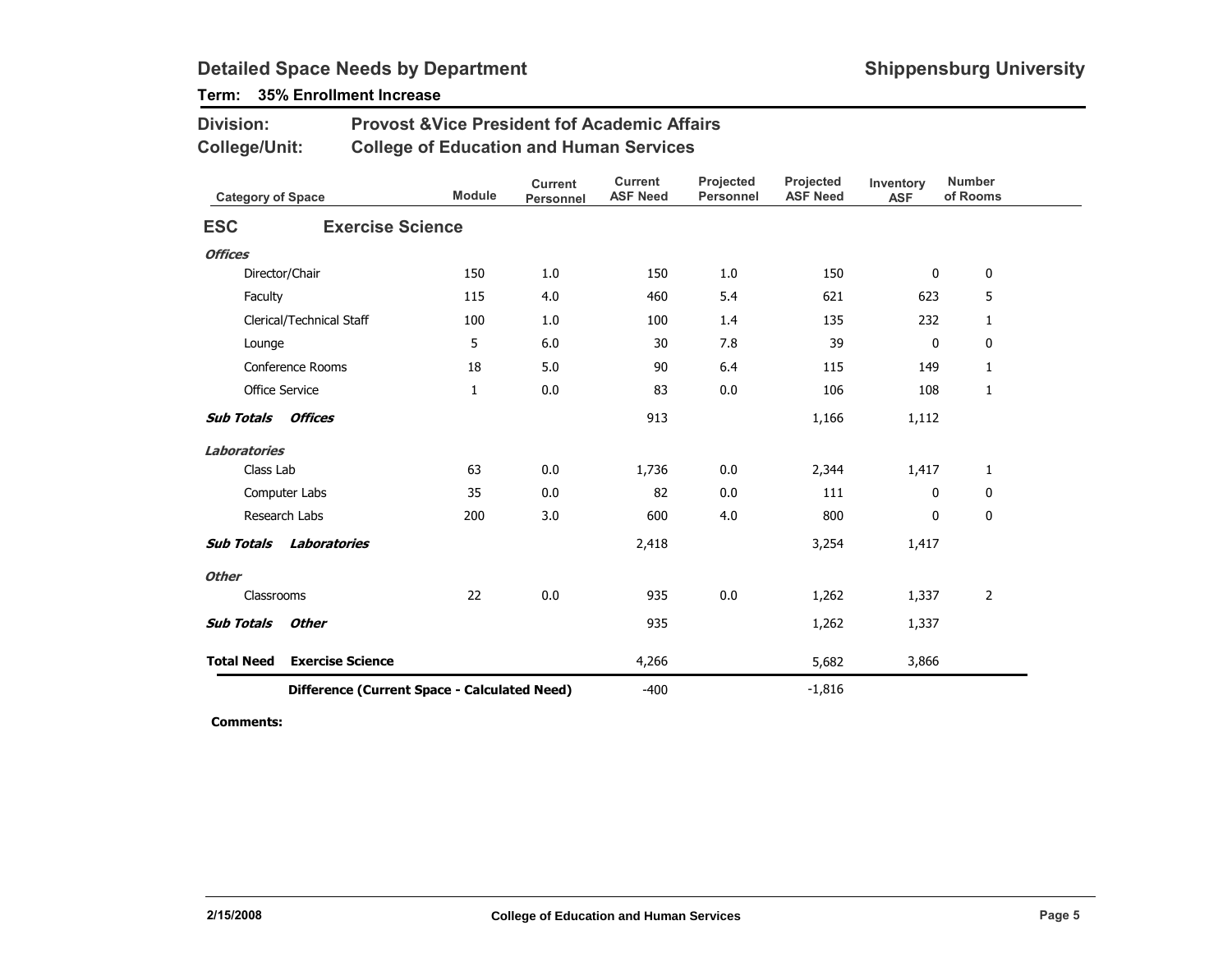# Detailed Space Needs by Department

**Shippensburg University**

**Term: 35% Enrollment Increase**

**Division:** Provost &Vice President fof Academic Affairs

**College/Unit:** College of Education and Human Services

| Category of Space | Module | Current Personnel | Current ASF Need | Projected Personnel | Projected ASF Need | Inventory ASF | Number of Rooms |
|---|---|---|---|---|---|---|---|
| **ESC Exercise Science** | | | | | | | |
| ***Offices*** | | | | | | | |
| Director/Chair | 150 | 1.0 | 150 | 1.0 | 150 | 0 | 0 |
| Faculty | 115 | 4.0 | 460 | 5.4 | 621 | 623 | 5 |
| Clerical/Technical Staff | 100 | 1.0 | 100 | 1.4 | 135 | 232 | 1 |
| Lounge | 5 | 6.0 | 30 | 7.8 | 39 | 0 | 0 |
| Conference Rooms | 18 | 5.0 | 90 | 6.4 | 115 | 149 | 1 |
| Office Service | 1 | 0.0 | 83 | 0.0 | 106 | 108 | 1 |
| ***Sub Totals Offices*** | | | 913 | | 1,166 | 1,112 | |
| ***Laboratories*** | | | | | | | |
| Class Lab | 63 | 0.0 | 1,736 | 0.0 | 2,344 | 1,417 | 1 |
| Computer Labs | 35 | 0.0 | 82 | 0.0 | 111 | 0 | 0 |
| Research Labs | 200 | 3.0 | 600 | 4.0 | 800 | 0 | 0 |
| ***Sub Totals Laboratories*** | | | 2,418 | | 3,254 | 1,417 | |
| ***Other*** | | | | | | | |
| Classrooms | 22 | 0.0 | 935 | 0.0 | 1,262 | 1,337 | 2 |
| ***Sub Totals Other*** | | | 935 | | 1,262 | 1,337 | |
| **Total Need Exercise Science** | | | 4,266 | | 5,682 | 3,866 | |
| **Difference (Current Space - Calculated Need)** | | | -400 | | -1,816 | | |

**Comments:**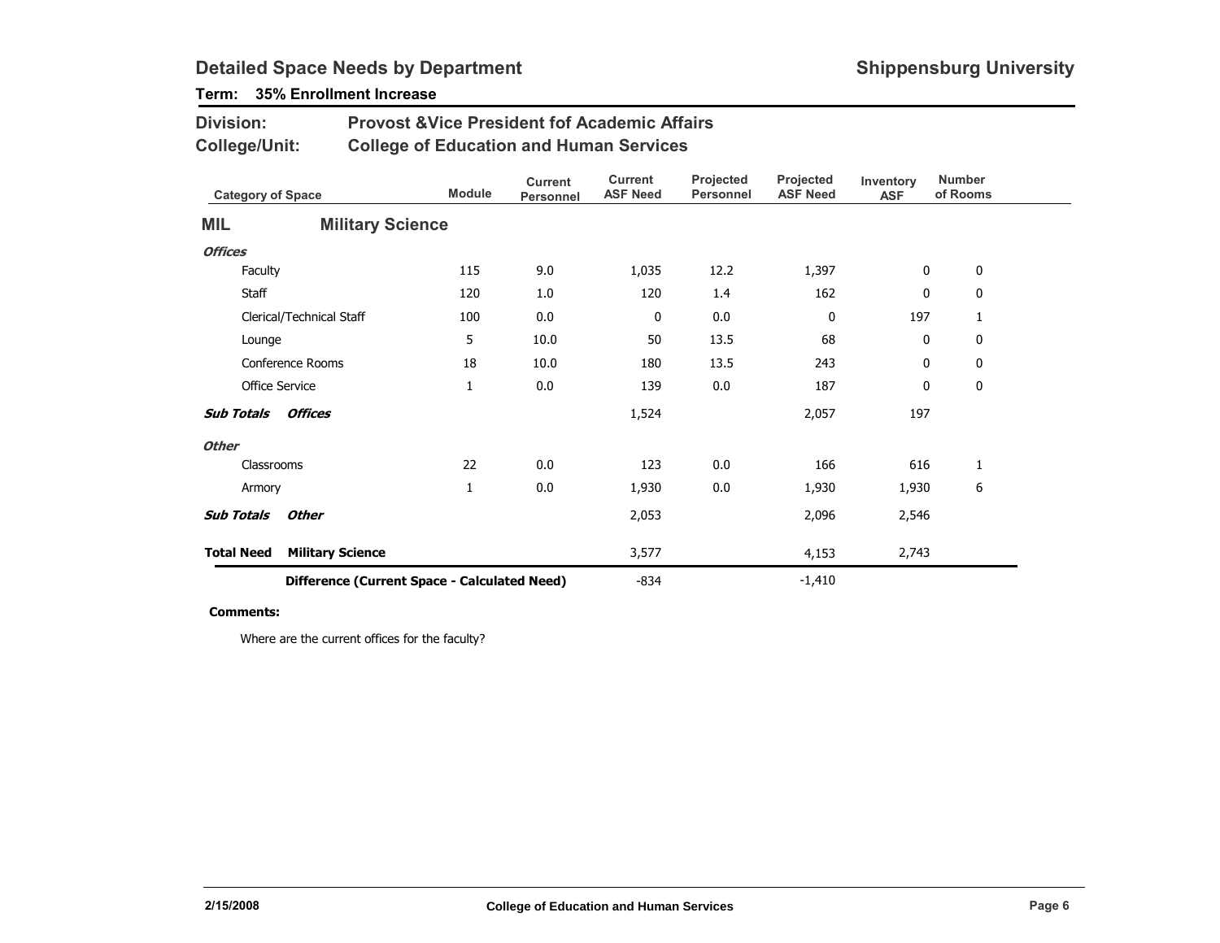# Detailed Space Needs by Department

**Shippensburg University**

**Term: 35% Enrollment Increase**

**Division:** Provost &Vice President fof Academic Affairs

**College/Unit:** College of Education and Human Services

| Category of Space | Module | Current Personnel | Current ASF Need | Projected Personnel | Projected ASF Need | Inventory ASF | Number of Rooms |
|---|---|---|---|---|---|---|---|
| **MIL** **Military Science** | | | | | | | |
| ***Offices*** | | | | | | | |
| Faculty | 115 | 9.0 | 1,035 | 12.2 | 1,397 | 0 | 0 |
| Staff | 120 | 1.0 | 120 | 1.4 | 162 | 0 | 0 |
| Clerical/Technical Staff | 100 | 0.0 | 0 | 0.0 | 0 | 197 | 1 |
| Lounge | 5 | 10.0 | 50 | 13.5 | 68 | 0 | 0 |
| Conference Rooms | 18 | 10.0 | 180 | 13.5 | 243 | 0 | 0 |
| Office Service | 1 | 0.0 | 139 | 0.0 | 187 | 0 | 0 |
| ***Sub Totals Offices*** | | | 1,524 | | 2,057 | 197 | |
| ***Other*** | | | | | | | |
| Classrooms | 22 | 0.0 | 123 | 0.0 | 166 | 616 | 1 |
| Armory | 1 | 0.0 | 1,930 | 0.0 | 1,930 | 1,930 | 6 |
| ***Sub Totals Other*** | | | 2,053 | | 2,096 | 2,546 | |
| **Total Need Military Science** | | | 3,577 | | 4,153 | 2,743 | |
| **Difference (Current Space - Calculated Need)** | | | -834 | | -1,410 | | |

**Comments:**

Where are the current offices for the faculty?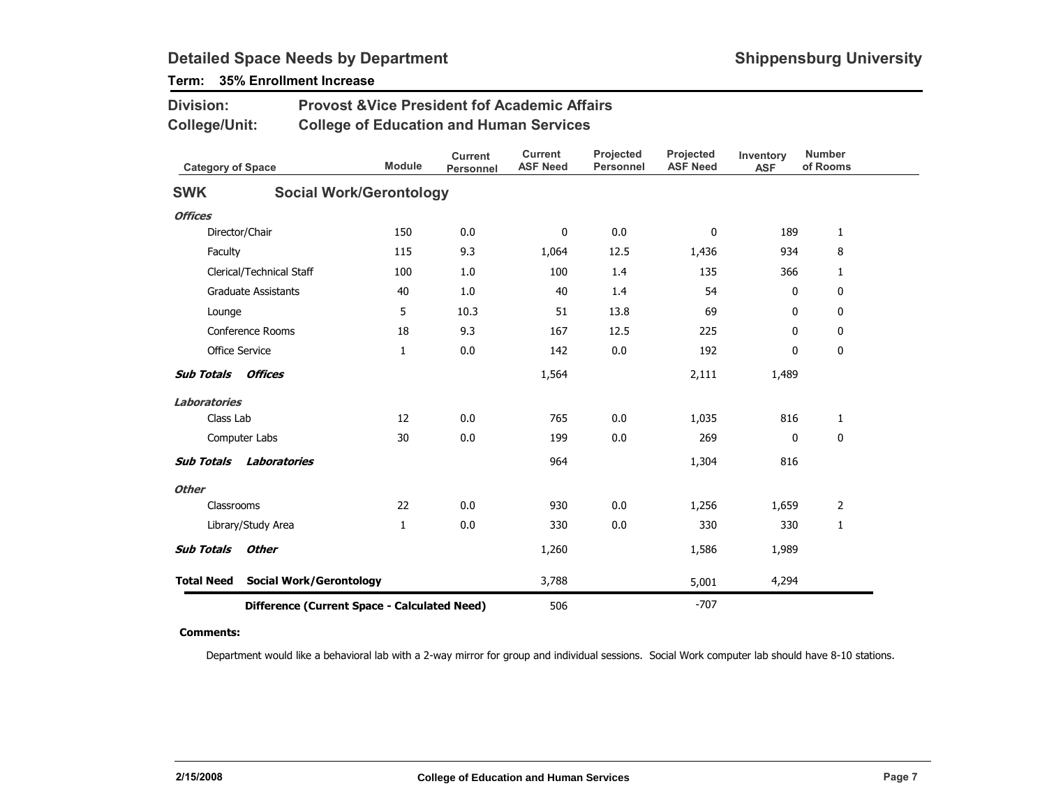# Detailed Space Needs by Department

**Shippensburg University**

**Term: 35% Enrollment Increase**

**Division:** Provost &Vice President fof Academic Affairs

**College/Unit:** College of Education and Human Services

| Category of Space | Module | Current Personnel | Current ASF Need | Projected Personnel | Projected ASF Need | Inventory ASF | Number of Rooms |
|---|---|---|---|---|---|---|---|
| **SWK — Social Work/Gerontology** | | | | | | | |
| ***Offices*** | | | | | | | |
| Director/Chair | 150 | 0.0 | 0 | 0.0 | 0 | 189 | 1 |
| Faculty | 115 | 9.3 | 1,064 | 12.5 | 1,436 | 934 | 8 |
| Clerical/Technical Staff | 100 | 1.0 | 100 | 1.4 | 135 | 366 | 1 |
| Graduate Assistants | 40 | 1.0 | 40 | 1.4 | 54 | 0 | 0 |
| Lounge | 5 | 10.3 | 51 | 13.8 | 69 | 0 | 0 |
| Conference Rooms | 18 | 9.3 | 167 | 12.5 | 225 | 0 | 0 |
| Office Service | 1 | 0.0 | 142 | 0.0 | 192 | 0 | 0 |
| ***Sub Totals Offices*** | | | 1,564 | | 2,111 | 1,489 | |
| ***Laboratories*** | | | | | | | |
| Class Lab | 12 | 0.0 | 765 | 0.0 | 1,035 | 816 | 1 |
| Computer Labs | 30 | 0.0 | 199 | 0.0 | 269 | 0 | 0 |
| ***Sub Totals Laboratories*** | | | 964 | | 1,304 | 816 | |
| ***Other*** | | | | | | | |
| Classrooms | 22 | 0.0 | 930 | 0.0 | 1,256 | 1,659 | 2 |
| Library/Study Area | 1 | 0.0 | 330 | 0.0 | 330 | 330 | 1 |
| ***Sub Totals Other*** | | | 1,260 | | 1,586 | 1,989 | |
| **Total Need Social Work/Gerontology** | | | 3,788 | | 5,001 | 4,294 | |
| **Difference (Current Space - Calculated Need)** | | | 506 | | -707 | | |

**Comments:**

Department would like a behavioral lab with a 2-way mirror for group and individual sessions. Social Work computer lab should have 8-10 stations.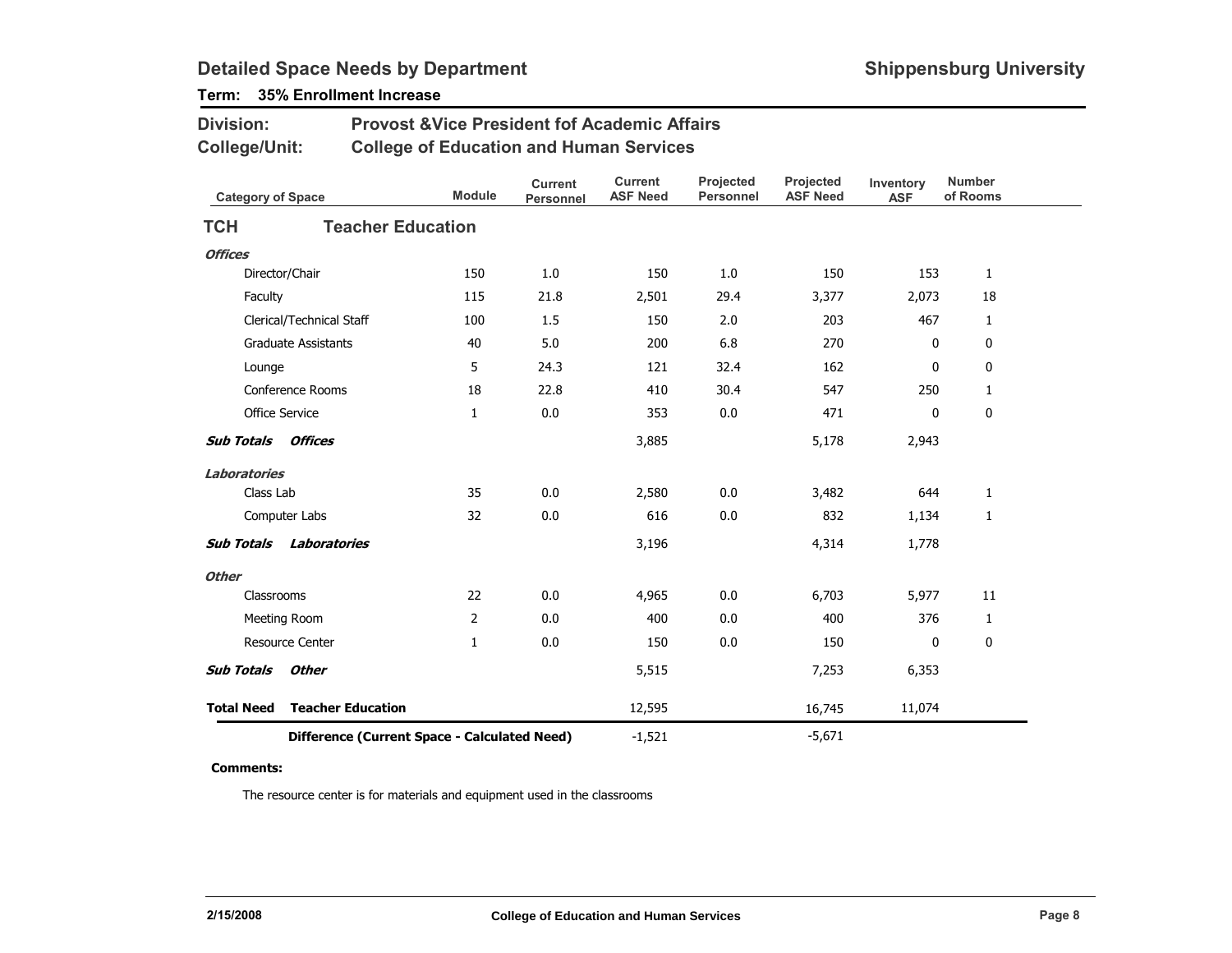## Detailed Space Needs by Department

**Shippensburg University**

**Term: 35% Enrollment Increase**

**Division:** Provost &Vice President fof Academic Affairs

**College/Unit:** College of Education and Human Services

| Category of Space | Module | Current Personnel | Current ASF Need | Projected Personnel | Projected ASF Need | Inventory ASF | Number of Rooms |
|---|---|---|---|---|---|---|---|
| **TCH Teacher Education** | | | | | | | |
| ***Offices*** | | | | | | | |
| Director/Chair | 150 | 1.0 | 150 | 1.0 | 150 | 153 | 1 |
| Faculty | 115 | 21.8 | 2,501 | 29.4 | 3,377 | 2,073 | 18 |
| Clerical/Technical Staff | 100 | 1.5 | 150 | 2.0 | 203 | 467 | 1 |
| Graduate Assistants | 40 | 5.0 | 200 | 6.8 | 270 | 0 | 0 |
| Lounge | 5 | 24.3 | 121 | 32.4 | 162 | 0 | 0 |
| Conference Rooms | 18 | 22.8 | 410 | 30.4 | 547 | 250 | 1 |
| Office Service | 1 | 0.0 | 353 | 0.0 | 471 | 0 | 0 |
| ***Sub Totals Offices*** | | | 3,885 | | 5,178 | 2,943 | |
| ***Laboratories*** | | | | | | | |
| Class Lab | 35 | 0.0 | 2,580 | 0.0 | 3,482 | 644 | 1 |
| Computer Labs | 32 | 0.0 | 616 | 0.0 | 832 | 1,134 | 1 |
| ***Sub Totals Laboratories*** | | | 3,196 | | 4,314 | 1,778 | |
| ***Other*** | | | | | | | |
| Classrooms | 22 | 0.0 | 4,965 | 0.0 | 6,703 | 5,977 | 11 |
| Meeting Room | 2 | 0.0 | 400 | 0.0 | 400 | 376 | 1 |
| Resource Center | 1 | 0.0 | 150 | 0.0 | 150 | 0 | 0 |
| ***Sub Totals Other*** | | | 5,515 | | 7,253 | 6,353 | |
| **Total Need Teacher Education** | | | 12,595 | | 16,745 | 11,074 | |
| **Difference (Current Space - Calculated Need)** | | | -1,521 | | -5,671 | | |

**Comments:**

The resource center is for materials and equipment used in the classrooms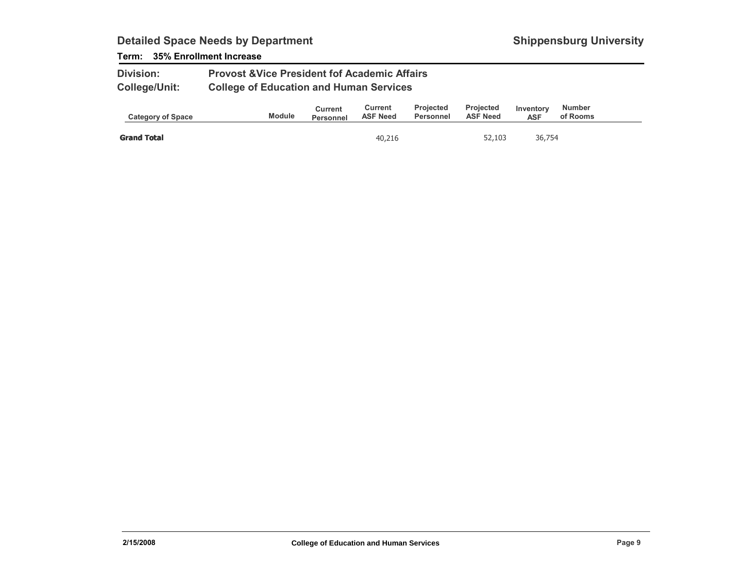## Detailed Space Needs by Department

**Shippensburg University**

**Term: 35% Enrollment Increase**

**Division:** Provost &Vice President fof Academic Affairs

**College/Unit:** College of Education and Human Services

| Category of Space | Module | Current Personnel | Current ASF Need | Projected Personnel | Projected ASF Need | Inventory ASF | Number of Rooms |
|---|---|---|---|---|---|---|---|
| **Grand Total** | | | 40,216 | | 52,103 | 36,754 | |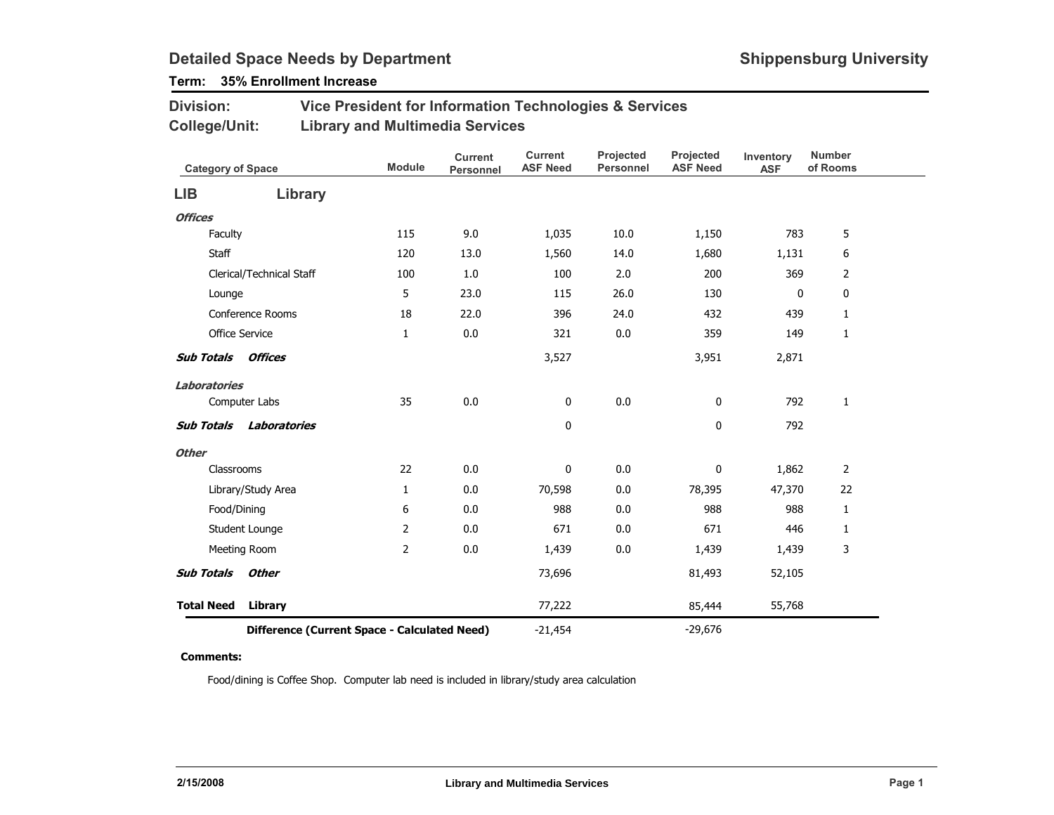# Detailed Space Needs by Department

**Shippensburg University**

**Term: 35% Enrollment Increase**

**Division:** Vice President for Information Technologies & Services

**College/Unit:** Library and Multimedia Services

| Category of Space | Module | Current Personnel | Current ASF Need | Projected Personnel | Projected ASF Need | Inventory ASF | Number of Rooms |
|---|---|---|---|---|---|---|---|
| **LIB Library** | | | | | | | |
| ***Offices*** | | | | | | | |
| Faculty | 115 | 9.0 | 1,035 | 10.0 | 1,150 | 783 | 5 |
| Staff | 120 | 13.0 | 1,560 | 14.0 | 1,680 | 1,131 | 6 |
| Clerical/Technical Staff | 100 | 1.0 | 100 | 2.0 | 200 | 369 | 2 |
| Lounge | 5 | 23.0 | 115 | 26.0 | 130 | 0 | 0 |
| Conference Rooms | 18 | 22.0 | 396 | 24.0 | 432 | 439 | 1 |
| Office Service | 1 | 0.0 | 321 | 0.0 | 359 | 149 | 1 |
| ***Sub Totals Offices*** | | | 3,527 | | 3,951 | 2,871 | |
| ***Laboratories*** | | | | | | | |
| Computer Labs | 35 | 0.0 | 0 | 0.0 | 0 | 792 | 1 |
| ***Sub Totals Laboratories*** | | | 0 | | 0 | 792 | |
| ***Other*** | | | | | | | |
| Classrooms | 22 | 0.0 | 0 | 0.0 | 0 | 1,862 | 2 |
| Library/Study Area | 1 | 0.0 | 70,598 | 0.0 | 78,395 | 47,370 | 22 |
| Food/Dining | 6 | 0.0 | 988 | 0.0 | 988 | 988 | 1 |
| Student Lounge | 2 | 0.0 | 671 | 0.0 | 671 | 446 | 1 |
| Meeting Room | 2 | 0.0 | 1,439 | 0.0 | 1,439 | 1,439 | 3 |
| ***Sub Totals Other*** | | | 73,696 | | 81,493 | 52,105 | |
| **Total Need Library** | | | 77,222 | | 85,444 | 55,768 | |
| **Difference (Current Space - Calculated Need)** | | | -21,454 | | -29,676 | | |

**Comments:**

Food/dining is Coffee Shop. Computer lab need is included in library/study area calculation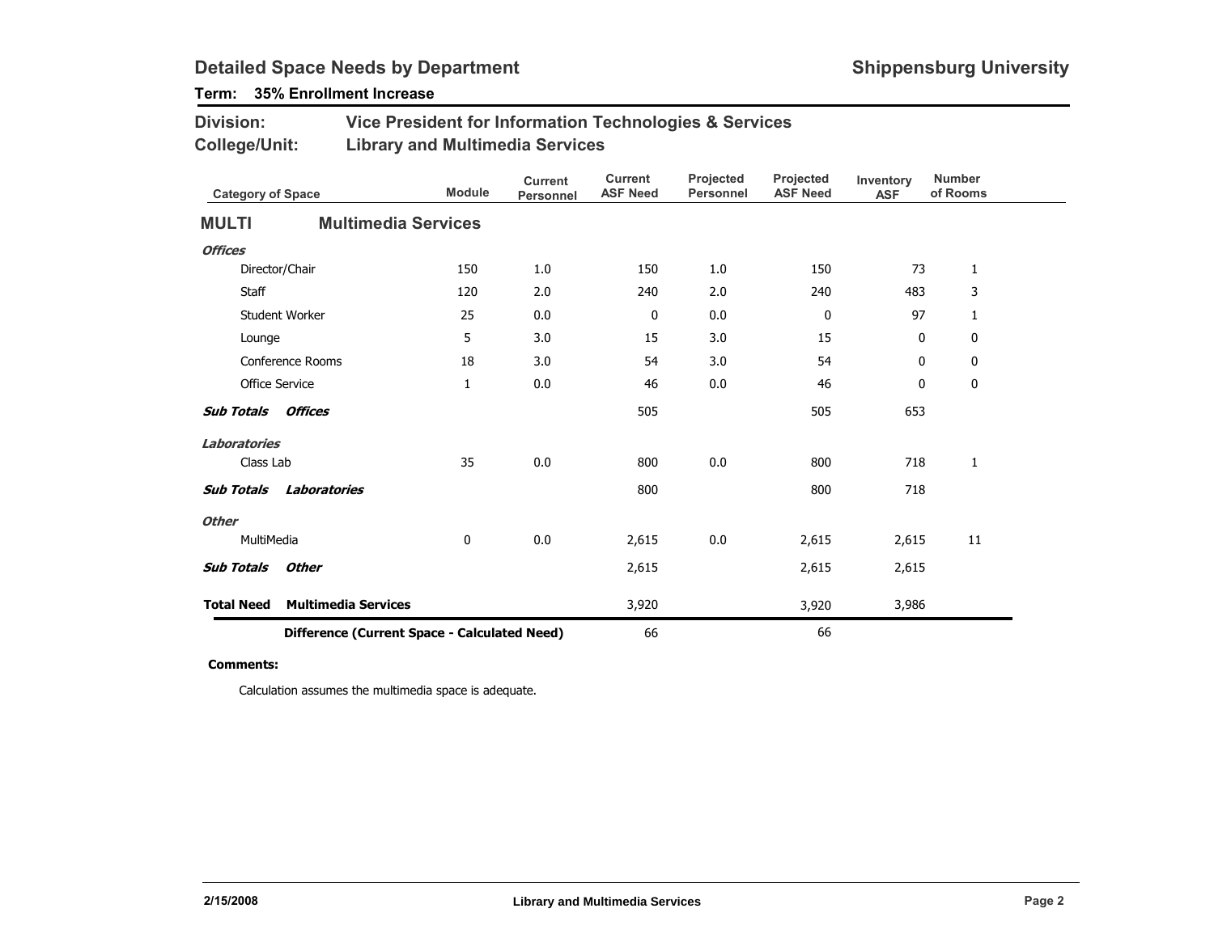## Detailed Space Needs by Department

**Shippensburg University**

**Term: 35% Enrollment Increase**

**Division:** Vice President for Information Technologies & Services

**College/Unit:** Library and Multimedia Services

| Category of Space | Module | Current Personnel | Current ASF Need | Projected Personnel | Projected ASF Need | Inventory ASF | Number of Rooms |
|---|---|---|---|---|---|---|---|
| **MULTI** **Multimedia Services** | | | | | | | |
| ***Offices*** | | | | | | | |
| Director/Chair | 150 | 1.0 | 150 | 1.0 | 150 | 73 | 1 |
| Staff | 120 | 2.0 | 240 | 2.0 | 240 | 483 | 3 |
| Student Worker | 25 | 0.0 | 0 | 0.0 | 0 | 97 | 1 |
| Lounge | 5 | 3.0 | 15 | 3.0 | 15 | 0 | 0 |
| Conference Rooms | 18 | 3.0 | 54 | 3.0 | 54 | 0 | 0 |
| Office Service | 1 | 0.0 | 46 | 0.0 | 46 | 0 | 0 |
| ***Sub Totals Offices*** | | | 505 | | 505 | 653 | |
| ***Laboratories*** | | | | | | | |
| Class Lab | 35 | 0.0 | 800 | 0.0 | 800 | 718 | 1 |
| ***Sub Totals Laboratories*** | | | 800 | | 800 | 718 | |
| ***Other*** | | | | | | | |
| MultiMedia | 0 | 0.0 | 2,615 | 0.0 | 2,615 | 2,615 | 11 |
| ***Sub Totals Other*** | | | 2,615 | | 2,615 | 2,615 | |
| **Total Need Multimedia Services** | | | 3,920 | | 3,920 | 3,986 | |
| **Difference (Current Space - Calculated Need)** | | | 66 | | 66 | | |

**Comments:**

Calculation assumes the multimedia space is adequate.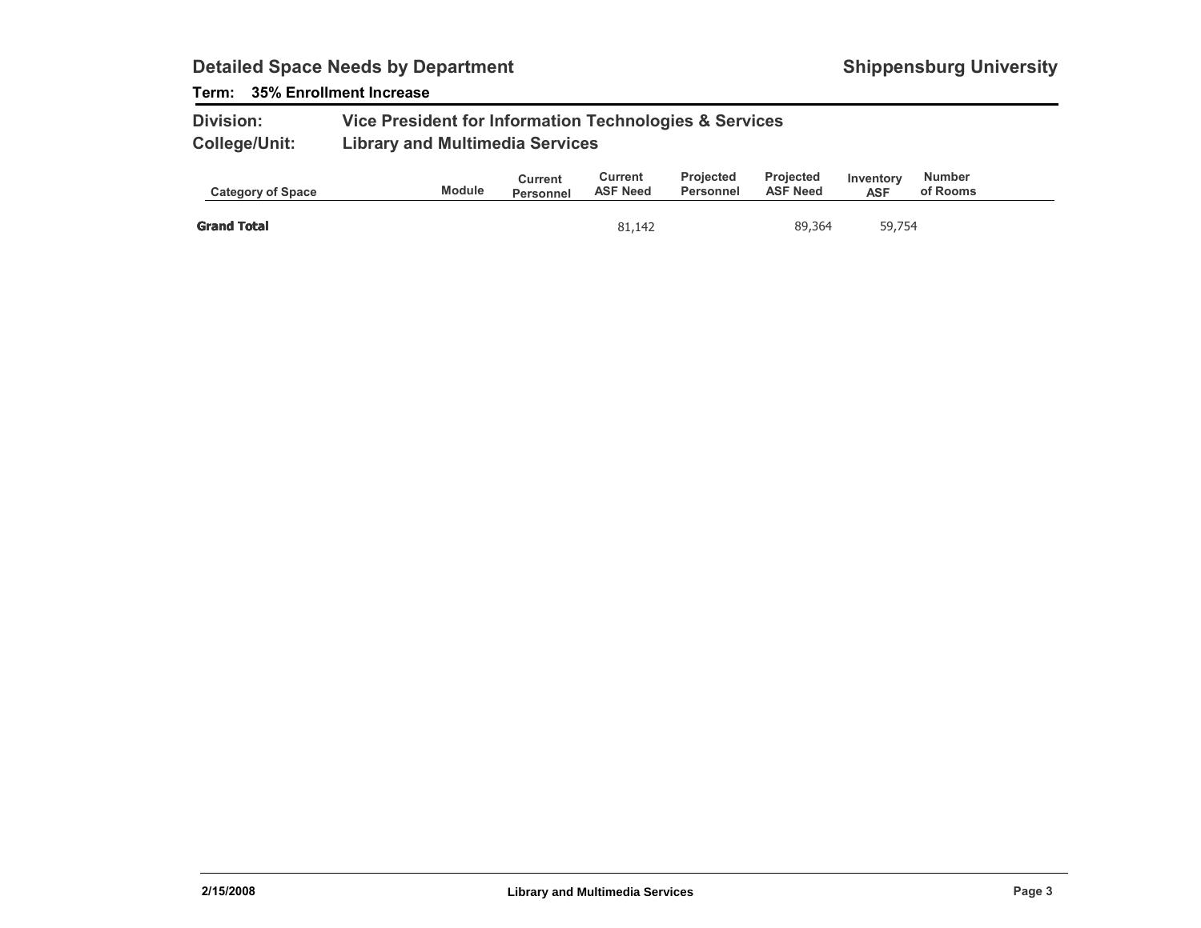## Detailed Space Needs by Department

**Shippensburg University**

**Term: 35% Enrollment Increase**

**Division:** Vice President for Information Technologies & Services

**College/Unit:** Library and Multimedia Services

| Category of Space | Module | Current Personnel | Current ASF Need | Projected Personnel | Projected ASF Need | Inventory ASF | Number of Rooms |
|---|---|---|---|---|---|---|---|
| **Grand Total** | | | 81,142 | | 89,364 | 59,754 | |